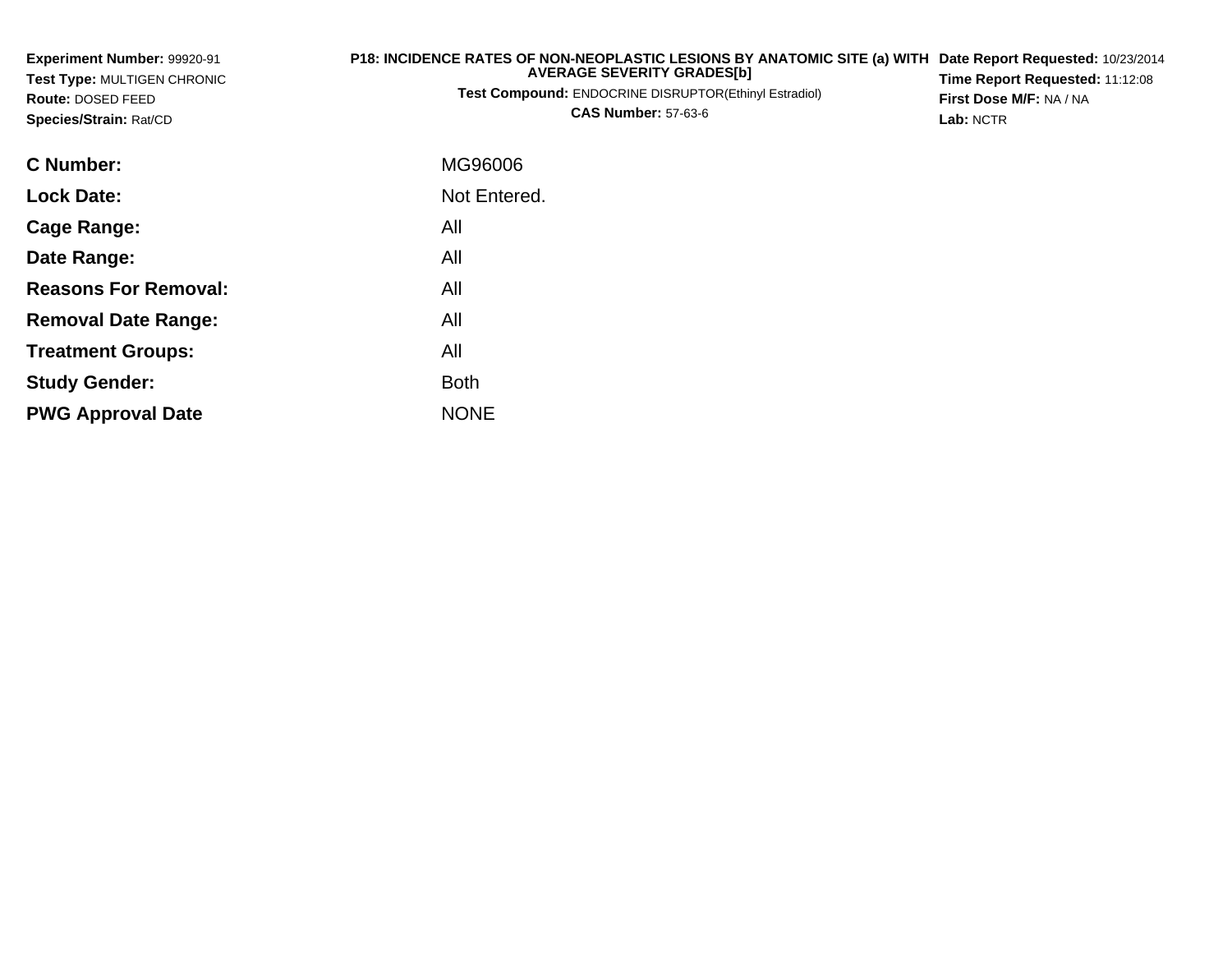**Experiment Number:** 99920-91
**Test Type:** MULTIGEN CHRONIC
**Route:** DOSED FEED
**Species/Strain:** Rat/CD

**P18: INCIDENCE RATES OF NON-NEOPLASTIC LESIONS BY ANATOMIC SITE (a) WITH AVERAGE SEVERITY GRADES[b]**
**Test Compound:** ENDOCRINE DISRUPTOR(Ethinyl Estradiol)
**CAS Number:** 57-63-6

**Date Report Requested:** 10/23/2014
**Time Report Requested:** 11:12:08
**First Dose M/F:** NA / NA
**Lab:** NCTR

| | |
|---|---|
| **C Number:** | MG96006 |
| **Lock Date:** | Not Entered. |
| **Cage Range:** | All |
| **Date Range:** | All |
| **Reasons For Removal:** | All |
| **Removal Date Range:** | All |
| **Treatment Groups:** | All |
| **Study Gender:** | Both |
| **PWG Approval Date** | NONE |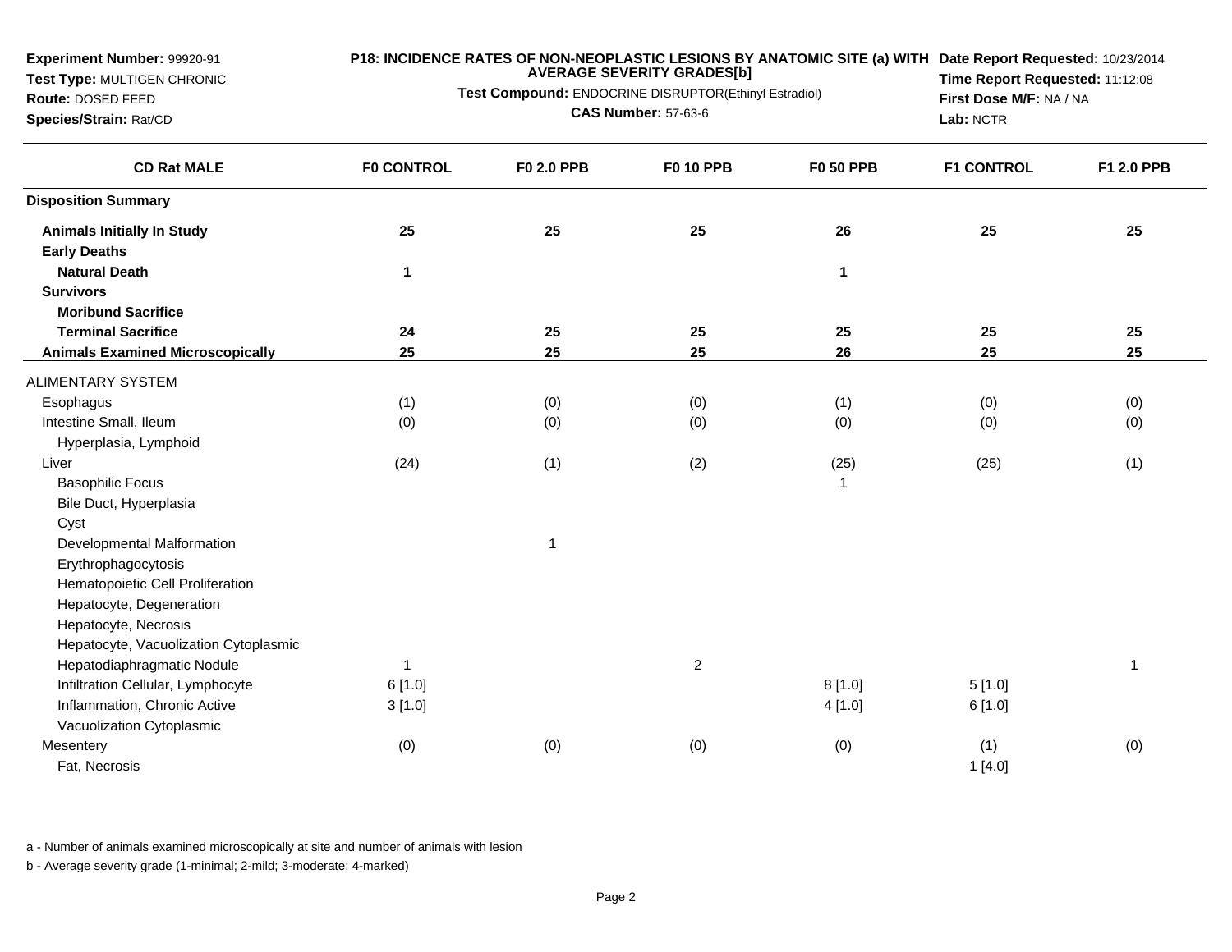**Experiment Number:** 99920-91
**Test Type:** MULTIGEN CHRONIC
**Route:** DOSED FEED
**Species/Strain:** Rat/CD

**P18: INCIDENCE RATES OF NON-NEOPLASTIC LESIONS BY ANATOMIC SITE (a) WITH AVERAGE SEVERITY GRADES[b]**
**Test Compound:** ENDOCRINE DISRUPTOR(Ethinyl Estradiol)
**CAS Number:** 57-63-6

**Date Report Requested:** 10/23/2014
**Time Report Requested:** 11:12:08
**First Dose M/F:** NA / NA
**Lab:** NCTR

| CD Rat MALE | F0 CONTROL | F0 2.0 PPB | F0 10 PPB | F0 50 PPB | F1 CONTROL | F1 2.0 PPB |
|---|---|---|---|---|---|---|
| **Disposition Summary** | | | | | | |
| **Animals Initially In Study** | **25** | **25** | **25** | **26** | **25** | **25** |
| **Early Deaths** | | | | | | |
| **Natural Death** | **1** | | | **1** | | |
| **Survivors** | | | | | | |
| **Moribund Sacrifice** | | | | | | |
| **Terminal Sacrifice** | **24** | **25** | **25** | **25** | **25** | **25** |
| **Animals Examined Microscopically** | **25** | **25** | **25** | **26** | **25** | **25** |
| ALIMENTARY SYSTEM | | | | | | |
| Esophagus | (1) | (0) | (0) | (1) | (0) | (0) |
| Intestine Small, Ileum | (0) | (0) | (0) | (0) | (0) | (0) |
| Hyperplasia, Lymphoid | | | | | | |
| Liver | (24) | (1) | (2) | (25) | (25) | (1) |
| Basophilic Focus | | | | 1 | | |
| Bile Duct, Hyperplasia | | | | | | |
| Cyst | | | | | | |
| Developmental Malformation | | 1 | | | | |
| Erythrophagocytosis | | | | | | |
| Hematopoietic Cell Proliferation | | | | | | |
| Hepatocyte, Degeneration | | | | | | |
| Hepatocyte, Necrosis | | | | | | |
| Hepatocyte, Vacuolization Cytoplasmic | | | | | | |
| Hepatodiaphragmatic Nodule | 1 | | 2 | | | 1 |
| Infiltration Cellular, Lymphocyte | 6 [1.0] | | | 8 [1.0] | 5 [1.0] | |
| Inflammation, Chronic Active | 3 [1.0] | | | 4 [1.0] | 6 [1.0] | |
| Vacuolization Cytoplasmic | | | | | | |
| Mesentery | (0) | (0) | (0) | (0) | (1) | (0) |
| Fat, Necrosis | | | | | 1 [4.0] | |

a - Number of animals examined microscopically at site and number of animals with lesion

b - Average severity grade (1-minimal; 2-mild; 3-moderate; 4-marked)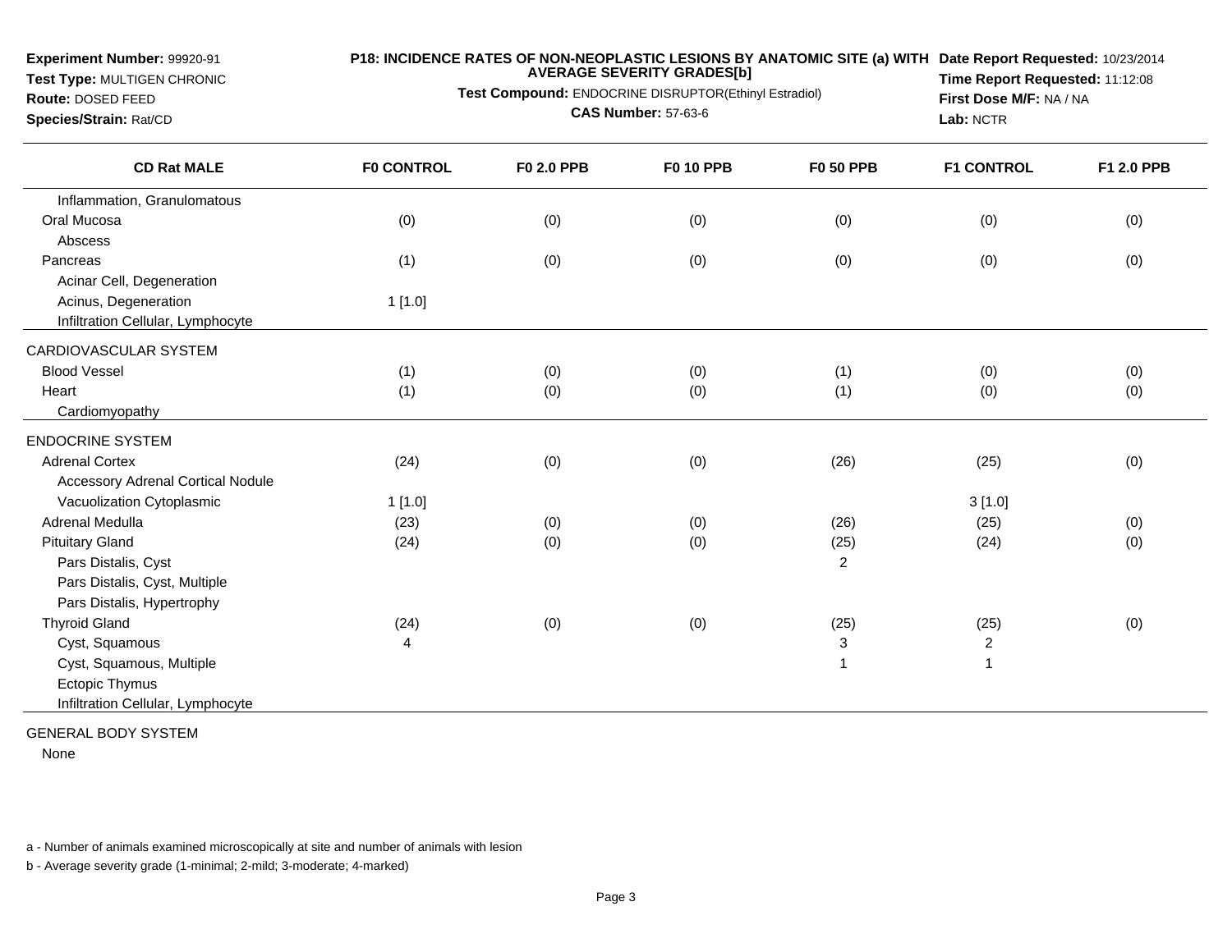**Experiment Number:** 99920-91
**Test Type:** MULTIGEN CHRONIC
**Route:** DOSED FEED
**Species/Strain:** Rat/CD

**P18: INCIDENCE RATES OF NON-NEOPLASTIC LESIONS BY ANATOMIC SITE (a) WITH AVERAGE SEVERITY GRADES[b]**
**Test Compound:** ENDOCRINE DISRUPTOR(Ethinyl Estradiol)
**CAS Number:** 57-63-6

**Date Report Requested:** 10/23/2014
**Time Report Requested:** 11:12:08
**First Dose M/F:** NA / NA
**Lab:** NCTR

| CD Rat MALE | F0 CONTROL | F0 2.0 PPB | F0 10 PPB | F0 50 PPB | F1 CONTROL | F1 2.0 PPB |
|---|---|---|---|---|---|---|
| Inflammation, Granulomatous | | | | | | |
| Oral Mucosa | (0) | (0) | (0) | (0) | (0) | (0) |
| Abscess | | | | | | |
| Pancreas | (1) | (0) | (0) | (0) | (0) | (0) |
| Acinar Cell, Degeneration | | | | | | |
| Acinus, Degeneration | 1 [1.0] | | | | | |
| Infiltration Cellular, Lymphocyte | | | | | | |
| CARDIOVASCULAR SYSTEM | | | | | | |
| Blood Vessel | (1) | (0) | (0) | (1) | (0) | (0) |
| Heart | (1) | (0) | (0) | (1) | (0) | (0) |
| Cardiomyopathy | | | | | | |
| ENDOCRINE SYSTEM | | | | | | |
| Adrenal Cortex | (24) | (0) | (0) | (26) | (25) | (0) |
| Accessory Adrenal Cortical Nodule | | | | | | |
| Vacuolization Cytoplasmic | 1 [1.0] | | | | 3 [1.0] | |
| Adrenal Medulla | (23) | (0) | (0) | (26) | (25) | (0) |
| Pituitary Gland | (24) | (0) | (0) | (25) | (24) | (0) |
| Pars Distalis, Cyst | | | | 2 | | |
| Pars Distalis, Cyst, Multiple | | | | | | |
| Pars Distalis, Hypertrophy | | | | | | |
| Thyroid Gland | (24) | (0) | (0) | (25) | (25) | (0) |
| Cyst, Squamous | 4 | | | 3 | 2 | |
| Cyst, Squamous, Multiple | | | | 1 | 1 | |
| Ectopic Thymus | | | | | | |
| Infiltration Cellular, Lymphocyte | | | | | | |

GENERAL BODY SYSTEM

None

a - Number of animals examined microscopically at site and number of animals with lesion

b - Average severity grade (1-minimal; 2-mild; 3-moderate; 4-marked)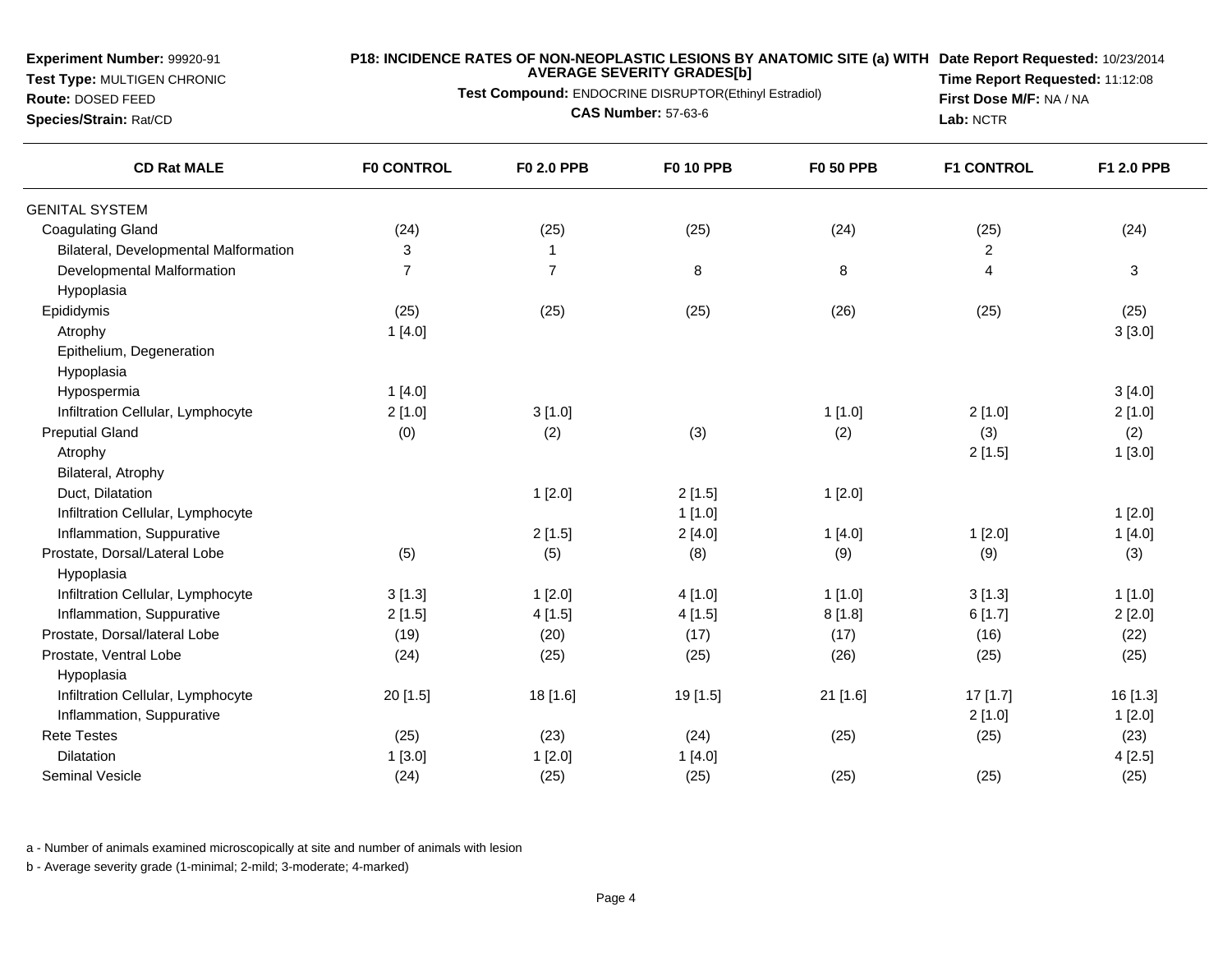**Experiment Number:** 99920-91
**Test Type:** MULTIGEN CHRONIC
**Route:** DOSED FEED
**Species/Strain:** Rat/CD

**P18: INCIDENCE RATES OF NON-NEOPLASTIC LESIONS BY ANATOMIC SITE (a) WITH AVERAGE SEVERITY GRADES[b]**
**Test Compound:** ENDOCRINE DISRUPTOR(Ethinyl Estradiol)
**CAS Number:** 57-63-6

**Date Report Requested:** 10/23/2014
**Time Report Requested:** 11:12:08
**First Dose M/F:** NA / NA
**Lab:** NCTR

| CD Rat MALE | F0 CONTROL | F0 2.0 PPB | F0 10 PPB | F0 50 PPB | F1 CONTROL | F1 2.0 PPB |
|---|---|---|---|---|---|---|
| GENITAL SYSTEM | | | | | | |
| Coagulating Gland | (24) | (25) | (25) | (24) | (25) | (24) |
| Bilateral, Developmental Malformation | 3 | 1 | | | 2 | |
| Developmental Malformation | 7 | 7 | 8 | 8 | 4 | 3 |
| Hypoplasia | | | | | | |
| Epididymis | (25) | (25) | (25) | (26) | (25) | (25) |
| Atrophy | 1 [4.0] | | | | | 3 [3.0] |
| Epithelium, Degeneration | | | | | | |
| Hypoplasia | | | | | | |
| Hypospermia | 1 [4.0] | | | | | 3 [4.0] |
| Infiltration Cellular, Lymphocyte | 2 [1.0] | 3 [1.0] | | 1 [1.0] | 2 [1.0] | 2 [1.0] |
| Preputial Gland | (0) | (2) | (3) | (2) | (3) | (2) |
| Atrophy | | | | | 2 [1.5] | 1 [3.0] |
| Bilateral, Atrophy | | | | | | |
| Duct, Dilatation | | 1 [2.0] | 2 [1.5] | 1 [2.0] | | |
| Infiltration Cellular, Lymphocyte | | | 1 [1.0] | | | 1 [2.0] |
| Inflammation, Suppurative | | 2 [1.5] | 2 [4.0] | 1 [4.0] | 1 [2.0] | 1 [4.0] |
| Prostate, Dorsal/Lateral Lobe | (5) | (5) | (8) | (9) | (9) | (3) |
| Hypoplasia | | | | | | |
| Infiltration Cellular, Lymphocyte | 3 [1.3] | 1 [2.0] | 4 [1.0] | 1 [1.0] | 3 [1.3] | 1 [1.0] |
| Inflammation, Suppurative | 2 [1.5] | 4 [1.5] | 4 [1.5] | 8 [1.8] | 6 [1.7] | 2 [2.0] |
| Prostate, Dorsal/lateral Lobe | (19) | (20) | (17) | (17) | (16) | (22) |
| Prostate, Ventral Lobe | (24) | (25) | (25) | (26) | (25) | (25) |
| Hypoplasia | | | | | | |
| Infiltration Cellular, Lymphocyte | 20 [1.5] | 18 [1.6] | 19 [1.5] | 21 [1.6] | 17 [1.7] | 16 [1.3] |
| Inflammation, Suppurative | | | | | 2 [1.0] | 1 [2.0] |
| Rete Testes | (25) | (23) | (24) | (25) | (25) | (23) |
| Dilatation | 1 [3.0] | 1 [2.0] | 1 [4.0] | | | 4 [2.5] |
| Seminal Vesicle | (24) | (25) | (25) | (25) | (25) | (25) |

a - Number of animals examined microscopically at site and number of animals with lesion

b - Average severity grade (1-minimal; 2-mild; 3-moderate; 4-marked)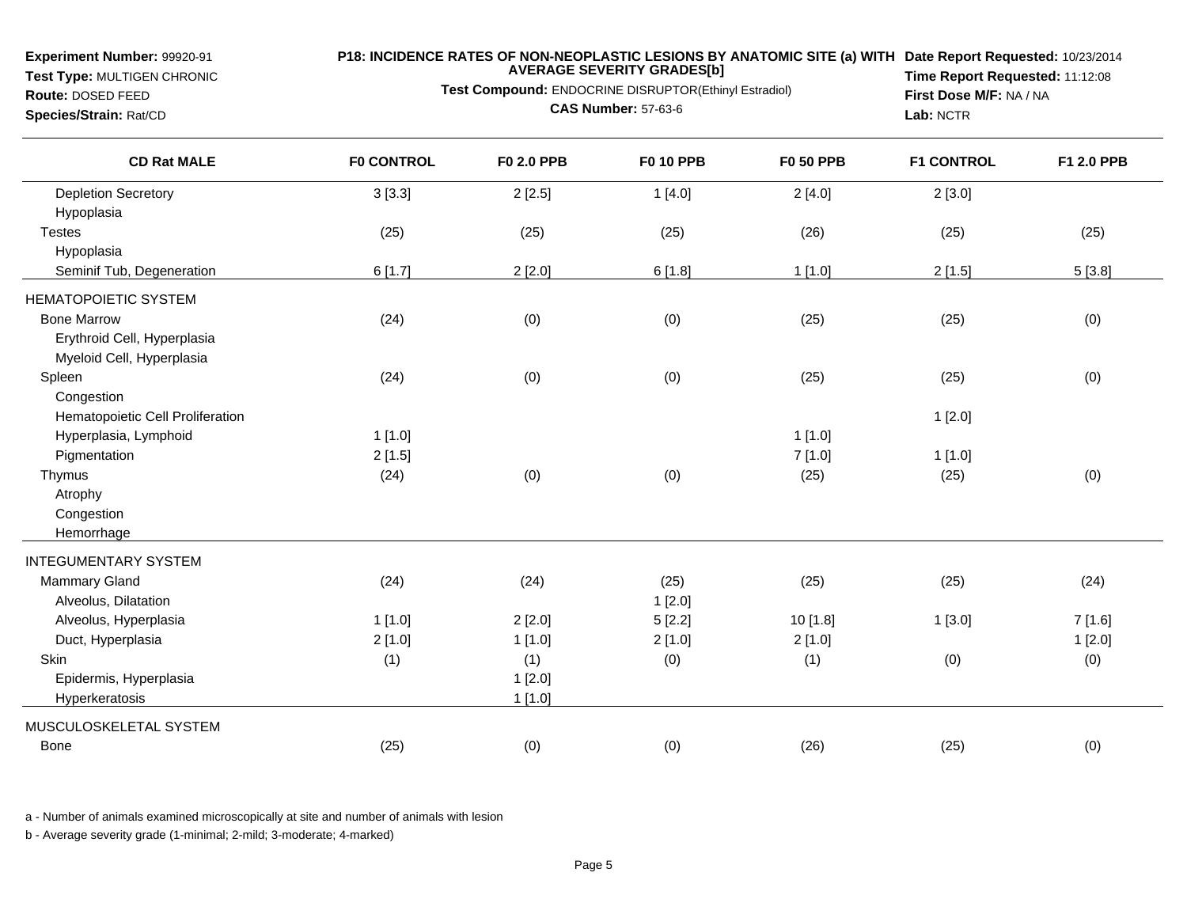**Experiment Number:** 99920-91
**Test Type:** MULTIGEN CHRONIC
**Route:** DOSED FEED
**Species/Strain:** Rat/CD

**P18: INCIDENCE RATES OF NON-NEOPLASTIC LESIONS BY ANATOMIC SITE (a) WITH AVERAGE SEVERITY GRADES[b]**
**Test Compound:** ENDOCRINE DISRUPTOR(Ethinyl Estradiol)
**CAS Number:** 57-63-6

**Date Report Requested:** 10/23/2014
**Time Report Requested:** 11:12:08
**First Dose M/F:** NA / NA
**Lab:** NCTR

| CD Rat MALE | F0 CONTROL | F0 2.0 PPB | F0 10 PPB | F0 50 PPB | F1 CONTROL | F1 2.0 PPB |
|---|---|---|---|---|---|---|
| Depletion Secretory | 3 [3.3] | 2 [2.5] | 1 [4.0] | 2 [4.0] | 2 [3.0] | |
| Hypoplasia | | | | | | |
| Testes | (25) | (25) | (25) | (26) | (25) | (25) |
| Hypoplasia | | | | | | |
| Seminif Tub, Degeneration | 6 [1.7] | 2 [2.0] | 6 [1.8] | 1 [1.0] | 2 [1.5] | 5 [3.8] |
| HEMATOPOIETIC SYSTEM | | | | | | |
| Bone Marrow | (24) | (0) | (0) | (25) | (25) | (0) |
| Erythroid Cell, Hyperplasia | | | | | | |
| Myeloid Cell, Hyperplasia | | | | | | |
| Spleen | (24) | (0) | (0) | (25) | (25) | (0) |
| Congestion | | | | | | |
| Hematopoietic Cell Proliferation | | | | | 1 [2.0] | |
| Hyperplasia, Lymphoid | 1 [1.0] | | | 1 [1.0] | | |
| Pigmentation | 2 [1.5] | | | 7 [1.0] | 1 [1.0] | |
| Thymus | (24) | (0) | (0) | (25) | (25) | (0) |
| Atrophy | | | | | | |
| Congestion | | | | | | |
| Hemorrhage | | | | | | |
| INTEGUMENTARY SYSTEM | | | | | | |
| Mammary Gland | (24) | (24) | (25) | (25) | (25) | (24) |
| Alveolus, Dilatation | | | 1 [2.0] | | | |
| Alveolus, Hyperplasia | 1 [1.0] | 2 [2.0] | 5 [2.2] | 10 [1.8] | 1 [3.0] | 7 [1.6] |
| Duct, Hyperplasia | 2 [1.0] | 1 [1.0] | 2 [1.0] | 2 [1.0] | | 1 [2.0] |
| Skin | (1) | (1) | (0) | (1) | (0) | (0) |
| Epidermis, Hyperplasia | | 1 [2.0] | | | | |
| Hyperkeratosis | | 1 [1.0] | | | | |
| MUSCULOSKELETAL SYSTEM | | | | | | |
| Bone | (25) | (0) | (0) | (26) | (25) | (0) |

a - Number of animals examined microscopically at site and number of animals with lesion

b - Average severity grade (1-minimal; 2-mild; 3-moderate; 4-marked)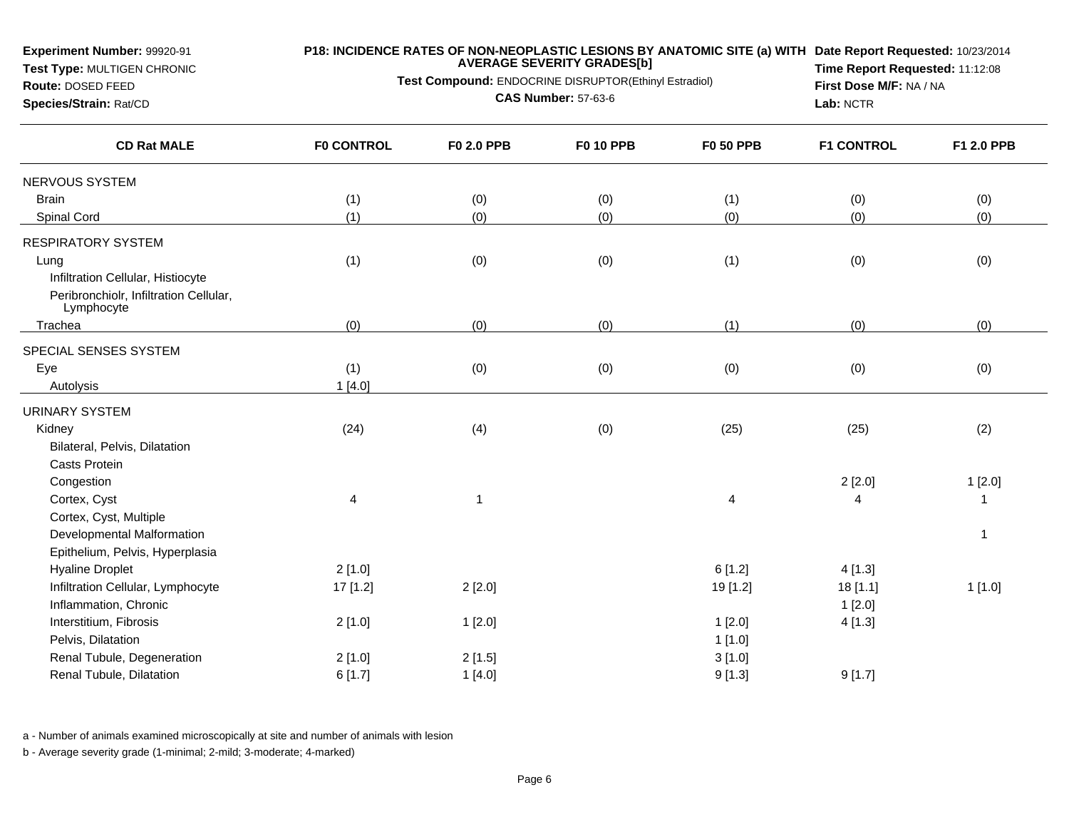**Experiment Number:** 99920-91
**Test Type:** MULTIGEN CHRONIC
**Route:** DOSED FEED
**Species/Strain:** Rat/CD

**P18: INCIDENCE RATES OF NON-NEOPLASTIC LESIONS BY ANATOMIC SITE (a) WITH AVERAGE SEVERITY GRADES[b]**
**Test Compound:** ENDOCRINE DISRUPTOR(Ethinyl Estradiol)
**CAS Number:** 57-63-6

**Date Report Requested:** 10/23/2014
**Time Report Requested:** 11:12:08
**First Dose M/F:** NA / NA
**Lab:** NCTR

| CD Rat MALE | F0 CONTROL | F0 2.0 PPB | F0 10 PPB | F0 50 PPB | F1 CONTROL | F1 2.0 PPB |
|---|---|---|---|---|---|---|
| NERVOUS SYSTEM | | | | | | |
| Brain | (1) | (0) | (0) | (1) | (0) | (0) |
| Spinal Cord | (1) | (0) | (0) | (0) | (0) | (0) |
| RESPIRATORY SYSTEM | | | | | | |
| Lung | (1) | (0) | (0) | (1) | (0) | (0) |
| Infiltration Cellular, Histiocyte | | | | | | |
| Peribronchiolr, Infiltration Cellular, Lymphocyte | | | | | | |
| Trachea | (0) | (0) | (0) | (1) | (0) | (0) |
| SPECIAL SENSES SYSTEM | | | | | | |
| Eye | (1) | (0) | (0) | (0) | (0) | (0) |
| Autolysis | 1 [4.0] | | | | | |
| URINARY SYSTEM | | | | | | |
| Kidney | (24) | (4) | (0) | (25) | (25) | (2) |
| Bilateral, Pelvis, Dilatation | | | | | | |
| Casts Protein | | | | | | |
| Congestion | | | | | 2 [2.0] | 1 [2.0] |
| Cortex, Cyst | 4 | 1 | | 4 | 4 | 1 |
| Cortex, Cyst, Multiple | | | | | | |
| Developmental Malformation | | | | | | 1 |
| Epithelium, Pelvis, Hyperplasia | | | | | | |
| Hyaline Droplet | 2 [1.0] | | | 6 [1.2] | 4 [1.3] | |
| Infiltration Cellular, Lymphocyte | 17 [1.2] | 2 [2.0] | | 19 [1.2] | 18 [1.1] | 1 [1.0] |
| Inflammation, Chronic | | | | | 1 [2.0] | |
| Interstitium, Fibrosis | 2 [1.0] | 1 [2.0] | | 1 [2.0] | 4 [1.3] | |
| Pelvis, Dilatation | | | | 1 [1.0] | | |
| Renal Tubule, Degeneration | 2 [1.0] | 2 [1.5] | | 3 [1.0] | | |
| Renal Tubule, Dilatation | 6 [1.7] | 1 [4.0] | | 9 [1.3] | 9 [1.7] | |

a - Number of animals examined microscopically at site and number of animals with lesion

b - Average severity grade (1-minimal; 2-mild; 3-moderate; 4-marked)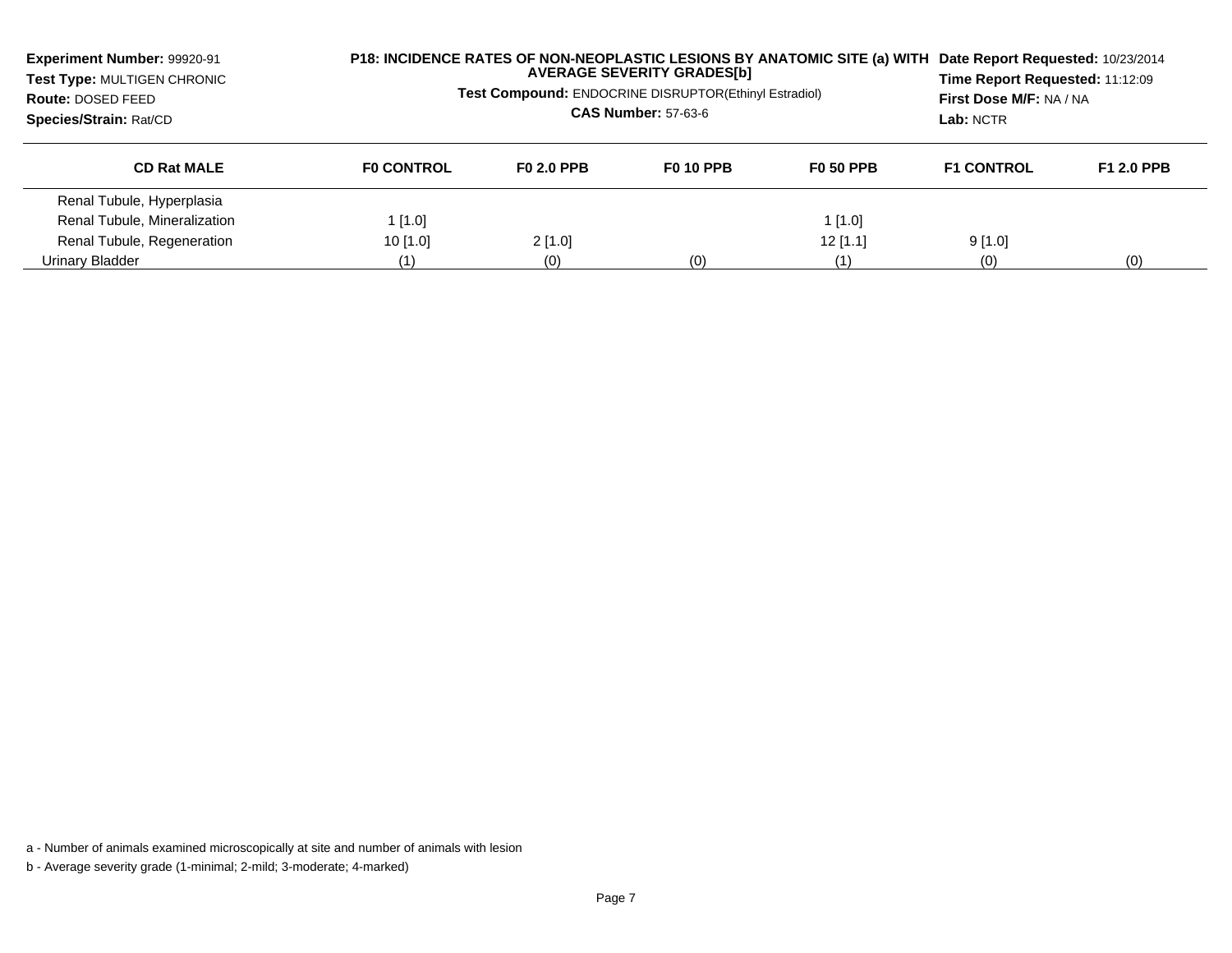**Experiment Number:** 99920-91
**Test Type:** MULTIGEN CHRONIC
**Route:** DOSED FEED
**Species/Strain:** Rat/CD

**P18: INCIDENCE RATES OF NON-NEOPLASTIC LESIONS BY ANATOMIC SITE (a) WITH AVERAGE SEVERITY GRADES[b]**

**Test Compound:** ENDOCRINE DISRUPTOR(Ethinyl Estradiol)

**CAS Number:** 57-63-6

**Date Report Requested:** 10/23/2014
**Time Report Requested:** 11:12:09
**First Dose M/F:** NA / NA
**Lab:** NCTR

| CD Rat MALE | F0 CONTROL | F0 2.0 PPB | F0 10 PPB | F0 50 PPB | F1 CONTROL | F1 2.0 PPB |
|---|---|---|---|---|---|---|
| Renal Tubule, Hyperplasia | | | | | | |
| Renal Tubule, Mineralization | 1 [1.0] | | | 1 [1.0] | | |
| Renal Tubule, Regeneration | 10 [1.0] | 2 [1.0] | | 12 [1.1] | 9 [1.0] | |
| Urinary Bladder | (1) | (0) | (0) | (1) | (0) | (0) |

a - Number of animals examined microscopically at site and number of animals with lesion

b - Average severity grade (1-minimal; 2-mild; 3-moderate; 4-marked)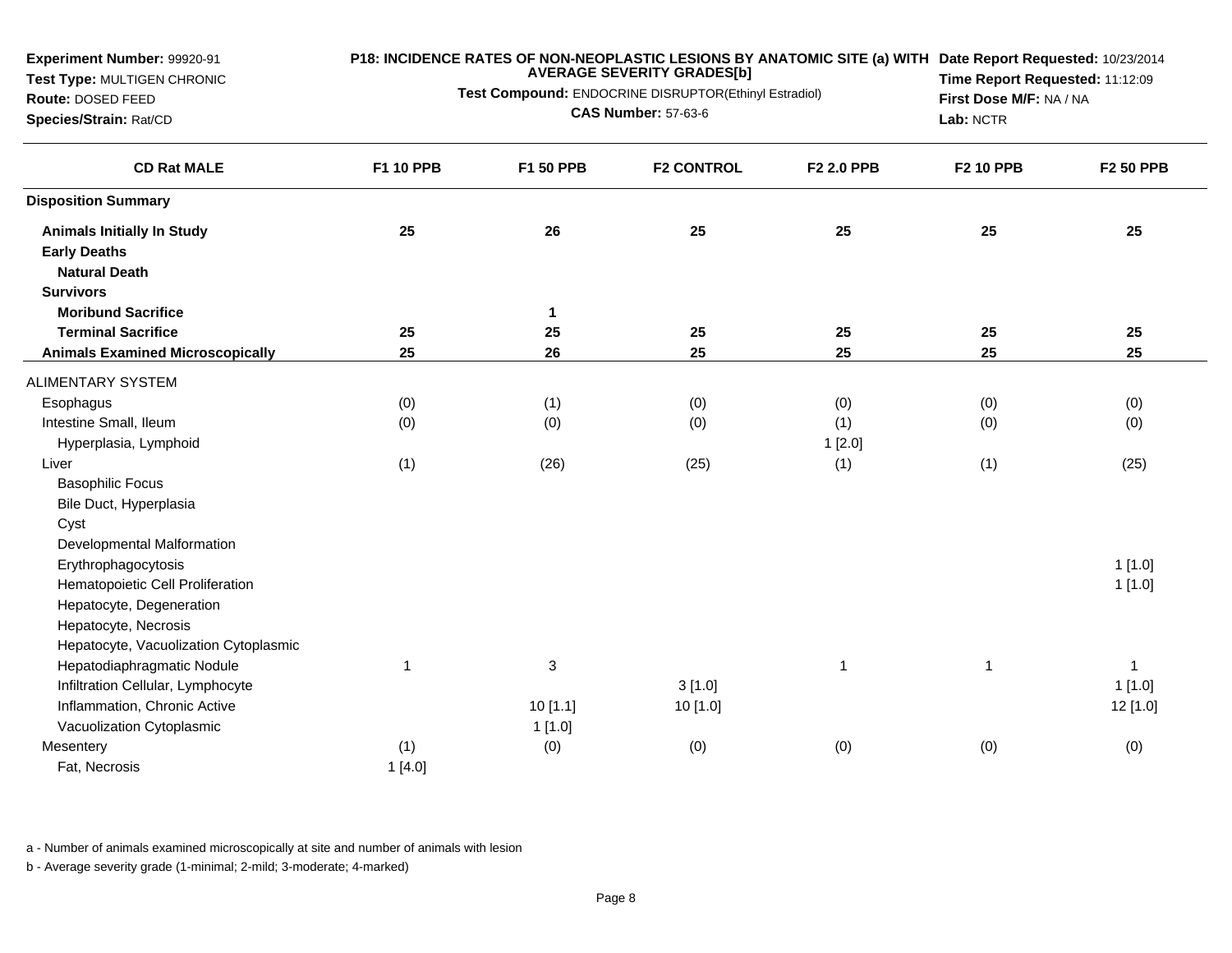**Experiment Number:** 99920-91
**Test Type:** MULTIGEN CHRONIC
**Route:** DOSED FEED
**Species/Strain:** Rat/CD

**P18: INCIDENCE RATES OF NON-NEOPLASTIC LESIONS BY ANATOMIC SITE (a) WITH AVERAGE SEVERITY GRADES[b]**
**Test Compound:** ENDOCRINE DISRUPTOR(Ethinyl Estradiol)
**CAS Number:** 57-63-6

**Date Report Requested:** 10/23/2014
**Time Report Requested:** 11:12:09
**First Dose M/F:** NA / NA
**Lab:** NCTR

| CD Rat MALE | F1 10 PPB | F1 50 PPB | F2 CONTROL | F2 2.0 PPB | F2 10 PPB | F2 50 PPB |
|---|---|---|---|---|---|---|
| **Disposition Summary** | | | | | | |
| **Animals Initially In Study** | **25** | **26** | **25** | **25** | **25** | **25** |
| **Early Deaths** | | | | | | |
| **Natural Death** | | | | | | |
| **Survivors** | | | | | | |
| **Moribund Sacrifice** | | **1** | | | | |
| **Terminal Sacrifice** | **25** | **25** | **25** | **25** | **25** | **25** |
| **Animals Examined Microscopically** | **25** | **26** | **25** | **25** | **25** | **25** |
| ALIMENTARY SYSTEM | | | | | | |
| Esophagus | (0) | (1) | (0) | (0) | (0) | (0) |
| Intestine Small, Ileum | (0) | (0) | (0) | (1) | (0) | (0) |
| Hyperplasia, Lymphoid | | | | 1 [2.0] | | |
| Liver | (1) | (26) | (25) | (1) | (1) | (25) |
| Basophilic Focus | | | | | | |
| Bile Duct, Hyperplasia | | | | | | |
| Cyst | | | | | | |
| Developmental Malformation | | | | | | |
| Erythrophagocytosis | | | | | | 1 [1.0] |
| Hematopoietic Cell Proliferation | | | | | | 1 [1.0] |
| Hepatocyte, Degeneration | | | | | | |
| Hepatocyte, Necrosis | | | | | | |
| Hepatocyte, Vacuolization Cytoplasmic | | | | | | |
| Hepatodiaphragmatic Nodule | 1 | 3 | | 1 | 1 | 1 |
| Infiltration Cellular, Lymphocyte | | | 3 [1.0] | | | 1 [1.0] |
| Inflammation, Chronic Active | | 10 [1.1] | 10 [1.0] | | | 12 [1.0] |
| Vacuolization Cytoplasmic | | 1 [1.0] | | | | |
| Mesentery | (1) | (0) | (0) | (0) | (0) | (0) |
| Fat, Necrosis | 1 [4.0] | | | | | |

a - Number of animals examined microscopically at site and number of animals with lesion

b - Average severity grade (1-minimal; 2-mild; 3-moderate; 4-marked)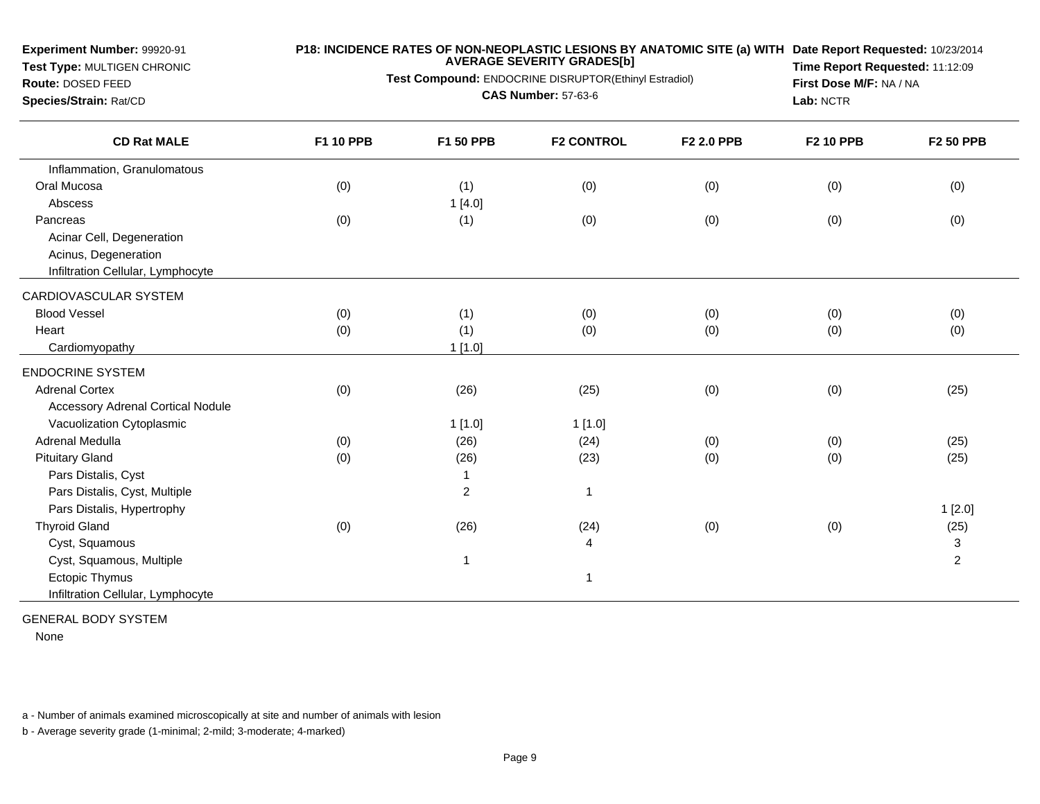**Experiment Number:** 99920-91
**Test Type:** MULTIGEN CHRONIC
**Route:** DOSED FEED
**Species/Strain:** Rat/CD

**P18: INCIDENCE RATES OF NON-NEOPLASTIC LESIONS BY ANATOMIC SITE (a) WITH AVERAGE SEVERITY GRADES[b]**
**Test Compound:** ENDOCRINE DISRUPTOR(Ethinyl Estradiol)
**CAS Number:** 57-63-6

**Date Report Requested:** 10/23/2014
**Time Report Requested:** 11:12:09
**First Dose M/F:** NA / NA
**Lab:** NCTR

| CD Rat MALE | F1 10 PPB | F1 50 PPB | F2 CONTROL | F2 2.0 PPB | F2 10 PPB | F2 50 PPB |
|---|---|---|---|---|---|---|
| Inflammation, Granulomatous | | | | | | |
| Oral Mucosa | (0) | (1) | (0) | (0) | (0) | (0) |
| Abscess | | 1 [4.0] | | | | |
| Pancreas | (0) | (1) | (0) | (0) | (0) | (0) |
| Acinar Cell, Degeneration | | | | | | |
| Acinus, Degeneration | | | | | | |
| Infiltration Cellular, Lymphocyte | | | | | | |
| CARDIOVASCULAR SYSTEM | | | | | | |
| Blood Vessel | (0) | (1) | (0) | (0) | (0) | (0) |
| Heart | (0) | (1) | (0) | (0) | (0) | (0) |
| Cardiomyopathy | | 1 [1.0] | | | | |
| ENDOCRINE SYSTEM | | | | | | |
| Adrenal Cortex | (0) | (26) | (25) | (0) | (0) | (25) |
| Accessory Adrenal Cortical Nodule | | | | | | |
| Vacuolization Cytoplasmic | | 1 [1.0] | 1 [1.0] | | | |
| Adrenal Medulla | (0) | (26) | (24) | (0) | (0) | (25) |
| Pituitary Gland | (0) | (26) | (23) | (0) | (0) | (25) |
| Pars Distalis, Cyst | | 1 | | | | |
| Pars Distalis, Cyst, Multiple | | 2 | 1 | | | |
| Pars Distalis, Hypertrophy | | | | | | 1 [2.0] |
| Thyroid Gland | (0) | (26) | (24) | (0) | (0) | (25) |
| Cyst, Squamous | | | 4 | | | 3 |
| Cyst, Squamous, Multiple | | 1 | | | | 2 |
| Ectopic Thymus | | | 1 | | | |
| Infiltration Cellular, Lymphocyte | | | | | | |
| GENERAL BODY SYSTEM | | | | | | |
| None | | | | | | |

a - Number of animals examined microscopically at site and number of animals with lesion

b - Average severity grade (1-minimal; 2-mild; 3-moderate; 4-marked)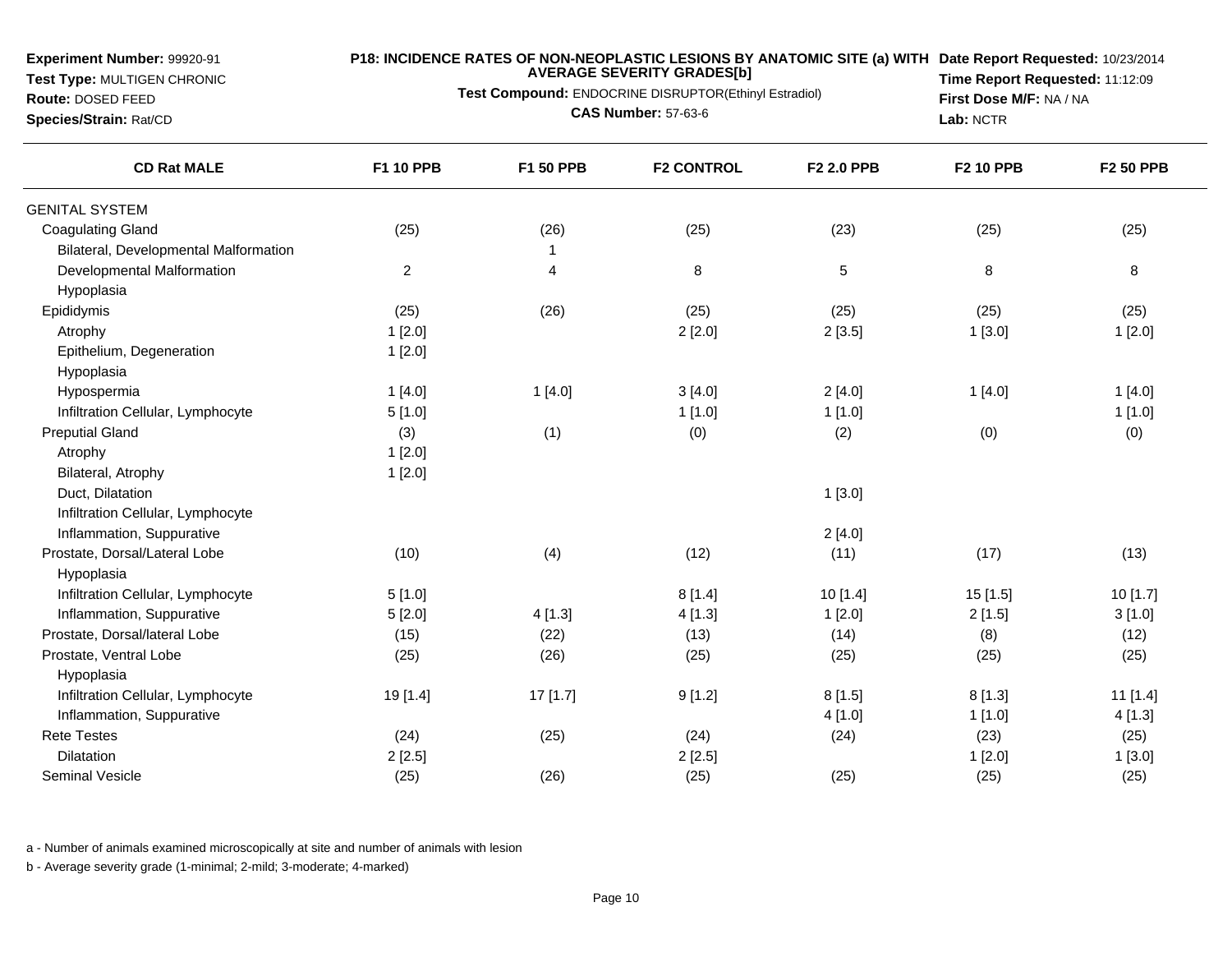**Experiment Number:** 99920-91
**Test Type:** MULTIGEN CHRONIC
**Route:** DOSED FEED
**Species/Strain:** Rat/CD

**P18: INCIDENCE RATES OF NON-NEOPLASTIC LESIONS BY ANATOMIC SITE (a) WITH AVERAGE SEVERITY GRADES[b]**
**Test Compound:** ENDOCRINE DISRUPTOR(Ethinyl Estradiol)
**CAS Number:** 57-63-6

**Date Report Requested:** 10/23/2014
**Time Report Requested:** 11:12:09
**First Dose M/F:** NA / NA
**Lab:** NCTR

| CD Rat MALE | F1 10 PPB | F1 50 PPB | F2 CONTROL | F2 2.0 PPB | F2 10 PPB | F2 50 PPB |
|---|---|---|---|---|---|---|
| GENITAL SYSTEM | | | | | | |
| Coagulating Gland | (25) | (26) | (25) | (23) | (25) | (25) |
| Bilateral, Developmental Malformation | | 1 | | | | |
| Developmental Malformation | 2 | 4 | 8 | 5 | 8 | 8 |
| Hypoplasia | | | | | | |
| Epididymis | (25) | (26) | (25) | (25) | (25) | (25) |
| Atrophy | 1 [2.0] | | 2 [2.0] | 2 [3.5] | 1 [3.0] | 1 [2.0] |
| Epithelium, Degeneration | 1 [2.0] | | | | | |
| Hypoplasia | | | | | | |
| Hypospermia | 1 [4.0] | 1 [4.0] | 3 [4.0] | 2 [4.0] | 1 [4.0] | 1 [4.0] |
| Infiltration Cellular, Lymphocyte | 5 [1.0] | | 1 [1.0] | 1 [1.0] | | 1 [1.0] |
| Preputial Gland | (3) | (1) | (0) | (2) | (0) | (0) |
| Atrophy | 1 [2.0] | | | | | |
| Bilateral, Atrophy | 1 [2.0] | | | | | |
| Duct, Dilatation | | | | 1 [3.0] | | |
| Infiltration Cellular, Lymphocyte | | | | | | |
| Inflammation, Suppurative | | | | 2 [4.0] | | |
| Prostate, Dorsal/Lateral Lobe | (10) | (4) | (12) | (11) | (17) | (13) |
| Hypoplasia | | | | | | |
| Infiltration Cellular, Lymphocyte | 5 [1.0] | | 8 [1.4] | 10 [1.4] | 15 [1.5] | 10 [1.7] |
| Inflammation, Suppurative | 5 [2.0] | 4 [1.3] | 4 [1.3] | 1 [2.0] | 2 [1.5] | 3 [1.0] |
| Prostate, Dorsal/lateral Lobe | (15) | (22) | (13) | (14) | (8) | (12) |
| Prostate, Ventral Lobe | (25) | (26) | (25) | (25) | (25) | (25) |
| Hypoplasia | | | | | | |
| Infiltration Cellular, Lymphocyte | 19 [1.4] | 17 [1.7] | 9 [1.2] | 8 [1.5] | 8 [1.3] | 11 [1.4] |
| Inflammation, Suppurative | | | | 4 [1.0] | 1 [1.0] | 4 [1.3] |
| Rete Testes | (24) | (25) | (24) | (24) | (23) | (25) |
| Dilatation | 2 [2.5] | | 2 [2.5] | | 1 [2.0] | 1 [3.0] |
| Seminal Vesicle | (25) | (26) | (25) | (25) | (25) | (25) |

a - Number of animals examined microscopically at site and number of animals with lesion

b - Average severity grade (1-minimal; 2-mild; 3-moderate; 4-marked)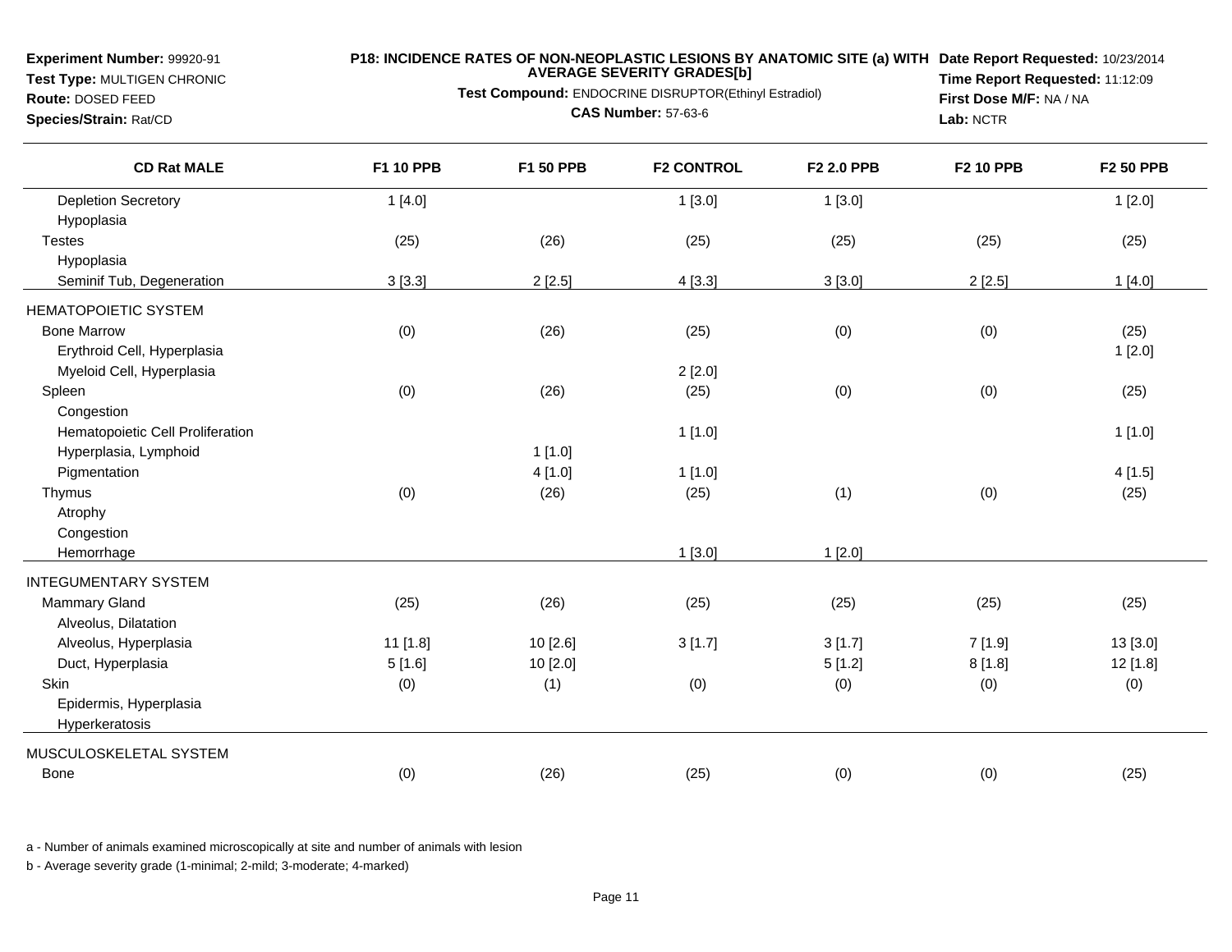**Experiment Number:** 99920-91
**Test Type:** MULTIGEN CHRONIC
**Route:** DOSED FEED
**Species/Strain:** Rat/CD

**P18: INCIDENCE RATES OF NON-NEOPLASTIC LESIONS BY ANATOMIC SITE (a) WITH AVERAGE SEVERITY GRADES[b]**
**Test Compound:** ENDOCRINE DISRUPTOR(Ethinyl Estradiol)
**CAS Number:** 57-63-6

**Date Report Requested:** 10/23/2014
**Time Report Requested:** 11:12:09
**First Dose M/F:** NA / NA
**Lab:** NCTR

| CD Rat MALE | F1 10 PPB | F1 50 PPB | F2 CONTROL | F2 2.0 PPB | F2 10 PPB | F2 50 PPB |
|---|---|---|---|---|---|---|
| Depletion Secretory | 1 [4.0] | | 1 [3.0] | 1 [3.0] | | 1 [2.0] |
| Hypoplasia | | | | | | |
| Testes | (25) | (26) | (25) | (25) | (25) | (25) |
| Hypoplasia | | | | | | |
| Seminif Tub, Degeneration | 3 [3.3] | 2 [2.5] | 4 [3.3] | 3 [3.0] | 2 [2.5] | 1 [4.0] |
| HEMATOPOIETIC SYSTEM | | | | | | |
| Bone Marrow | (0) | (26) | (25) | (0) | (0) | (25) |
| Erythroid Cell, Hyperplasia | | | | | | 1 [2.0] |
| Myeloid Cell, Hyperplasia | | | 2 [2.0] | | | |
| Spleen | (0) | (26) | (25) | (0) | (0) | (25) |
| Congestion | | | | | | |
| Hematopoietic Cell Proliferation | | | 1 [1.0] | | | 1 [1.0] |
| Hyperplasia, Lymphoid | | 1 [1.0] | | | | |
| Pigmentation | | 4 [1.0] | 1 [1.0] | | | 4 [1.5] |
| Thymus | (0) | (26) | (25) | (1) | (0) | (25) |
| Atrophy | | | | | | |
| Congestion | | | | | | |
| Hemorrhage | | | 1 [3.0] | 1 [2.0] | | |
| INTEGUMENTARY SYSTEM | | | | | | |
| Mammary Gland | (25) | (26) | (25) | (25) | (25) | (25) |
| Alveolus, Dilatation | | | | | | |
| Alveolus, Hyperplasia | 11 [1.8] | 10 [2.6] | 3 [1.7] | 3 [1.7] | 7 [1.9] | 13 [3.0] |
| Duct, Hyperplasia | 5 [1.6] | 10 [2.0] | | 5 [1.2] | 8 [1.8] | 12 [1.8] |
| Skin | (0) | (1) | (0) | (0) | (0) | (0) |
| Epidermis, Hyperplasia | | | | | | |
| Hyperkeratosis | | | | | | |
| MUSCULOSKELETAL SYSTEM | | | | | | |
| Bone | (0) | (26) | (25) | (0) | (0) | (25) |

a - Number of animals examined microscopically at site and number of animals with lesion

b - Average severity grade (1-minimal; 2-mild; 3-moderate; 4-marked)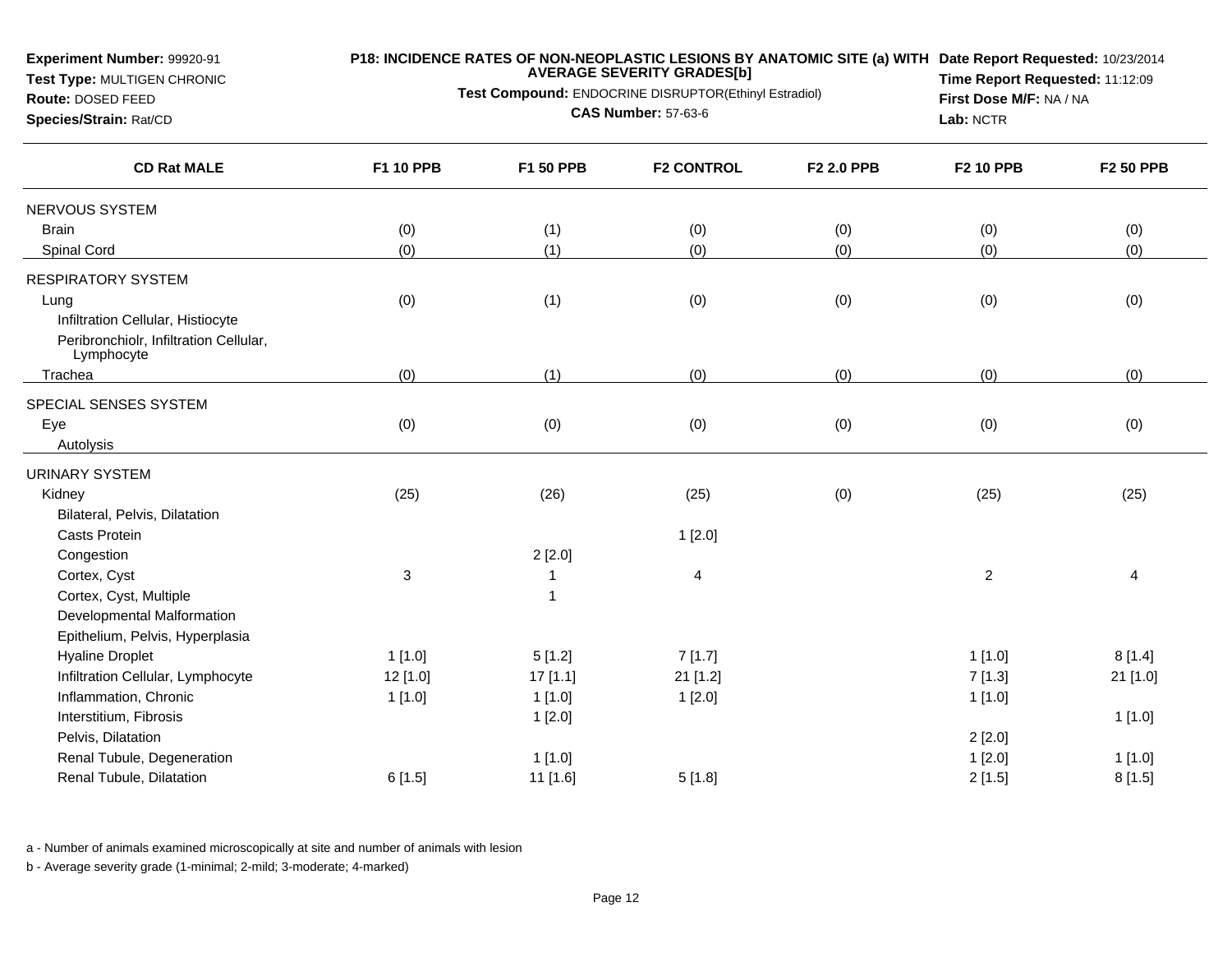**Experiment Number:** 99920-91
**Test Type:** MULTIGEN CHRONIC
**Route:** DOSED FEED
**Species/Strain:** Rat/CD

**P18: INCIDENCE RATES OF NON-NEOPLASTIC LESIONS BY ANATOMIC SITE (a) WITH AVERAGE SEVERITY GRADES[b]**
**Test Compound:** ENDOCRINE DISRUPTOR(Ethinyl Estradiol)
**CAS Number:** 57-63-6

**Date Report Requested:** 10/23/2014
**Time Report Requested:** 11:12:09
**First Dose M/F:** NA / NA
**Lab:** NCTR

| CD Rat MALE | F1 10 PPB | F1 50 PPB | F2 CONTROL | F2 2.0 PPB | F2 10 PPB | F2 50 PPB |
|---|---|---|---|---|---|---|
| NERVOUS SYSTEM | | | | | | |
| Brain | (0) | (1) | (0) | (0) | (0) | (0) |
| Spinal Cord | (0) | (1) | (0) | (0) | (0) | (0) |
| RESPIRATORY SYSTEM | | | | | | |
| Lung | (0) | (1) | (0) | (0) | (0) | (0) |
| Infiltration Cellular, Histiocyte | | | | | | |
| Peribronchiolr, Infiltration Cellular, Lymphocyte | | | | | | |
| Trachea | (0) | (1) | (0) | (0) | (0) | (0) |
| SPECIAL SENSES SYSTEM | | | | | | |
| Eye | (0) | (0) | (0) | (0) | (0) | (0) |
| Autolysis | | | | | | |
| URINARY SYSTEM | | | | | | |
| Kidney | (25) | (26) | (25) | (0) | (25) | (25) |
| Bilateral, Pelvis, Dilatation | | | | | | |
| Casts Protein | | | 1 [2.0] | | | |
| Congestion | | 2 [2.0] | | | | |
| Cortex, Cyst | 3 | 1 | 4 | | 2 | 4 |
| Cortex, Cyst, Multiple | | 1 | | | | |
| Developmental Malformation | | | | | | |
| Epithelium, Pelvis, Hyperplasia | | | | | | |
| Hyaline Droplet | 1 [1.0] | 5 [1.2] | 7 [1.7] | | 1 [1.0] | 8 [1.4] |
| Infiltration Cellular, Lymphocyte | 12 [1.0] | 17 [1.1] | 21 [1.2] | | 7 [1.3] | 21 [1.0] |
| Inflammation, Chronic | 1 [1.0] | 1 [1.0] | 1 [2.0] | | 1 [1.0] | |
| Interstitium, Fibrosis | | 1 [2.0] | | | | 1 [1.0] |
| Pelvis, Dilatation | | | | | 2 [2.0] | |
| Renal Tubule, Degeneration | | 1 [1.0] | | | 1 [2.0] | 1 [1.0] |
| Renal Tubule, Dilatation | 6 [1.5] | 11 [1.6] | 5 [1.8] | | 2 [1.5] | 8 [1.5] |

a - Number of animals examined microscopically at site and number of animals with lesion

b - Average severity grade (1-minimal; 2-mild; 3-moderate; 4-marked)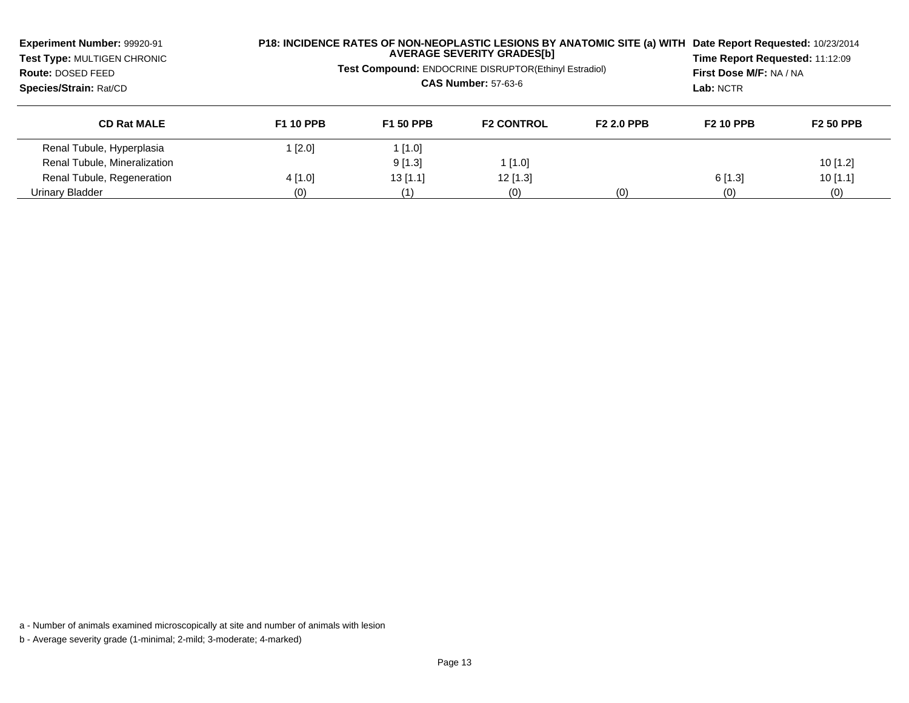**Experiment Number:** 99920-91
**Test Type:** MULTIGEN CHRONIC
**Route:** DOSED FEED
**Species/Strain:** Rat/CD

**P18: INCIDENCE RATES OF NON-NEOPLASTIC LESIONS BY ANATOMIC SITE (a) WITH AVERAGE SEVERITY GRADES[b]**

**Test Compound:** ENDOCRINE DISRUPTOR(Ethinyl Estradiol)

**CAS Number:** 57-63-6

**Date Report Requested:** 10/23/2014
**Time Report Requested:** 11:12:09
**First Dose M/F:** NA / NA
**Lab:** NCTR

| CD Rat MALE | F1 10 PPB | F1 50 PPB | F2 CONTROL | F2 2.0 PPB | F2 10 PPB | F2 50 PPB |
|---|---|---|---|---|---|---|
| Renal Tubule, Hyperplasia | 1 [2.0] | 1 [1.0] | | | | |
| Renal Tubule, Mineralization | | 9 [1.3] | 1 [1.0] | | | 10 [1.2] |
| Renal Tubule, Regeneration | 4 [1.0] | 13 [1.1] | 12 [1.3] | | 6 [1.3] | 10 [1.1] |
| Urinary Bladder | (0) | (1) | (0) | (0) | (0) | (0) |

a - Number of animals examined microscopically at site and number of animals with lesion

b - Average severity grade (1-minimal; 2-mild; 3-moderate; 4-marked)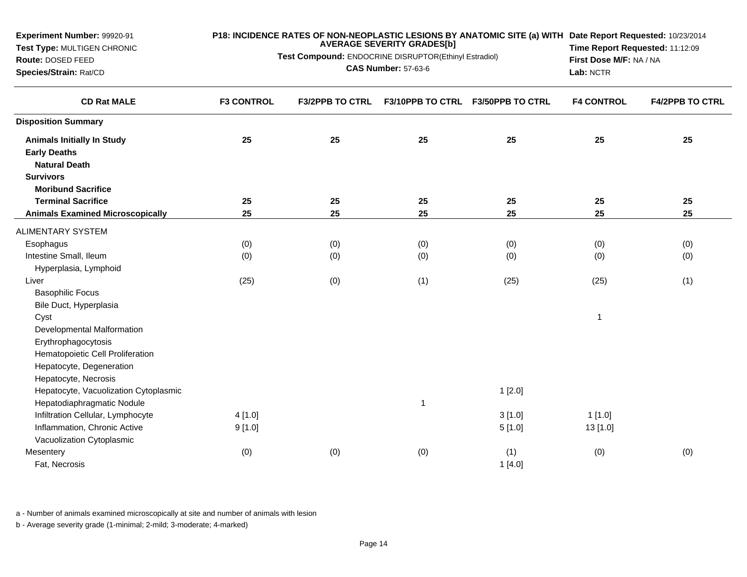**Experiment Number:** 99920-91
**Test Type:** MULTIGEN CHRONIC
**Route:** DOSED FEED
**Species/Strain:** Rat/CD

**P18: INCIDENCE RATES OF NON-NEOPLASTIC LESIONS BY ANATOMIC SITE (a) WITH AVERAGE SEVERITY GRADES[b]**
**Test Compound:** ENDOCRINE DISRUPTOR(Ethinyl Estradiol)
**CAS Number:** 57-63-6

**Date Report Requested:** 10/23/2014
**Time Report Requested:** 11:12:09
**First Dose M/F:** NA / NA
**Lab:** NCTR

| CD Rat MALE | F3 CONTROL | F3/2PPB TO CTRL | F3/10PPB TO CTRL | F3/50PPB TO CTRL | F4 CONTROL | F4/2PPB TO CTRL |
|---|---|---|---|---|---|---|
| **Disposition Summary** | | | | | | |
| **Animals Initially In Study** | **25** | **25** | **25** | **25** | **25** | **25** |
| **Early Deaths** | | | | | | |
| **Natural Death** | | | | | | |
| **Survivors** | | | | | | |
| **Moribund Sacrifice** | | | | | | |
| **Terminal Sacrifice** | **25** | **25** | **25** | **25** | **25** | **25** |
| **Animals Examined Microscopically** | **25** | **25** | **25** | **25** | **25** | **25** |
| ALIMENTARY SYSTEM | | | | | | |
| Esophagus | (0) | (0) | (0) | (0) | (0) | (0) |
| Intestine Small, Ileum | (0) | (0) | (0) | (0) | (0) | (0) |
| Hyperplasia, Lymphoid | | | | | | |
| Liver | (25) | (0) | (1) | (25) | (25) | (1) |
| Basophilic Focus | | | | | | |
| Bile Duct, Hyperplasia | | | | | | |
| Cyst | | | | | 1 | |
| Developmental Malformation | | | | | | |
| Erythrophagocytosis | | | | | | |
| Hematopoietic Cell Proliferation | | | | | | |
| Hepatocyte, Degeneration | | | | | | |
| Hepatocyte, Necrosis | | | | | | |
| Hepatocyte, Vacuolization Cytoplasmic | | | | 1 [2.0] | | |
| Hepatodiaphragmatic Nodule | | | 1 | | | |
| Infiltration Cellular, Lymphocyte | 4 [1.0] | | | 3 [1.0] | 1 [1.0] | |
| Inflammation, Chronic Active | 9 [1.0] | | | 5 [1.0] | 13 [1.0] | |
| Vacuolization Cytoplasmic | | | | | | |
| Mesentery | (0) | (0) | (0) | (1) | (0) | (0) |
| Fat, Necrosis | | | | 1 [4.0] | | |

a - Number of animals examined microscopically at site and number of animals with lesion

b - Average severity grade (1-minimal; 2-mild; 3-moderate; 4-marked)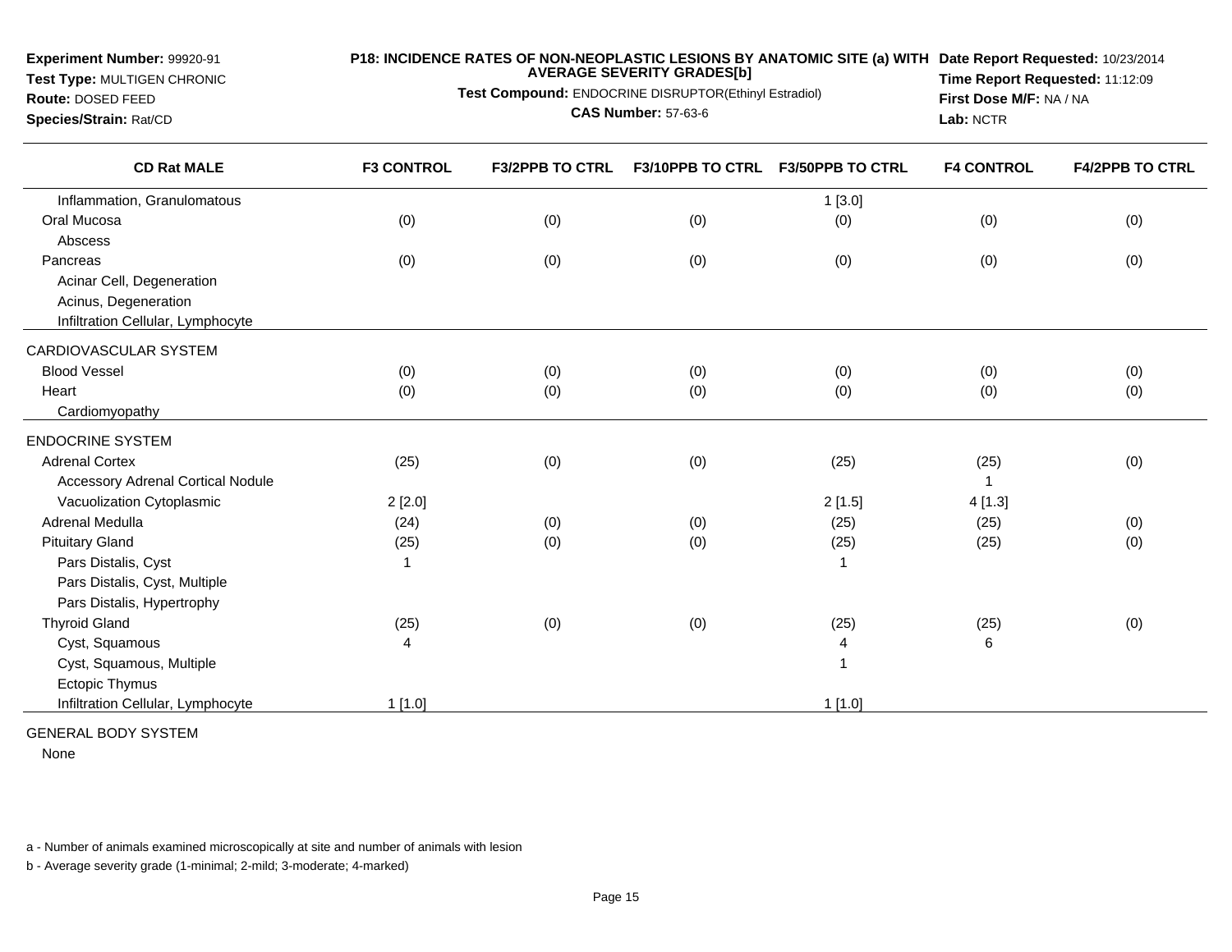**Experiment Number:** 99920-91
**Test Type:** MULTIGEN CHRONIC
**Route:** DOSED FEED
**Species/Strain:** Rat/CD

**P18: INCIDENCE RATES OF NON-NEOPLASTIC LESIONS BY ANATOMIC SITE (a) WITH AVERAGE SEVERITY GRADES[b]**
**Test Compound:** ENDOCRINE DISRUPTOR(Ethinyl Estradiol)
**CAS Number:** 57-63-6

**Date Report Requested:** 10/23/2014
**Time Report Requested:** 11:12:09
**First Dose M/F:** NA / NA
**Lab:** NCTR

| CD Rat MALE | F3 CONTROL | F3/2PPB TO CTRL | F3/10PPB TO CTRL | F3/50PPB TO CTRL | F4 CONTROL | F4/2PPB TO CTRL |
|---|---|---|---|---|---|---|
| Inflammation, Granulomatous | | | | 1 [3.0] | | |
| Oral Mucosa | (0) | (0) | (0) | (0) | (0) | (0) |
| Abscess | | | | | | |
| Pancreas | (0) | (0) | (0) | (0) | (0) | (0) |
| Acinar Cell, Degeneration | | | | | | |
| Acinus, Degeneration | | | | | | |
| Infiltration Cellular, Lymphocyte | | | | | | |
| CARDIOVASCULAR SYSTEM | | | | | | |
| Blood Vessel | (0) | (0) | (0) | (0) | (0) | (0) |
| Heart | (0) | (0) | (0) | (0) | (0) | (0) |
| Cardiomyopathy | | | | | | |
| ENDOCRINE SYSTEM | | | | | | |
| Adrenal Cortex | (25) | (0) | (0) | (25) | (25) | (0) |
| Accessory Adrenal Cortical Nodule | | | | | 1 | |
| Vacuolization Cytoplasmic | 2 [2.0] | | | 2 [1.5] | 4 [1.3] | |
| Adrenal Medulla | (24) | (0) | (0) | (25) | (25) | (0) |
| Pituitary Gland | (25) | (0) | (0) | (25) | (25) | (0) |
| Pars Distalis, Cyst | 1 | | | 1 | | |
| Pars Distalis, Cyst, Multiple | | | | | | |
| Pars Distalis, Hypertrophy | | | | | | |
| Thyroid Gland | (25) | (0) | (0) | (25) | (25) | (0) |
| Cyst, Squamous | 4 | | | 4 | 6 | |
| Cyst, Squamous, Multiple | | | | 1 | | |
| Ectopic Thymus | | | | | | |
| Infiltration Cellular, Lymphocyte | 1 [1.0] | | | 1 [1.0] | | |

GENERAL BODY SYSTEM

None

a - Number of animals examined microscopically at site and number of animals with lesion

b - Average severity grade (1-minimal; 2-mild; 3-moderate; 4-marked)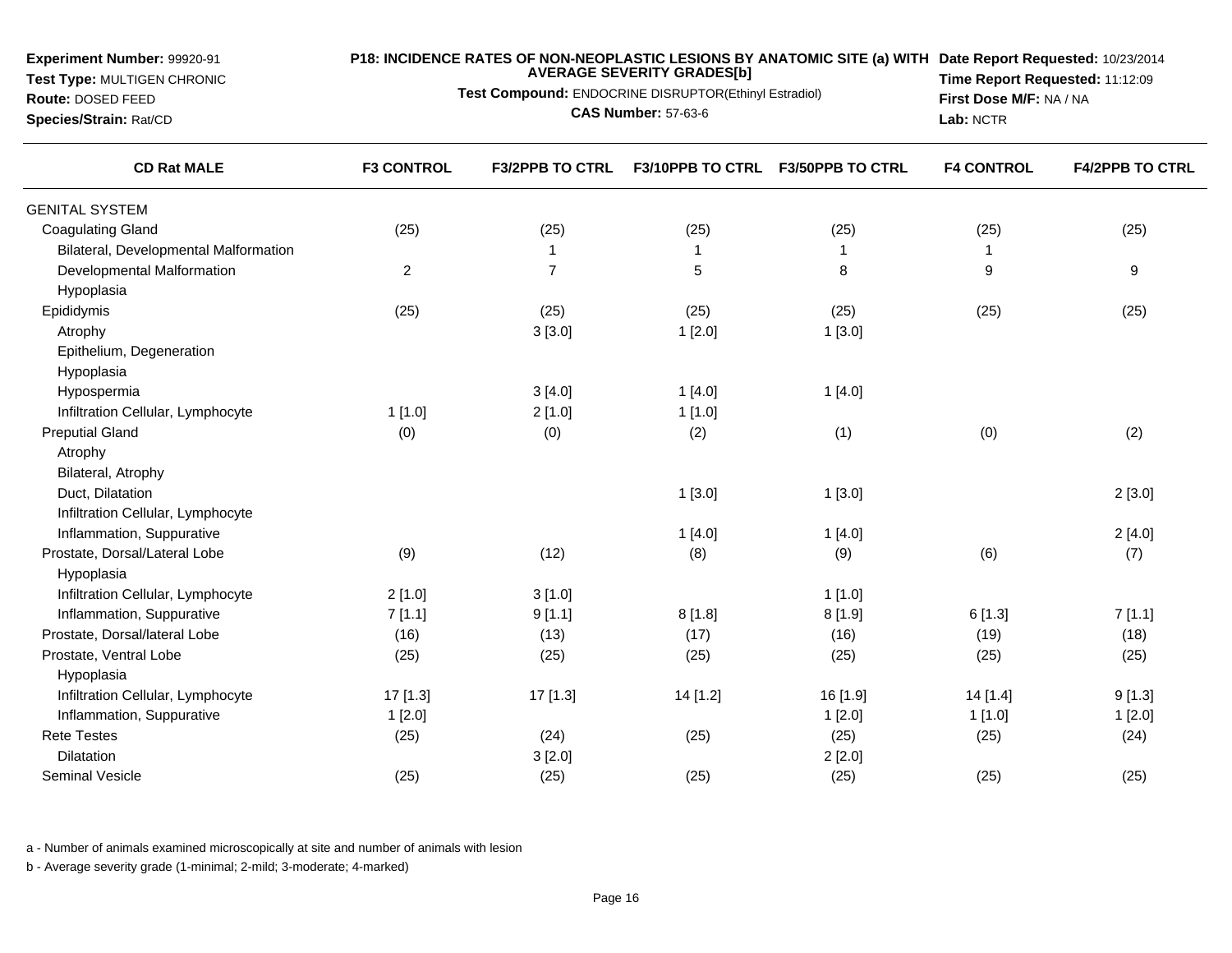**Experiment Number:** 99920-91
**Test Type:** MULTIGEN CHRONIC
**Route:** DOSED FEED
**Species/Strain:** Rat/CD

**P18: INCIDENCE RATES OF NON-NEOPLASTIC LESIONS BY ANATOMIC SITE (a) WITH AVERAGE SEVERITY GRADES[b]**
**Test Compound:** ENDOCRINE DISRUPTOR(Ethinyl Estradiol)
**CAS Number:** 57-63-6

**Date Report Requested:** 10/23/2014
**Time Report Requested:** 11:12:09
**First Dose M/F:** NA / NA
**Lab:** NCTR

| CD Rat MALE | F3 CONTROL | F3/2PPB TO CTRL | F3/10PPB TO CTRL | F3/50PPB TO CTRL | F4 CONTROL | F4/2PPB TO CTRL |
|---|---|---|---|---|---|---|
| GENITAL SYSTEM | | | | | | |
| Coagulating Gland | (25) | (25) | (25) | (25) | (25) | (25) |
| Bilateral, Developmental Malformation | | 1 | 1 | 1 | 1 | |
| Developmental Malformation | 2 | 7 | 5 | 8 | 9 | 9 |
| Hypoplasia | | | | | | |
| Epididymis | (25) | (25) | (25) | (25) | (25) | (25) |
| Atrophy | | 3 [3.0] | 1 [2.0] | 1 [3.0] | | |
| Epithelium, Degeneration | | | | | | |
| Hypoplasia | | | | | | |
| Hypospermia | | 3 [4.0] | 1 [4.0] | 1 [4.0] | | |
| Infiltration Cellular, Lymphocyte | 1 [1.0] | 2 [1.0] | 1 [1.0] | | | |
| Preputial Gland | (0) | (0) | (2) | (1) | (0) | (2) |
| Atrophy | | | | | | |
| Bilateral, Atrophy | | | | | | |
| Duct, Dilatation | | | 1 [3.0] | 1 [3.0] | | 2 [3.0] |
| Infiltration Cellular, Lymphocyte | | | | | | |
| Inflammation, Suppurative | | | 1 [4.0] | 1 [4.0] | | 2 [4.0] |
| Prostate, Dorsal/Lateral Lobe | (9) | (12) | (8) | (9) | (6) | (7) |
| Hypoplasia | | | | | | |
| Infiltration Cellular, Lymphocyte | 2 [1.0] | 3 [1.0] | | 1 [1.0] | | |
| Inflammation, Suppurative | 7 [1.1] | 9 [1.1] | 8 [1.8] | 8 [1.9] | 6 [1.3] | 7 [1.1] |
| Prostate, Dorsal/lateral Lobe | (16) | (13) | (17) | (16) | (19) | (18) |
| Prostate, Ventral Lobe | (25) | (25) | (25) | (25) | (25) | (25) |
| Hypoplasia | | | | | | |
| Infiltration Cellular, Lymphocyte | 17 [1.3] | 17 [1.3] | 14 [1.2] | 16 [1.9] | 14 [1.4] | 9 [1.3] |
| Inflammation, Suppurative | 1 [2.0] | | | 1 [2.0] | 1 [1.0] | 1 [2.0] |
| Rete Testes | (25) | (24) | (25) | (25) | (25) | (24) |
| Dilatation | | 3 [2.0] | | 2 [2.0] | | |
| Seminal Vesicle | (25) | (25) | (25) | (25) | (25) | (25) |

a - Number of animals examined microscopically at site and number of animals with lesion

b - Average severity grade (1-minimal; 2-mild; 3-moderate; 4-marked)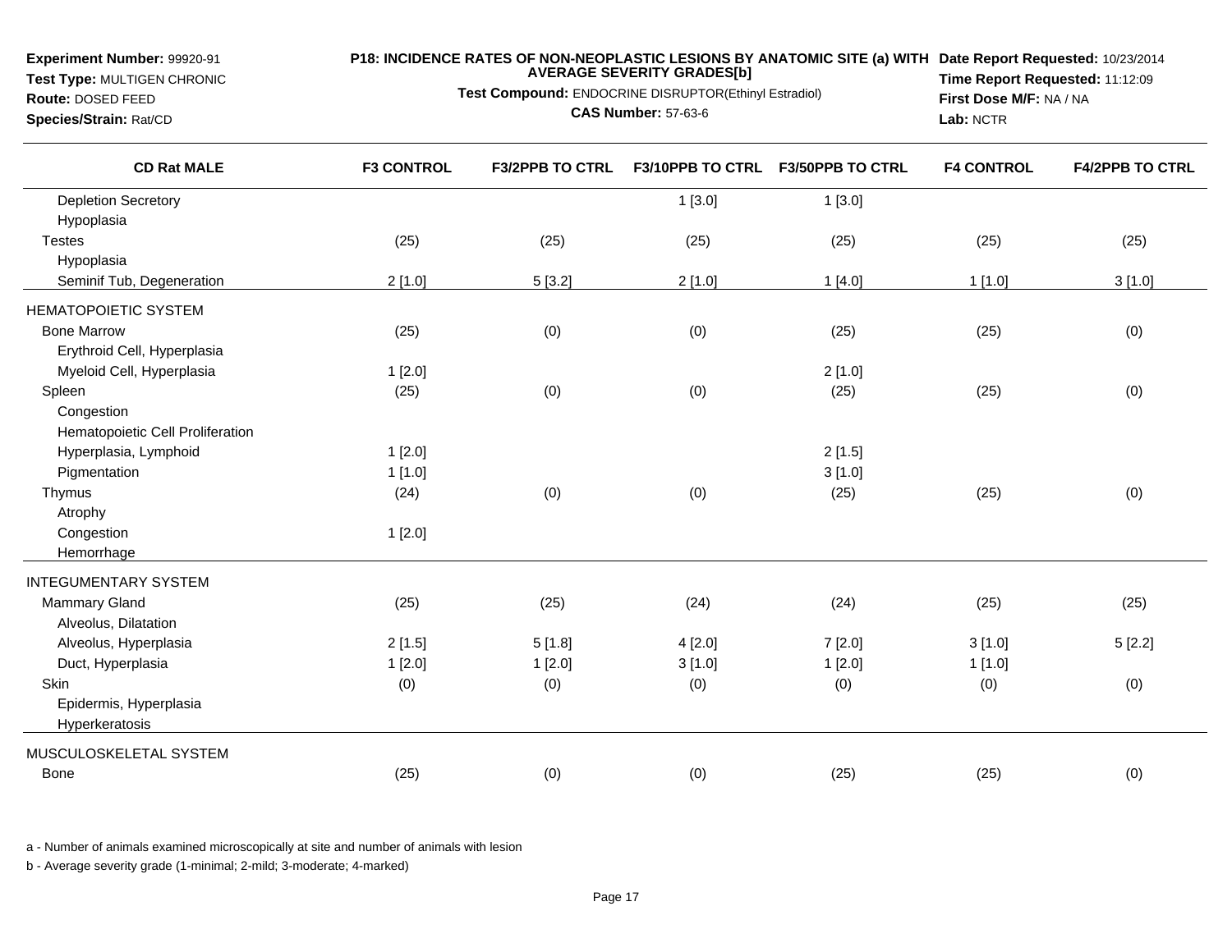**Experiment Number:** 99920-91
**Test Type:** MULTIGEN CHRONIC
**Route:** DOSED FEED
**Species/Strain:** Rat/CD

**P18: INCIDENCE RATES OF NON-NEOPLASTIC LESIONS BY ANATOMIC SITE (a) WITH AVERAGE SEVERITY GRADES[b]**
**Test Compound:** ENDOCRINE DISRUPTOR(Ethinyl Estradiol)
**CAS Number:** 57-63-6

**Date Report Requested:** 10/23/2014
**Time Report Requested:** 11:12:09
**First Dose M/F:** NA / NA
**Lab:** NCTR

| CD Rat MALE | F3 CONTROL | F3/2PPB TO CTRL | F3/10PPB TO CTRL | F3/50PPB TO CTRL | F4 CONTROL | F4/2PPB TO CTRL |
|---|---|---|---|---|---|---|
| Depletion Secretory | | | 1 [3.0] | 1 [3.0] | | |
| Hypoplasia | | | | | | |
| Testes | (25) | (25) | (25) | (25) | (25) | (25) |
| Hypoplasia | | | | | | |
| Seminif Tub, Degeneration | 2 [1.0] | 5 [3.2] | 2 [1.0] | 1 [4.0] | 1 [1.0] | 3 [1.0] |
| HEMATOPOIETIC SYSTEM | | | | | | |
| Bone Marrow | (25) | (0) | (0) | (25) | (25) | (0) |
| Erythroid Cell, Hyperplasia | | | | | | |
| Myeloid Cell, Hyperplasia | 1 [2.0] | | | 2 [1.0] | | |
| Spleen | (25) | (0) | (0) | (25) | (25) | (0) |
| Congestion | | | | | | |
| Hematopoietic Cell Proliferation | | | | | | |
| Hyperplasia, Lymphoid | 1 [2.0] | | | 2 [1.5] | | |
| Pigmentation | 1 [1.0] | | | 3 [1.0] | | |
| Thymus | (24) | (0) | (0) | (25) | (25) | (0) |
| Atrophy | | | | | | |
| Congestion | 1 [2.0] | | | | | |
| Hemorrhage | | | | | | |
| INTEGUMENTARY SYSTEM | | | | | | |
| Mammary Gland | (25) | (25) | (24) | (24) | (25) | (25) |
| Alveolus, Dilatation | | | | | | |
| Alveolus, Hyperplasia | 2 [1.5] | 5 [1.8] | 4 [2.0] | 7 [2.0] | 3 [1.0] | 5 [2.2] |
| Duct, Hyperplasia | 1 [2.0] | 1 [2.0] | 3 [1.0] | 1 [2.0] | 1 [1.0] | |
| Skin | (0) | (0) | (0) | (0) | (0) | (0) |
| Epidermis, Hyperplasia | | | | | | |
| Hyperkeratosis | | | | | | |
| MUSCULOSKELETAL SYSTEM | | | | | | |
| Bone | (25) | (0) | (0) | (25) | (25) | (0) |

a - Number of animals examined microscopically at site and number of animals with lesion

b - Average severity grade (1-minimal; 2-mild; 3-moderate; 4-marked)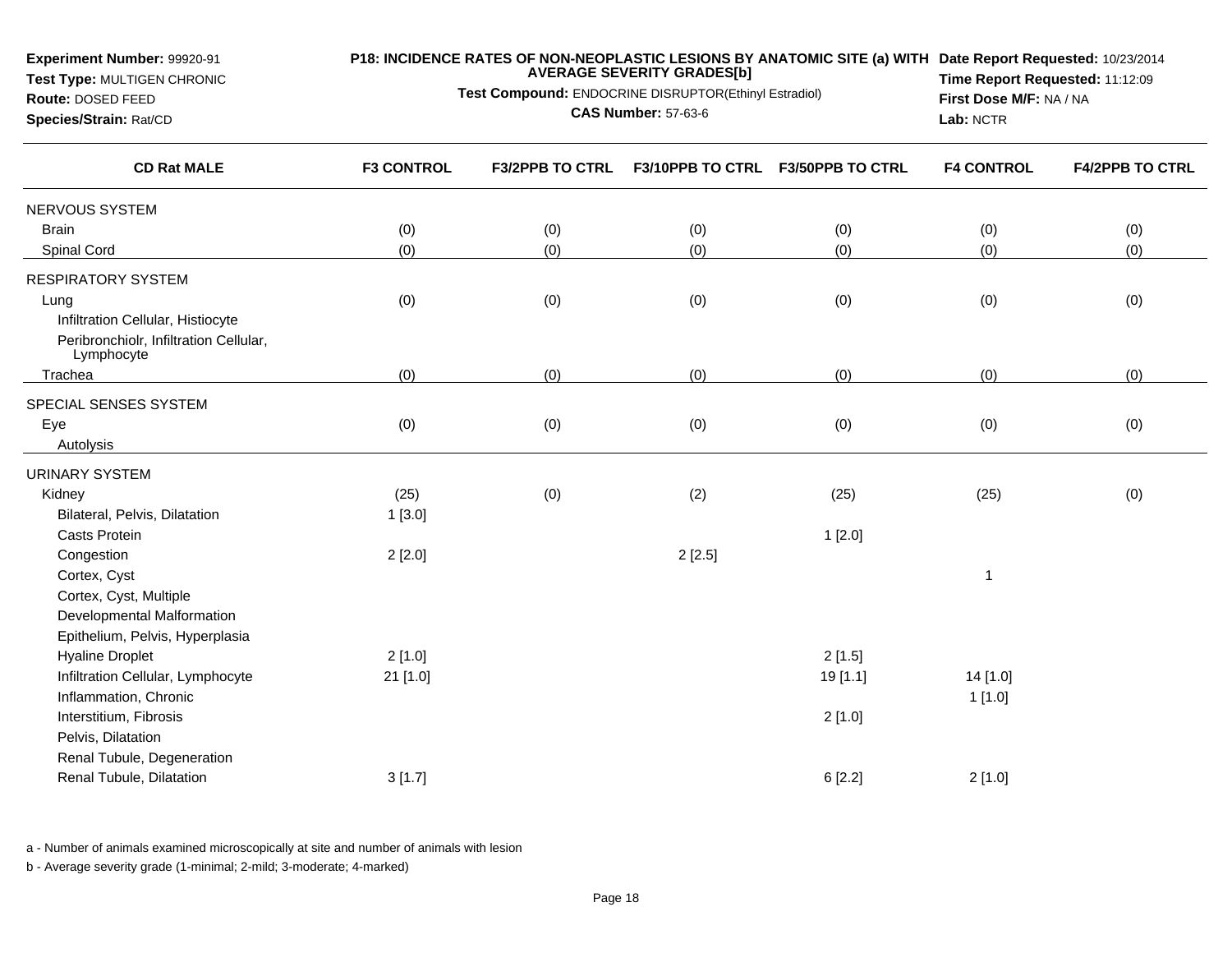**Experiment Number:** 99920-91
**Test Type:** MULTIGEN CHRONIC
**Route:** DOSED FEED
**Species/Strain:** Rat/CD

**P18: INCIDENCE RATES OF NON-NEOPLASTIC LESIONS BY ANATOMIC SITE (a) WITH AVERAGE SEVERITY GRADES[b]**

**Test Compound:** ENDOCRINE DISRUPTOR(Ethinyl Estradiol)
**CAS Number:** 57-63-6

**Date Report Requested:** 10/23/2014
**Time Report Requested:** 11:12:09
**First Dose M/F:** NA / NA
**Lab:** NCTR

| CD Rat MALE | F3 CONTROL | F3/2PPB TO CTRL | F3/10PPB TO CTRL | F3/50PPB TO CTRL | F4 CONTROL | F4/2PPB TO CTRL |
|---|---|---|---|---|---|---|
| NERVOUS SYSTEM | | | | | | |
| Brain | (0) | (0) | (0) | (0) | (0) | (0) |
| Spinal Cord | (0) | (0) | (0) | (0) | (0) | (0) |
| RESPIRATORY SYSTEM | | | | | | |
| Lung | (0) | (0) | (0) | (0) | (0) | (0) |
| Infiltration Cellular, Histiocyte | | | | | | |
| Peribronchiolr, Infiltration Cellular, Lymphocyte | | | | | | |
| Trachea | (0) | (0) | (0) | (0) | (0) | (0) |
| SPECIAL SENSES SYSTEM | | | | | | |
| Eye | (0) | (0) | (0) | (0) | (0) | (0) |
| Autolysis | | | | | | |
| URINARY SYSTEM | | | | | | |
| Kidney | (25) | (0) | (2) | (25) | (25) | (0) |
| Bilateral, Pelvis, Dilatation | 1 [3.0] | | | | | |
| Casts Protein | | | | 1 [2.0] | | |
| Congestion | 2 [2.0] | | 2 [2.5] | | | |
| Cortex, Cyst | | | | | 1 | |
| Cortex, Cyst, Multiple | | | | | | |
| Developmental Malformation | | | | | | |
| Epithelium, Pelvis, Hyperplasia | | | | | | |
| Hyaline Droplet | 2 [1.0] | | | 2 [1.5] | | |
| Infiltration Cellular, Lymphocyte | 21 [1.0] | | | 19 [1.1] | 14 [1.0] | |
| Inflammation, Chronic | | | | | 1 [1.0] | |
| Interstitium, Fibrosis | | | | 2 [1.0] | | |
| Pelvis, Dilatation | | | | | | |
| Renal Tubule, Degeneration | | | | | | |
| Renal Tubule, Dilatation | 3 [1.7] | | | 6 [2.2] | 2 [1.0] | |

a - Number of animals examined microscopically at site and number of animals with lesion

b - Average severity grade (1-minimal; 2-mild; 3-moderate; 4-marked)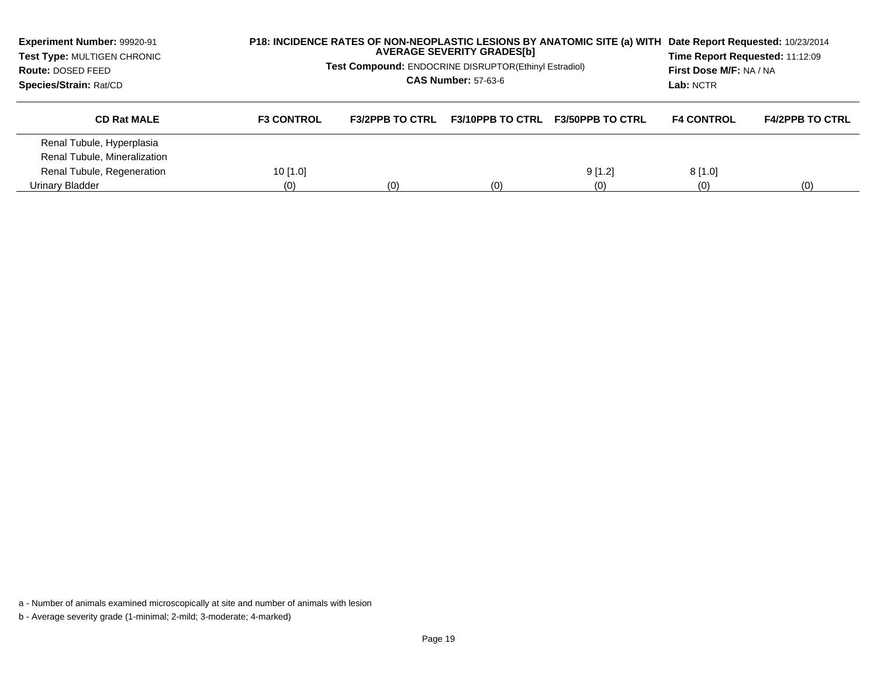**Experiment Number:** 99920-91
**Test Type:** MULTIGEN CHRONIC
**Route:** DOSED FEED
**Species/Strain:** Rat/CD

**P18: INCIDENCE RATES OF NON-NEOPLASTIC LESIONS BY ANATOMIC SITE (a) WITH AVERAGE SEVERITY GRADES[b]**

**Test Compound:** ENDOCRINE DISRUPTOR(Ethinyl Estradiol)

**CAS Number:** 57-63-6

**Date Report Requested:** 10/23/2014
**Time Report Requested:** 11:12:09
**First Dose M/F:** NA / NA
**Lab:** NCTR

| CD Rat MALE | F3 CONTROL | F3/2PPB TO CTRL | F3/10PPB TO CTRL | F3/50PPB TO CTRL | F4 CONTROL | F4/2PPB TO CTRL |
|---|---|---|---|---|---|---|
| Renal Tubule, Hyperplasia | | | | | | |
| Renal Tubule, Mineralization | | | | | | |
| Renal Tubule, Regeneration | 10 [1.0] | | | 9 [1.2] | 8 [1.0] | |
| Urinary Bladder | (0) | (0) | (0) | (0) | (0) | (0) |

a - Number of animals examined microscopically at site and number of animals with lesion

b - Average severity grade (1-minimal; 2-mild; 3-moderate; 4-marked)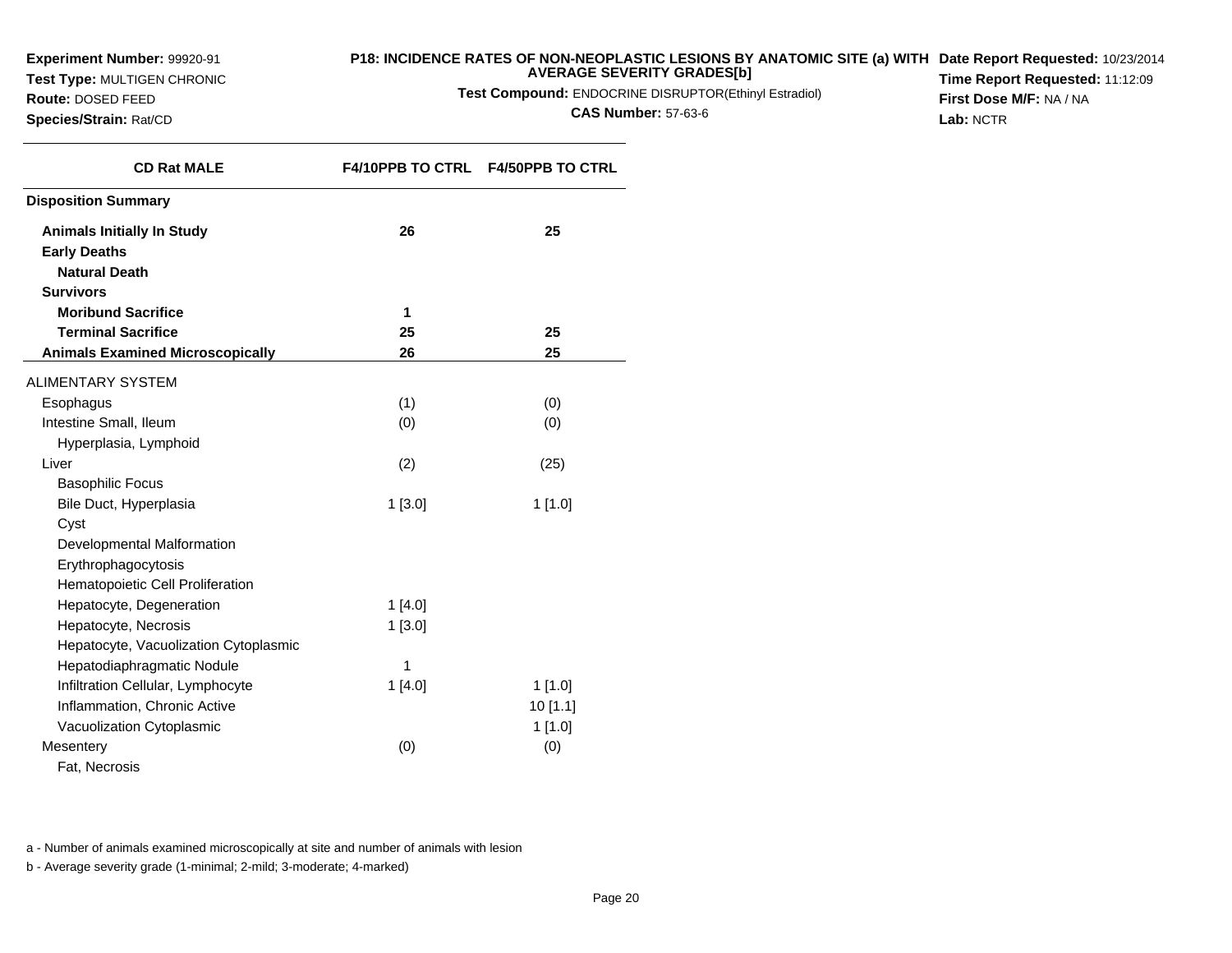**Experiment Number:** 99920-91
**Test Type:** MULTIGEN CHRONIC
**Route:** DOSED FEED
**Species/Strain:** Rat/CD

**P18: INCIDENCE RATES OF NON-NEOPLASTIC LESIONS BY ANATOMIC SITE (a) WITH AVERAGE SEVERITY GRADES[b]**

**Test Compound:** ENDOCRINE DISRUPTOR(Ethinyl Estradiol)

**CAS Number:** 57-63-6

**Date Report Requested:** 10/23/2014
**Time Report Requested:** 11:12:09
**First Dose M/F:** NA / NA
**Lab:** NCTR

| CD Rat MALE | F4/10PPB TO CTRL | F4/50PPB TO CTRL |
|---|---|---|
| **Disposition Summary** | | |
| **Animals Initially In Study** | **26** | **25** |
| **Early Deaths** | | |
| **Natural Death** | | |
| **Survivors** | | |
| **Moribund Sacrifice** | **1** | |
| **Terminal Sacrifice** | **25** | **25** |
| **Animals Examined Microscopically** | **26** | **25** |
| ALIMENTARY SYSTEM | | |
| Esophagus | (1) | (0) |
| Intestine Small, Ileum | (0) | (0) |
| Hyperplasia, Lymphoid | | |
| Liver | (2) | (25) |
| Basophilic Focus | | |
| Bile Duct, Hyperplasia | 1 [3.0] | 1 [1.0] |
| Cyst | | |
| Developmental Malformation | | |
| Erythrophagocytosis | | |
| Hematopoietic Cell Proliferation | | |
| Hepatocyte, Degeneration | 1 [4.0] | |
| Hepatocyte, Necrosis | 1 [3.0] | |
| Hepatocyte, Vacuolization Cytoplasmic | | |
| Hepatodiaphragmatic Nodule | 1 | |
| Infiltration Cellular, Lymphocyte | 1 [4.0] | 1 [1.0] |
| Inflammation, Chronic Active | | 10 [1.1] |
| Vacuolization Cytoplasmic | | 1 [1.0] |
| Mesentery | (0) | (0) |
| Fat, Necrosis | | |

a - Number of animals examined microscopically at site and number of animals with lesion

b - Average severity grade (1-minimal; 2-mild; 3-moderate; 4-marked)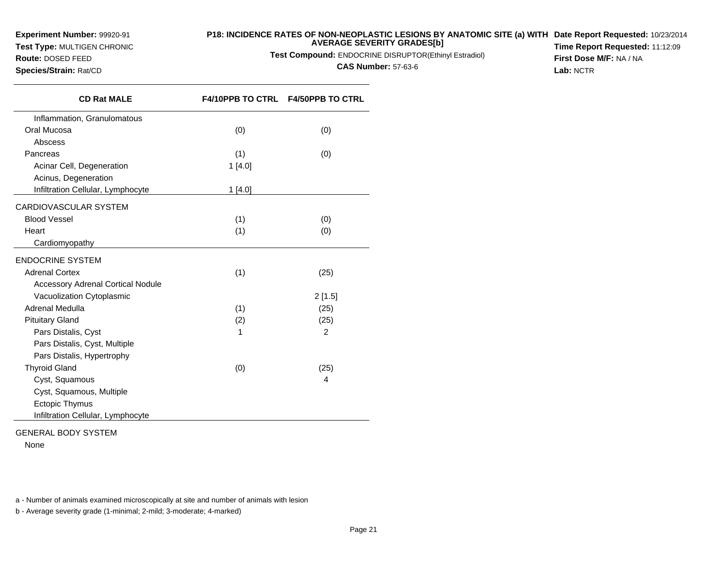**Experiment Number:** 99920-91
**Test Type:** MULTIGEN CHRONIC
**Route:** DOSED FEED
**Species/Strain:** Rat/CD

**P18: INCIDENCE RATES OF NON-NEOPLASTIC LESIONS BY ANATOMIC SITE (a) WITH AVERAGE SEVERITY GRADES[b]**
**Test Compound:** ENDOCRINE DISRUPTOR(Ethinyl Estradiol)
**CAS Number:** 57-63-6

**Date Report Requested:** 10/23/2014
**Time Report Requested:** 11:12:09
**First Dose M/F:** NA / NA
**Lab:** NCTR

| CD Rat MALE | F4/10PPB TO CTRL | F4/50PPB TO CTRL |
|---|---|---|
| Inflammation, Granulomatous | | |
| Oral Mucosa | (0) | (0) |
| Abscess | | |
| Pancreas | (1) | (0) |
| Acinar Cell, Degeneration | 1 [4.0] | |
| Acinus, Degeneration | | |
| Infiltration Cellular, Lymphocyte | 1 [4.0] | |
| CARDIOVASCULAR SYSTEM | | |
| Blood Vessel | (1) | (0) |
| Heart | (1) | (0) |
| Cardiomyopathy | | |
| ENDOCRINE SYSTEM | | |
| Adrenal Cortex | (1) | (25) |
| Accessory Adrenal Cortical Nodule | | |
| Vacuolization Cytoplasmic | | 2 [1.5] |
| Adrenal Medulla | (1) | (25) |
| Pituitary Gland | (2) | (25) |
| Pars Distalis, Cyst | 1 | 2 |
| Pars Distalis, Cyst, Multiple | | |
| Pars Distalis, Hypertrophy | | |
| Thyroid Gland | (0) | (25) |
| Cyst, Squamous | | 4 |
| Cyst, Squamous, Multiple | | |
| Ectopic Thymus | | |
| Infiltration Cellular, Lymphocyte | | |
| GENERAL BODY SYSTEM | | |
| None | | |

a - Number of animals examined microscopically at site and number of animals with lesion

b - Average severity grade (1-minimal; 2-mild; 3-moderate; 4-marked)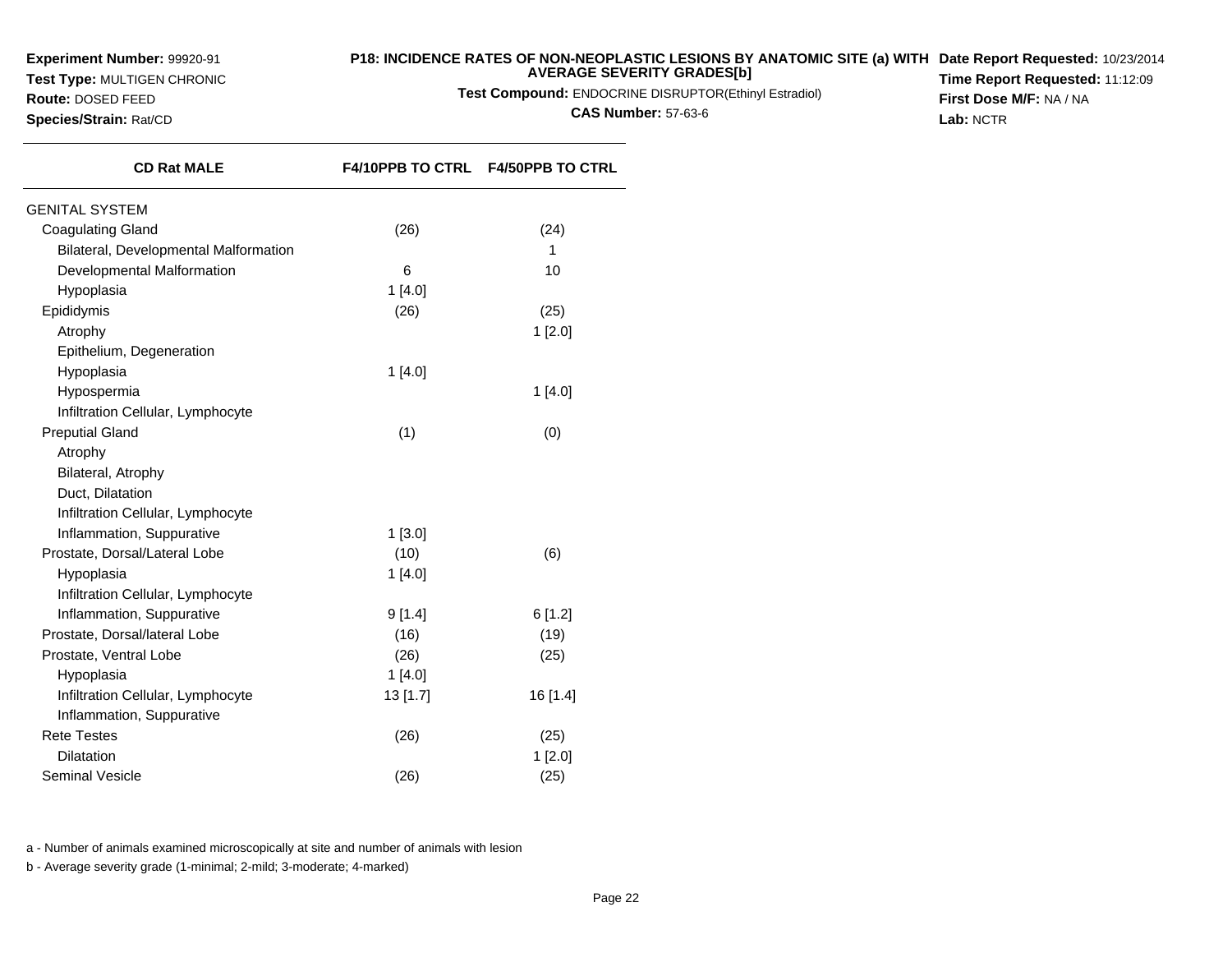**Experiment Number:** 99920-91
**Test Type:** MULTIGEN CHRONIC
**Route:** DOSED FEED
**Species/Strain:** Rat/CD

**P18: INCIDENCE RATES OF NON-NEOPLASTIC LESIONS BY ANATOMIC SITE (a) WITH AVERAGE SEVERITY GRADES[b]**

**Test Compound:** ENDOCRINE DISRUPTOR(Ethinyl Estradiol)

**CAS Number:** 57-63-6

**Date Report Requested:** 10/23/2014
**Time Report Requested:** 11:12:09
**First Dose M/F:** NA / NA
**Lab:** NCTR

| CD Rat MALE | F4/10PPB TO CTRL | F4/50PPB TO CTRL |
|---|---|---|
| GENITAL SYSTEM | | |
| Coagulating Gland | (26) | (24) |
| Bilateral, Developmental Malformation | | 1 |
| Developmental Malformation | 6 | 10 |
| Hypoplasia | 1 [4.0] | |
| Epididymis | (26) | (25) |
| Atrophy | | 1 [2.0] |
| Epithelium, Degeneration | | |
| Hypoplasia | 1 [4.0] | |
| Hypospermia | | 1 [4.0] |
| Infiltration Cellular, Lymphocyte | | |
| Preputial Gland | (1) | (0) |
| Atrophy | | |
| Bilateral, Atrophy | | |
| Duct, Dilatation | | |
| Infiltration Cellular, Lymphocyte | | |
| Inflammation, Suppurative | 1 [3.0] | |
| Prostate, Dorsal/Lateral Lobe | (10) | (6) |
| Hypoplasia | 1 [4.0] | |
| Infiltration Cellular, Lymphocyte | | |
| Inflammation, Suppurative | 9 [1.4] | 6 [1.2] |
| Prostate, Dorsal/lateral Lobe | (16) | (19) |
| Prostate, Ventral Lobe | (26) | (25) |
| Hypoplasia | 1 [4.0] | |
| Infiltration Cellular, Lymphocyte | 13 [1.7] | 16 [1.4] |
| Inflammation, Suppurative | | |
| Rete Testes | (26) | (25) |
| Dilatation | | 1 [2.0] |
| Seminal Vesicle | (26) | (25) |

a - Number of animals examined microscopically at site and number of animals with lesion

b - Average severity grade (1-minimal; 2-mild; 3-moderate; 4-marked)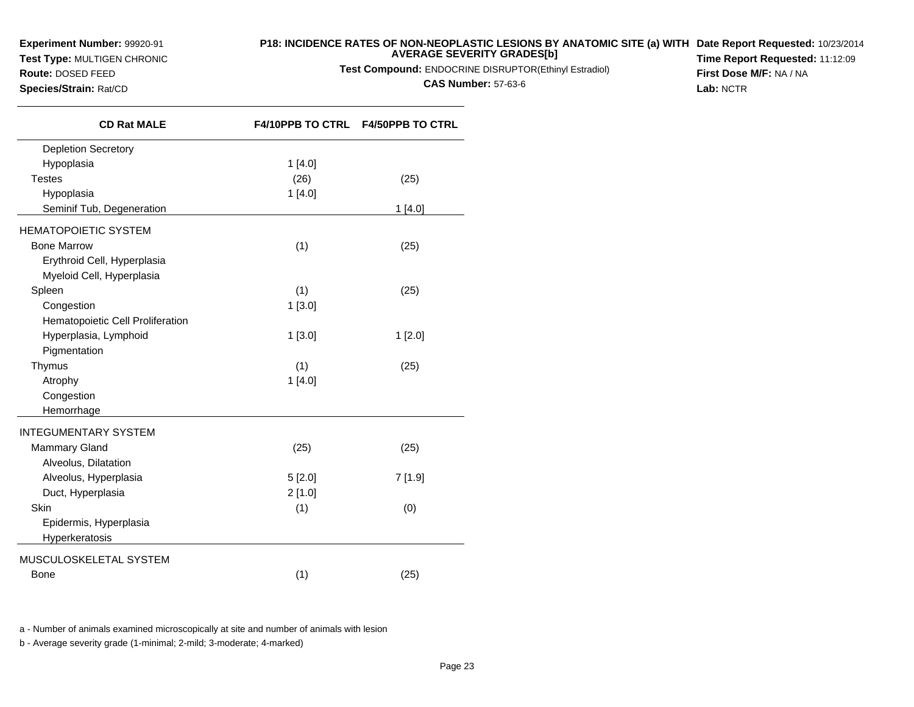**Experiment Number:** 99920-91
**Test Type:** MULTIGEN CHRONIC
**Route:** DOSED FEED
**Species/Strain:** Rat/CD

**P18: INCIDENCE RATES OF NON-NEOPLASTIC LESIONS BY ANATOMIC SITE (a) WITH AVERAGE SEVERITY GRADES[b]**
**Test Compound:** ENDOCRINE DISRUPTOR(Ethinyl Estradiol)
**CAS Number:** 57-63-6

**Date Report Requested:** 10/23/2014
**Time Report Requested:** 11:12:09
**First Dose M/F:** NA / NA
**Lab:** NCTR

| CD Rat MALE | F4/10PPB TO CTRL | F4/50PPB TO CTRL |
|---|---|---|
| Depletion Secretory | | |
| Hypoplasia | 1 [4.0] | |
| Testes | (26) | (25) |
| Hypoplasia | 1 [4.0] | |
| Seminif Tub, Degeneration | | 1 [4.0] |
| HEMATOPOIETIC SYSTEM | | |
| Bone Marrow | (1) | (25) |
| Erythroid Cell, Hyperplasia | | |
| Myeloid Cell, Hyperplasia | | |
| Spleen | (1) | (25) |
| Congestion | 1 [3.0] | |
| Hematopoietic Cell Proliferation | | |
| Hyperplasia, Lymphoid | 1 [3.0] | 1 [2.0] |
| Pigmentation | | |
| Thymus | (1) | (25) |
| Atrophy | 1 [4.0] | |
| Congestion | | |
| Hemorrhage | | |
| INTEGUMENTARY SYSTEM | | |
| Mammary Gland | (25) | (25) |
| Alveolus, Dilatation | | |
| Alveolus, Hyperplasia | 5 [2.0] | 7 [1.9] |
| Duct, Hyperplasia | 2 [1.0] | |
| Skin | (1) | (0) |
| Epidermis, Hyperplasia | | |
| Hyperkeratosis | | |
| MUSCULOSKELETAL SYSTEM | | |
| Bone | (1) | (25) |

a - Number of animals examined microscopically at site and number of animals with lesion

b - Average severity grade (1-minimal; 2-mild; 3-moderate; 4-marked)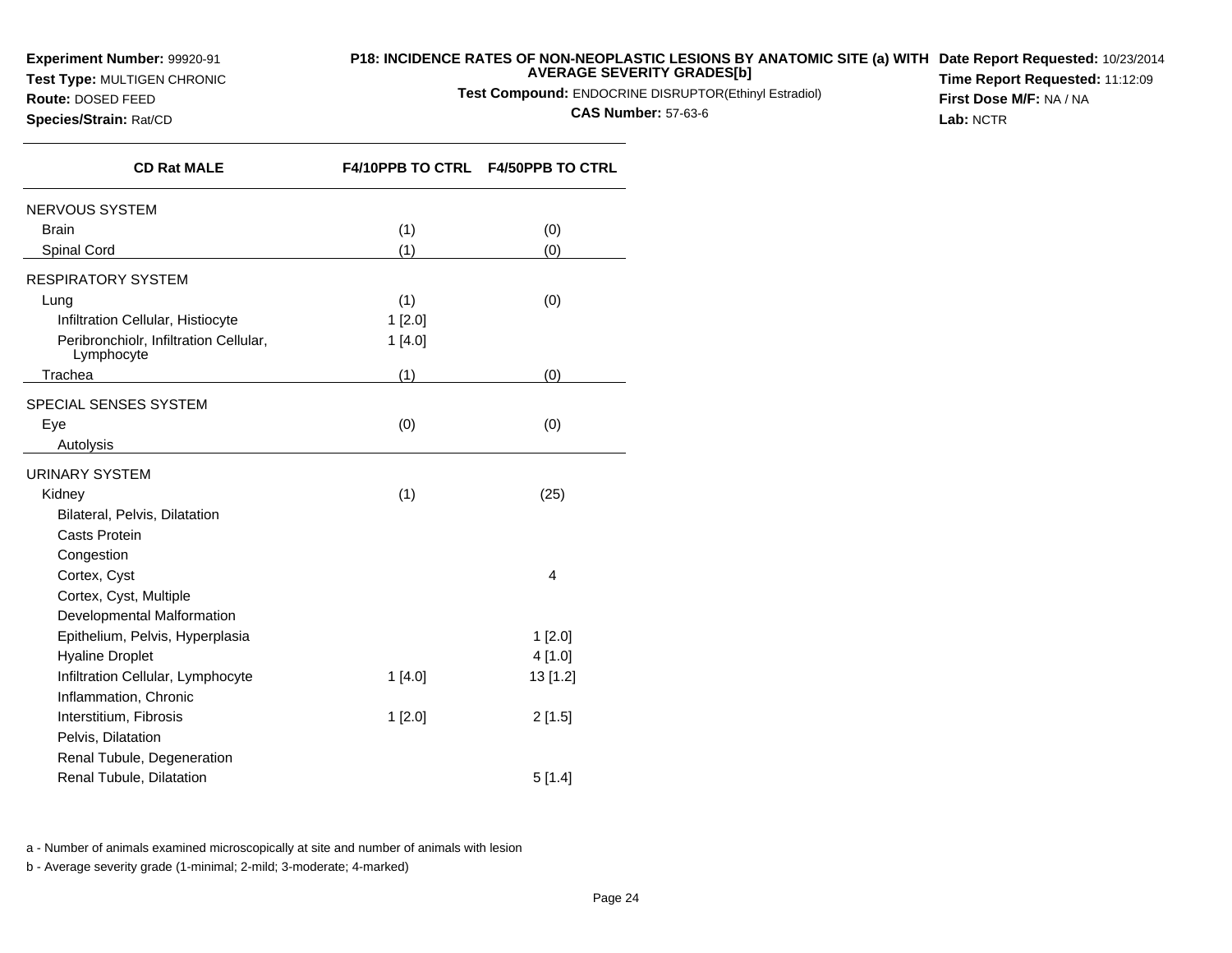**Experiment Number:** 99920-91
**Test Type:** MULTIGEN CHRONIC
**Route:** DOSED FEED
**Species/Strain:** Rat/CD

**P18: INCIDENCE RATES OF NON-NEOPLASTIC LESIONS BY ANATOMIC SITE (a) WITH AVERAGE SEVERITY GRADES[b]**
**Test Compound:** ENDOCRINE DISRUPTOR(Ethinyl Estradiol)
**CAS Number:** 57-63-6

**Date Report Requested:** 10/23/2014
**Time Report Requested:** 11:12:09
**First Dose M/F:** NA / NA
**Lab:** NCTR

| CD Rat MALE | F4/10PPB TO CTRL | F4/50PPB TO CTRL |
|---|---|---|
| NERVOUS SYSTEM | | |
| Brain | (1) | (0) |
| Spinal Cord | (1) | (0) |
| RESPIRATORY SYSTEM | | |
| Lung | (1) | (0) |
| Infiltration Cellular, Histiocyte | 1 [2.0] | |
| Peribronchiolr, Infiltration Cellular, Lymphocyte | 1 [4.0] | |
| Trachea | (1) | (0) |
| SPECIAL SENSES SYSTEM | | |
| Eye | (0) | (0) |
| Autolysis | | |
| URINARY SYSTEM | | |
| Kidney | (1) | (25) |
| Bilateral, Pelvis, Dilatation | | |
| Casts Protein | | |
| Congestion | | |
| Cortex, Cyst | | 4 |
| Cortex, Cyst, Multiple | | |
| Developmental Malformation | | |
| Epithelium, Pelvis, Hyperplasia | | 1 [2.0] |
| Hyaline Droplet | | 4 [1.0] |
| Infiltration Cellular, Lymphocyte | 1 [4.0] | 13 [1.2] |
| Inflammation, Chronic | | |
| Interstitium, Fibrosis | 1 [2.0] | 2 [1.5] |
| Pelvis, Dilatation | | |
| Renal Tubule, Degeneration | | |
| Renal Tubule, Dilatation | | 5 [1.4] |

a - Number of animals examined microscopically at site and number of animals with lesion

b - Average severity grade (1-minimal; 2-mild; 3-moderate; 4-marked)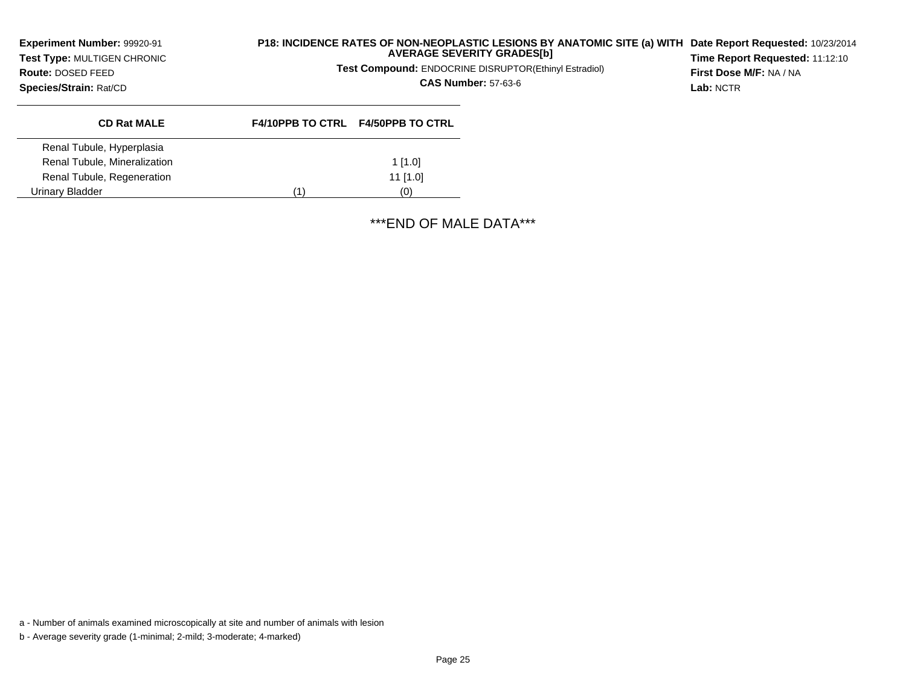**Experiment Number:** 99920-91
**Test Type:** MULTIGEN CHRONIC
**Route:** DOSED FEED
**Species/Strain:** Rat/CD

**P18: INCIDENCE RATES OF NON-NEOPLASTIC LESIONS BY ANATOMIC SITE (a) WITH AVERAGE SEVERITY GRADES[b]**
**Test Compound:** ENDOCRINE DISRUPTOR(Ethinyl Estradiol)
**CAS Number:** 57-63-6

**Date Report Requested:** 10/23/2014
**Time Report Requested:** 11:12:10
**First Dose M/F:** NA / NA
**Lab:** NCTR

| CD Rat MALE | F4/10PPB TO CTRL | F4/50PPB TO CTRL |
|---|---|---|
| Renal Tubule, Hyperplasia | | |
| Renal Tubule, Mineralization | | 1 [1.0] |
| Renal Tubule, Regeneration | | 11 [1.0] |
| Urinary Bladder | (1) | (0) |

***END OF MALE DATA***

a - Number of animals examined microscopically at site and number of animals with lesion

b - Average severity grade (1-minimal; 2-mild; 3-moderate; 4-marked)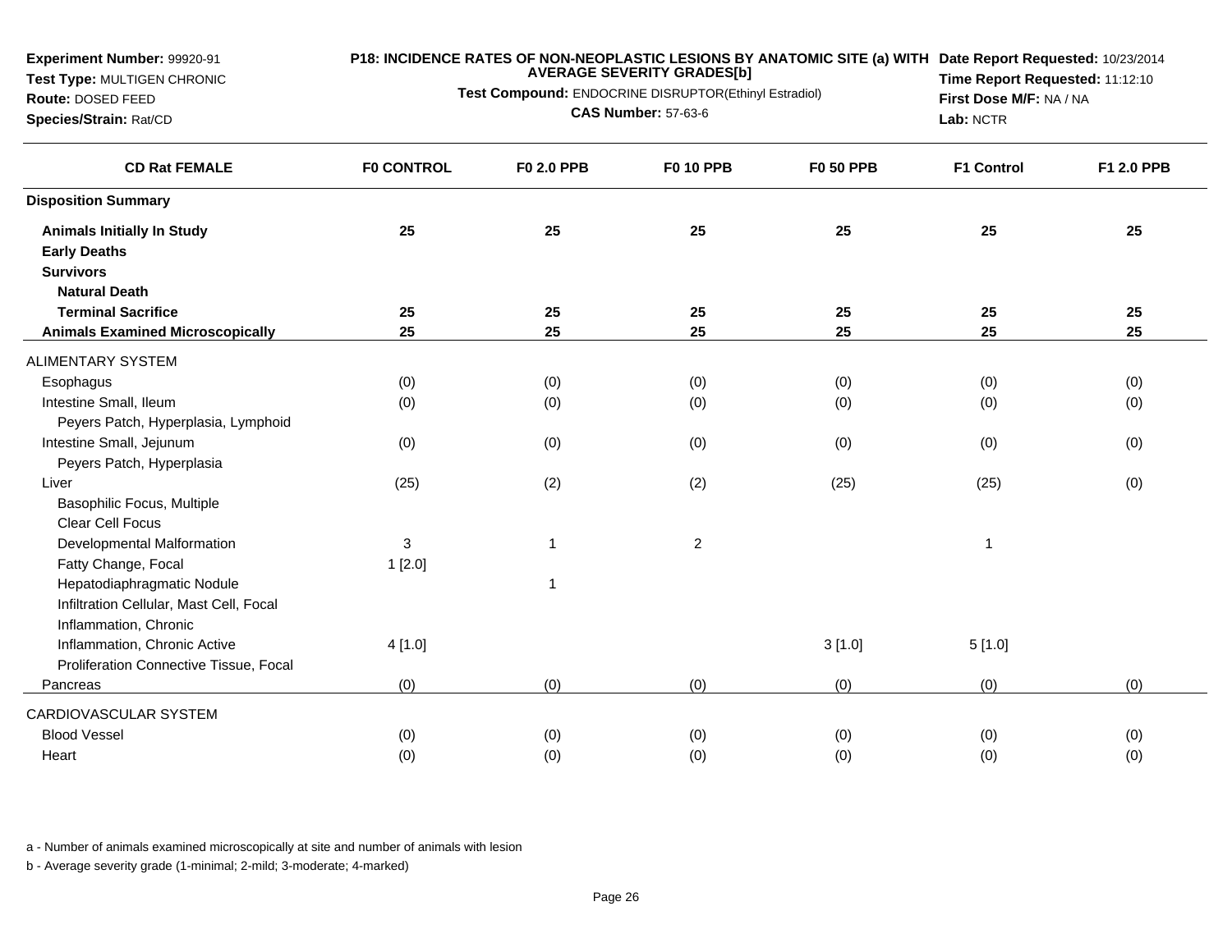**Experiment Number:** 99920-91
**Test Type:** MULTIGEN CHRONIC
**Route:** DOSED FEED
**Species/Strain:** Rat/CD

**P18: INCIDENCE RATES OF NON-NEOPLASTIC LESIONS BY ANATOMIC SITE (a) WITH AVERAGE SEVERITY GRADES[b]**

**Test Compound:** ENDOCRINE DISRUPTOR(Ethinyl Estradiol)

**CAS Number:** 57-63-6

**Date Report Requested:** 10/23/2014
**Time Report Requested:** 11:12:10
**First Dose M/F:** NA / NA
**Lab:** NCTR

| CD Rat FEMALE | F0 CONTROL | F0 2.0 PPB | F0 10 PPB | F0 50 PPB | F1 Control | F1 2.0 PPB |
|---|---|---|---|---|---|---|
| **Disposition Summary** | | | | | | |
| **Animals Initially In Study** | **25** | **25** | **25** | **25** | **25** | **25** |
| **Early Deaths** | | | | | | |
| **Survivors** | | | | | | |
| **Natural Death** | | | | | | |
| **Terminal Sacrifice** | **25** | **25** | **25** | **25** | **25** | **25** |
| **Animals Examined Microscopically** | **25** | **25** | **25** | **25** | **25** | **25** |
| ALIMENTARY SYSTEM | | | | | | |
| Esophagus | (0) | (0) | (0) | (0) | (0) | (0) |
| Intestine Small, Ileum | (0) | (0) | (0) | (0) | (0) | (0) |
| Peyers Patch, Hyperplasia, Lymphoid | | | | | | |
| Intestine Small, Jejunum | (0) | (0) | (0) | (0) | (0) | (0) |
| Peyers Patch, Hyperplasia | | | | | | |
| Liver | (25) | (2) | (2) | (25) | (25) | (0) |
| Basophilic Focus, Multiple | | | | | | |
| Clear Cell Focus | | | | | | |
| Developmental Malformation | 3 | 1 | 2 | | 1 | |
| Fatty Change, Focal | 1 [2.0] | | | | | |
| Hepatodiaphragmatic Nodule | | 1 | | | | |
| Infiltration Cellular, Mast Cell, Focal | | | | | | |
| Inflammation, Chronic | | | | | | |
| Inflammation, Chronic Active | 4 [1.0] | | | 3 [1.0] | 5 [1.0] | |
| Proliferation Connective Tissue, Focal | | | | | | |
| Pancreas | (0) | (0) | (0) | (0) | (0) | (0) |
| CARDIOVASCULAR SYSTEM | | | | | | |
| Blood Vessel | (0) | (0) | (0) | (0) | (0) | (0) |
| Heart | (0) | (0) | (0) | (0) | (0) | (0) |

a - Number of animals examined microscopically at site and number of animals with lesion

b - Average severity grade (1-minimal; 2-mild; 3-moderate; 4-marked)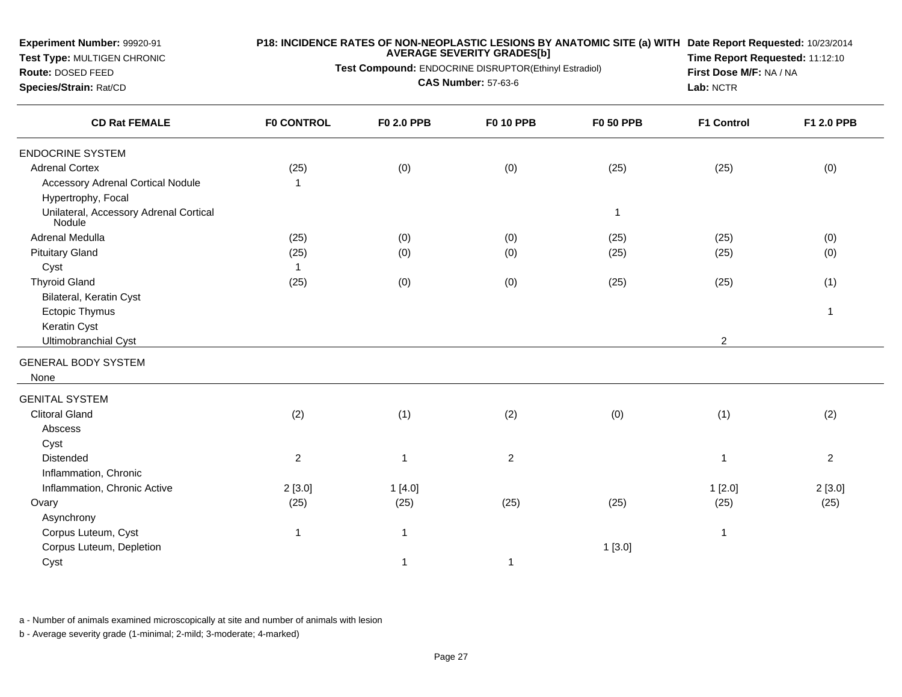**Experiment Number:** 99920-91
**Test Type:** MULTIGEN CHRONIC
**Route:** DOSED FEED
**Species/Strain:** Rat/CD

**P18: INCIDENCE RATES OF NON-NEOPLASTIC LESIONS BY ANATOMIC SITE (a) WITH AVERAGE SEVERITY GRADES[b]**
**Test Compound:** ENDOCRINE DISRUPTOR(Ethinyl Estradiol)
**CAS Number:** 57-63-6

**Date Report Requested:** 10/23/2014
**Time Report Requested:** 11:12:10
**First Dose M/F:** NA / NA
**Lab:** NCTR

| CD Rat FEMALE | F0 CONTROL | F0 2.0 PPB | F0 10 PPB | F0 50 PPB | F1 Control | F1 2.0 PPB |
|---|---|---|---|---|---|---|
| ENDOCRINE SYSTEM | | | | | | |
| Adrenal Cortex | (25) | (0) | (0) | (25) | (25) | (0) |
| Accessory Adrenal Cortical Nodule | 1 | | | | | |
| Hypertrophy, Focal | | | | | | |
| Unilateral, Accessory Adrenal Cortical Nodule | | | | 1 | | |
| Adrenal Medulla | (25) | (0) | (0) | (25) | (25) | (0) |
| Pituitary Gland | (25) | (0) | (0) | (25) | (25) | (0) |
| Cyst | 1 | | | | | |
| Thyroid Gland | (25) | (0) | (0) | (25) | (25) | (1) |
| Bilateral, Keratin Cyst | | | | | | |
| Ectopic Thymus | | | | | | 1 |
| Keratin Cyst | | | | | | |
| Ultimobranchial Cyst | | | | | 2 | |
| GENERAL BODY SYSTEM | | | | | | |
| None | | | | | | |
| GENITAL SYSTEM | | | | | | |
| Clitoral Gland | (2) | (1) | (2) | (0) | (1) | (2) |
| Abscess | | | | | | |
| Cyst | | | | | | |
| Distended | 2 | 1 | 2 | | 1 | 2 |
| Inflammation, Chronic | | | | | | |
| Inflammation, Chronic Active | 2 [3.0] | 1 [4.0] | | | 1 [2.0] | 2 [3.0] |
| Ovary | (25) | (25) | (25) | (25) | (25) | (25) |
| Asynchrony | | | | | | |
| Corpus Luteum, Cyst | 1 | 1 | | | 1 | |
| Corpus Luteum, Depletion | | | | 1 [3.0] | | |
| Cyst | | 1 | 1 | | | |

a - Number of animals examined microscopically at site and number of animals with lesion

b - Average severity grade (1-minimal; 2-mild; 3-moderate; 4-marked)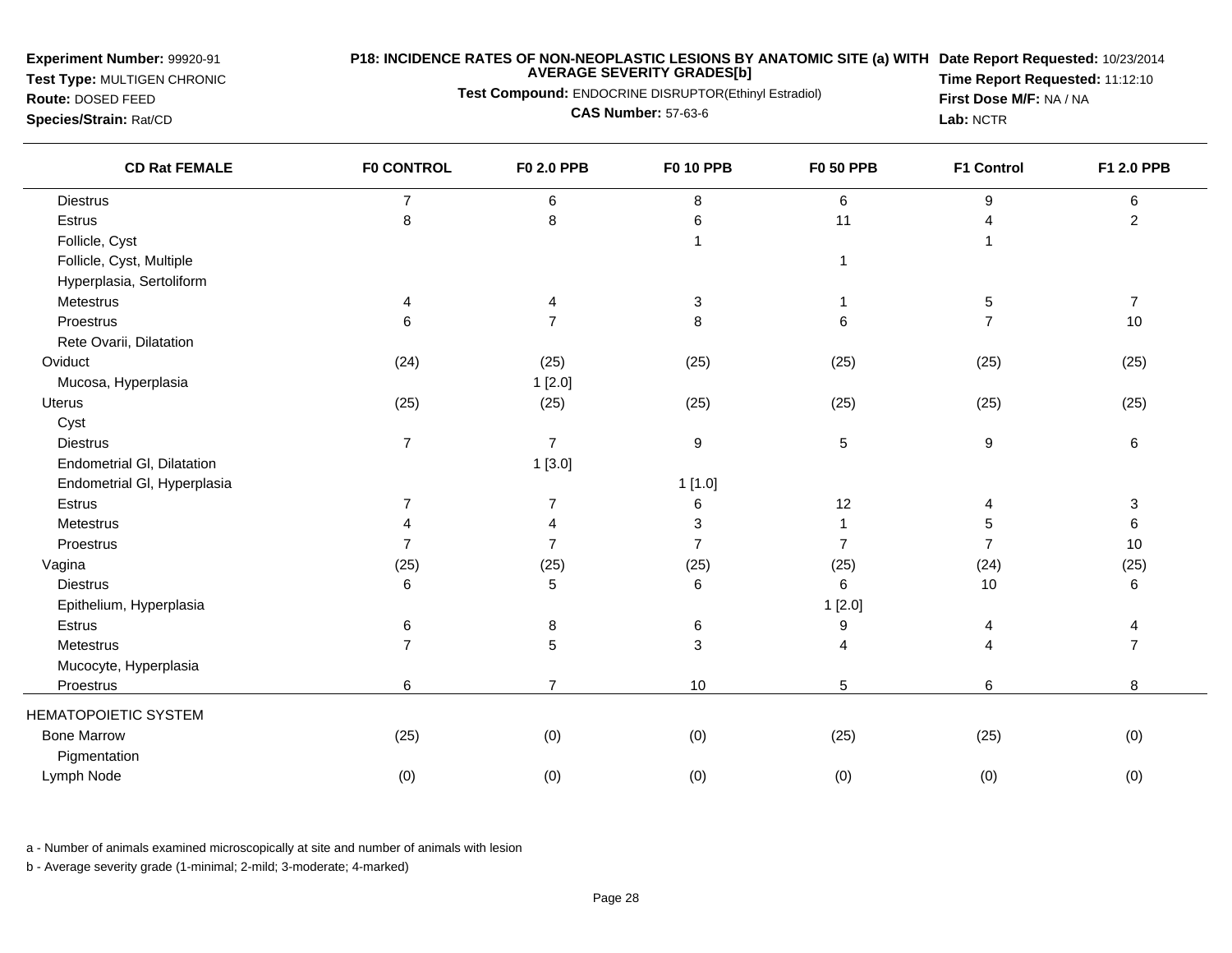**Experiment Number:** 99920-91
**Test Type:** MULTIGEN CHRONIC
**Route:** DOSED FEED
**Species/Strain:** Rat/CD

**P18: INCIDENCE RATES OF NON-NEOPLASTIC LESIONS BY ANATOMIC SITE (a) WITH AVERAGE SEVERITY GRADES[b]**
**Test Compound:** ENDOCRINE DISRUPTOR(Ethinyl Estradiol)
**CAS Number:** 57-63-6

**Date Report Requested:** 10/23/2014
**Time Report Requested:** 11:12:10
**First Dose M/F:** NA / NA
**Lab:** NCTR

| CD Rat FEMALE | F0 CONTROL | F0 2.0 PPB | F0 10 PPB | F0 50 PPB | F1 Control | F1 2.0 PPB |
|---|---|---|---|---|---|---|
| Diestrus | 7 | 6 | 8 | 6 | 9 | 6 |
| Estrus | 8 | 8 | 6 | 11 | 4 | 2 |
| Follicle, Cyst | | | 1 | | 1 | |
| Follicle, Cyst, Multiple | | | | 1 | | |
| Hyperplasia, Sertoliform | | | | | | |
| Metestrus | 4 | 4 | 3 | 1 | 5 | 7 |
| Proestrus | 6 | 7 | 8 | 6 | 7 | 10 |
| Rete Ovarii, Dilatation | | | | | | |
| Oviduct | (24) | (25) | (25) | (25) | (25) | (25) |
| Mucosa, Hyperplasia | | 1 [2.0] | | | | |
| Uterus | (25) | (25) | (25) | (25) | (25) | (25) |
| Cyst | | | | | | |
| Diestrus | 7 | 7 | 9 | 5 | 9 | 6 |
| Endometrial Gl, Dilatation | | 1 [3.0] | | | | |
| Endometrial Gl, Hyperplasia | | | 1 [1.0] | | | |
| Estrus | 7 | 7 | 6 | 12 | 4 | 3 |
| Metestrus | 4 | 4 | 3 | 1 | 5 | 6 |
| Proestrus | 7 | 7 | 7 | 7 | 7 | 10 |
| Vagina | (25) | (25) | (25) | (25) | (24) | (25) |
| Diestrus | 6 | 5 | 6 | 6 | 10 | 6 |
| Epithelium, Hyperplasia | | | | 1 [2.0] | | |
| Estrus | 6 | 8 | 6 | 9 | 4 | 4 |
| Metestrus | 7 | 5 | 3 | 4 | 4 | 7 |
| Mucocyte, Hyperplasia | | | | | | |
| Proestrus | 6 | 7 | 10 | 5 | 6 | 8 |
| HEMATOPOIETIC SYSTEM | | | | | | |
| Bone Marrow | (25) | (0) | (0) | (25) | (25) | (0) |
| Pigmentation | | | | | | |
| Lymph Node | (0) | (0) | (0) | (0) | (0) | (0) |

a - Number of animals examined microscopically at site and number of animals with lesion

b - Average severity grade (1-minimal; 2-mild; 3-moderate; 4-marked)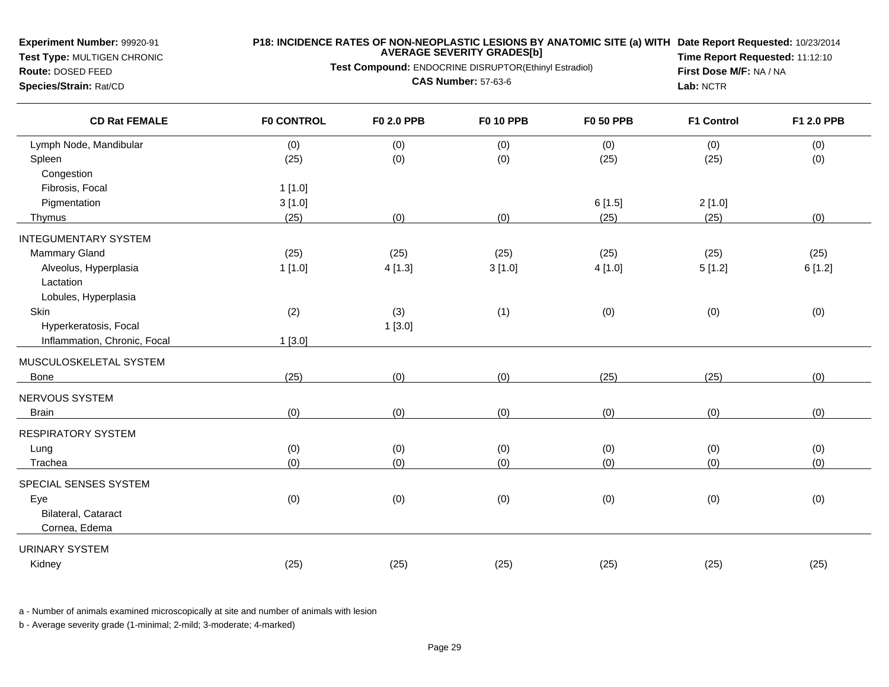**Experiment Number:** 99920-91
**Test Type:** MULTIGEN CHRONIC
**Route:** DOSED FEED
**Species/Strain:** Rat/CD

**P18: INCIDENCE RATES OF NON-NEOPLASTIC LESIONS BY ANATOMIC SITE (a) WITH AVERAGE SEVERITY GRADES[b]**
**Test Compound:** ENDOCRINE DISRUPTOR(Ethinyl Estradiol)
**CAS Number:** 57-63-6

**Date Report Requested:** 10/23/2014
**Time Report Requested:** 11:12:10
**First Dose M/F:** NA / NA
**Lab:** NCTR

| CD Rat FEMALE | F0 CONTROL | F0 2.0 PPB | F0 10 PPB | F0 50 PPB | F1 Control | F1 2.0 PPB |
|---|---|---|---|---|---|---|
| Lymph Node, Mandibular | (0) | (0) | (0) | (0) | (0) | (0) |
| Spleen | (25) | (0) | (0) | (25) | (25) | (0) |
| Congestion | | | | | | |
| Fibrosis, Focal | 1 [1.0] | | | | | |
| Pigmentation | 3 [1.0] | | | 6 [1.5] | 2 [1.0] | |
| Thymus | (25) | (0) | (0) | (25) | (25) | (0) |
| INTEGUMENTARY SYSTEM | | | | | | |
| Mammary Gland | (25) | (25) | (25) | (25) | (25) | (25) |
| Alveolus, Hyperplasia | 1 [1.0] | 4 [1.3] | 3 [1.0] | 4 [1.0] | 5 [1.2] | 6 [1.2] |
| Lactation | | | | | | |
| Lobules, Hyperplasia | | | | | | |
| Skin | (2) | (3) | (1) | (0) | (0) | (0) |
| Hyperkeratosis, Focal | | 1 [3.0] | | | | |
| Inflammation, Chronic, Focal | 1 [3.0] | | | | | |
| MUSCULOSKELETAL SYSTEM | | | | | | |
| Bone | (25) | (0) | (0) | (25) | (25) | (0) |
| NERVOUS SYSTEM | | | | | | |
| Brain | (0) | (0) | (0) | (0) | (0) | (0) |
| RESPIRATORY SYSTEM | | | | | | |
| Lung | (0) | (0) | (0) | (0) | (0) | (0) |
| Trachea | (0) | (0) | (0) | (0) | (0) | (0) |
| SPECIAL SENSES SYSTEM | | | | | | |
| Eye | (0) | (0) | (0) | (0) | (0) | (0) |
| Bilateral, Cataract | | | | | | |
| Cornea, Edema | | | | | | |
| URINARY SYSTEM | | | | | | |
| Kidney | (25) | (25) | (25) | (25) | (25) | (25) |

a - Number of animals examined microscopically at site and number of animals with lesion

b - Average severity grade (1-minimal; 2-mild; 3-moderate; 4-marked)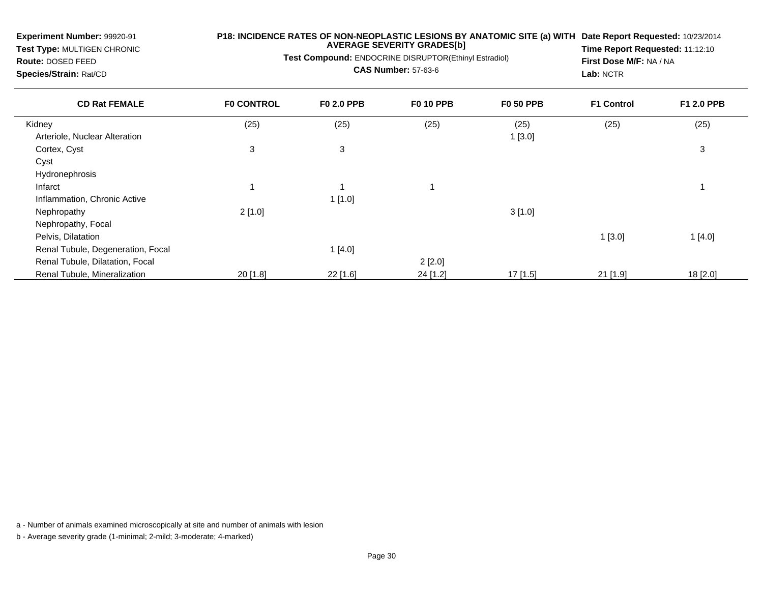**Experiment Number:** 99920-91
**Test Type:** MULTIGEN CHRONIC
**Route:** DOSED FEED
**Species/Strain:** Rat/CD

**P18: INCIDENCE RATES OF NON-NEOPLASTIC LESIONS BY ANATOMIC SITE (a) WITH AVERAGE SEVERITY GRADES[b]**
**Test Compound:** ENDOCRINE DISRUPTOR(Ethinyl Estradiol)
**CAS Number:** 57-63-6

**Date Report Requested:** 10/23/2014
**Time Report Requested:** 11:12:10
**First Dose M/F:** NA / NA
**Lab:** NCTR

| CD Rat FEMALE | F0 CONTROL | F0 2.0 PPB | F0 10 PPB | F0 50 PPB | F1 Control | F1 2.0 PPB |
|---|---|---|---|---|---|---|
| Kidney | (25) | (25) | (25) | (25) | (25) | (25) |
| Arteriole, Nuclear Alteration | | | | 1 [3.0] | | |
| Cortex, Cyst | 3 | 3 | | | | 3 |
| Cyst | | | | | | |
| Hydronephrosis | | | | | | |
| Infarct | 1 | 1 | 1 | | | 1 |
| Inflammation, Chronic Active | | 1 [1.0] | | | | |
| Nephropathy | 2 [1.0] | | | 3 [1.0] | | |
| Nephropathy, Focal | | | | | | |
| Pelvis, Dilatation | | | | | 1 [3.0] | 1 [4.0] |
| Renal Tubule, Degeneration, Focal | | 1 [4.0] | | | | |
| Renal Tubule, Dilatation, Focal | | | 2 [2.0] | | | |
| Renal Tubule, Mineralization | 20 [1.8] | 22 [1.6] | 24 [1.2] | 17 [1.5] | 21 [1.9] | 18 [2.0] |

a - Number of animals examined microscopically at site and number of animals with lesion

b - Average severity grade (1-minimal; 2-mild; 3-moderate; 4-marked)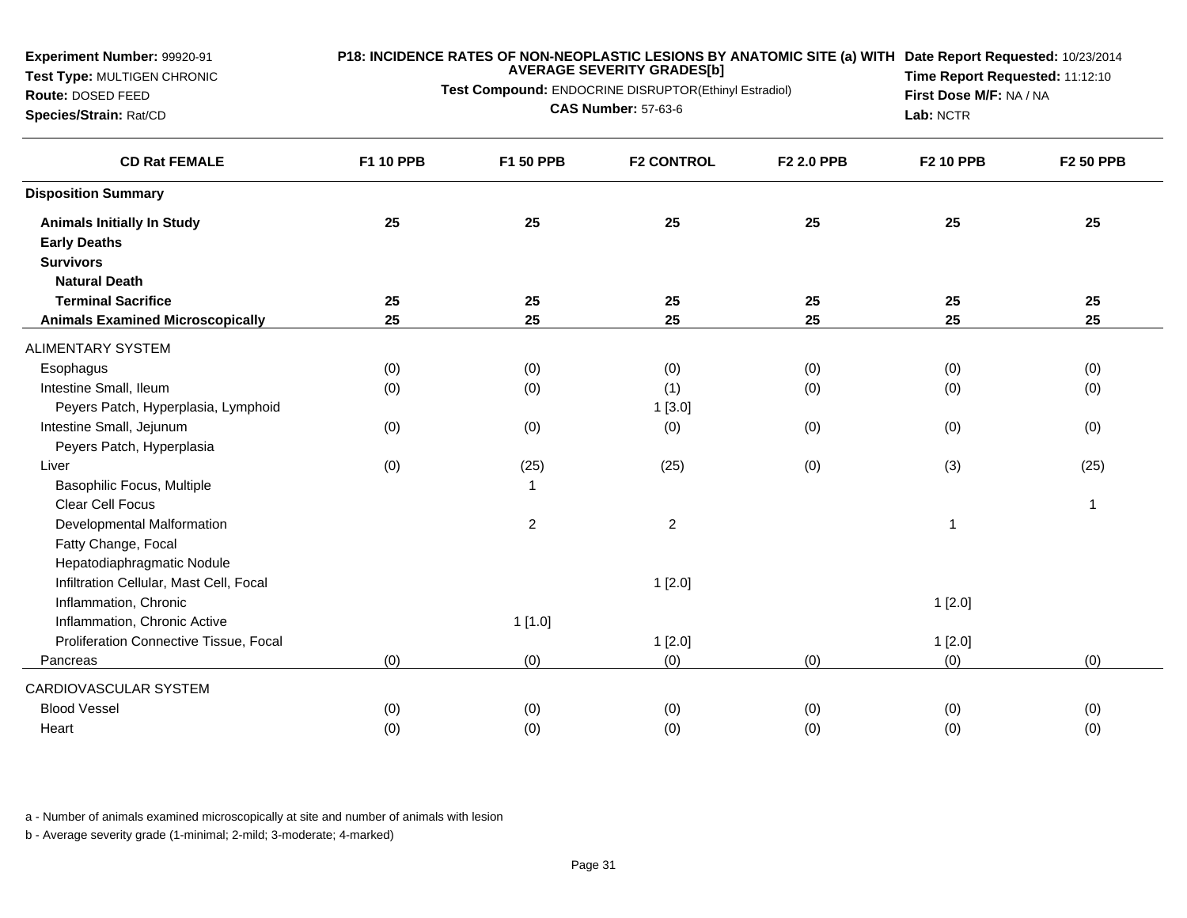**Experiment Number:** 99920-91
**Test Type:** MULTIGEN CHRONIC
**Route:** DOSED FEED
**Species/Strain:** Rat/CD

**P18: INCIDENCE RATES OF NON-NEOPLASTIC LESIONS BY ANATOMIC SITE (a) WITH AVERAGE SEVERITY GRADES[b]**
**Test Compound:** ENDOCRINE DISRUPTOR(Ethinyl Estradiol)
**CAS Number:** 57-63-6

**Date Report Requested:** 10/23/2014
**Time Report Requested:** 11:12:10
**First Dose M/F:** NA / NA
**Lab:** NCTR

| CD Rat FEMALE | F1 10 PPB | F1 50 PPB | F2 CONTROL | F2 2.0 PPB | F2 10 PPB | F2 50 PPB |
|---|---|---|---|---|---|---|
| **Disposition Summary** | | | | | | |
| **Animals Initially In Study** | **25** | **25** | **25** | **25** | **25** | **25** |
| **Early Deaths** | | | | | | |
| **Survivors** | | | | | | |
| **Natural Death** | | | | | | |
| **Terminal Sacrifice** | **25** | **25** | **25** | **25** | **25** | **25** |
| **Animals Examined Microscopically** | **25** | **25** | **25** | **25** | **25** | **25** |
| ALIMENTARY SYSTEM | | | | | | |
| Esophagus | (0) | (0) | (0) | (0) | (0) | (0) |
| Intestine Small, Ileum | (0) | (0) | (1) | (0) | (0) | (0) |
| Peyers Patch, Hyperplasia, Lymphoid | | | 1 [3.0] | | | |
| Intestine Small, Jejunum | (0) | (0) | (0) | (0) | (0) | (0) |
| Peyers Patch, Hyperplasia | | | | | | |
| Liver | (0) | (25) | (25) | (0) | (3) | (25) |
| Basophilic Focus, Multiple | | 1 | | | | |
| Clear Cell Focus | | | | | | 1 |
| Developmental Malformation | | 2 | 2 | | 1 | |
| Fatty Change, Focal | | | | | | |
| Hepatodiaphragmatic Nodule | | | | | | |
| Infiltration Cellular, Mast Cell, Focal | | | 1 [2.0] | | | |
| Inflammation, Chronic | | | | | 1 [2.0] | |
| Inflammation, Chronic Active | | 1 [1.0] | | | | |
| Proliferation Connective Tissue, Focal | | | 1 [2.0] | | 1 [2.0] | |
| Pancreas | (0) | (0) | (0) | (0) | (0) | (0) |
| CARDIOVASCULAR SYSTEM | | | | | | |
| Blood Vessel | (0) | (0) | (0) | (0) | (0) | (0) |
| Heart | (0) | (0) | (0) | (0) | (0) | (0) |

a - Number of animals examined microscopically at site and number of animals with lesion

b - Average severity grade (1-minimal; 2-mild; 3-moderate; 4-marked)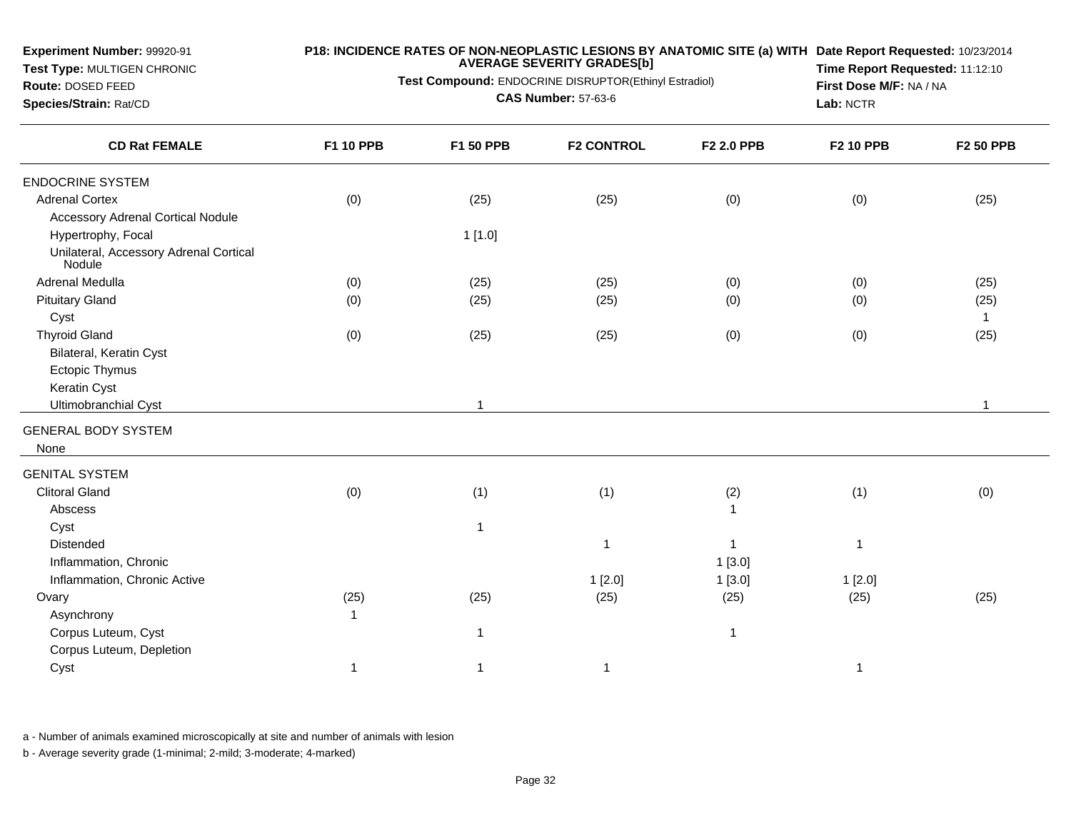**Experiment Number:** 99920-91
**Test Type:** MULTIGEN CHRONIC
**Route:** DOSED FEED
**Species/Strain:** Rat/CD

**P18: INCIDENCE RATES OF NON-NEOPLASTIC LESIONS BY ANATOMIC SITE (a) WITH AVERAGE SEVERITY GRADES[b]**
**Test Compound:** ENDOCRINE DISRUPTOR(Ethinyl Estradiol)
**CAS Number:** 57-63-6

**Date Report Requested:** 10/23/2014
**Time Report Requested:** 11:12:10
**First Dose M/F:** NA / NA
**Lab:** NCTR

| CD Rat FEMALE | F1 10 PPB | F1 50 PPB | F2 CONTROL | F2 2.0 PPB | F2 10 PPB | F2 50 PPB |
|---|---|---|---|---|---|---|
| ENDOCRINE SYSTEM | | | | | | |
| Adrenal Cortex | (0) | (25) | (25) | (0) | (0) | (25) |
| Accessory Adrenal Cortical Nodule | | | | | | |
| Hypertrophy, Focal | | 1 [1.0] | | | | |
| Unilateral, Accessory Adrenal Cortical Nodule | | | | | | |
| Adrenal Medulla | (0) | (25) | (25) | (0) | (0) | (25) |
| Pituitary Gland | (0) | (25) | (25) | (0) | (0) | (25) |
| Cyst | | | | | | 1 |
| Thyroid Gland | (0) | (25) | (25) | (0) | (0) | (25) |
| Bilateral, Keratin Cyst | | | | | | |
| Ectopic Thymus | | | | | | |
| Keratin Cyst | | | | | | |
| Ultimobranchial Cyst | | 1 | | | | 1 |
| GENERAL BODY SYSTEM | | | | | | |
| None | | | | | | |
| GENITAL SYSTEM | | | | | | |
| Clitoral Gland | (0) | (1) | (1) | (2) | (1) | (0) |
| Abscess | | | | 1 | | |
| Cyst | | 1 | | | | |
| Distended | | | 1 | 1 | 1 | |
| Inflammation, Chronic | | | | 1 [3.0] | | |
| Inflammation, Chronic Active | | | 1 [2.0] | 1 [3.0] | 1 [2.0] | |
| Ovary | (25) | (25) | (25) | (25) | (25) | (25) |
| Asynchrony | 1 | | | | | |
| Corpus Luteum, Cyst | | 1 | | 1 | | |
| Corpus Luteum, Depletion | | | | | | |
| Cyst | 1 | 1 | 1 | | 1 | |

a - Number of animals examined microscopically at site and number of animals with lesion

b - Average severity grade (1-minimal; 2-mild; 3-moderate; 4-marked)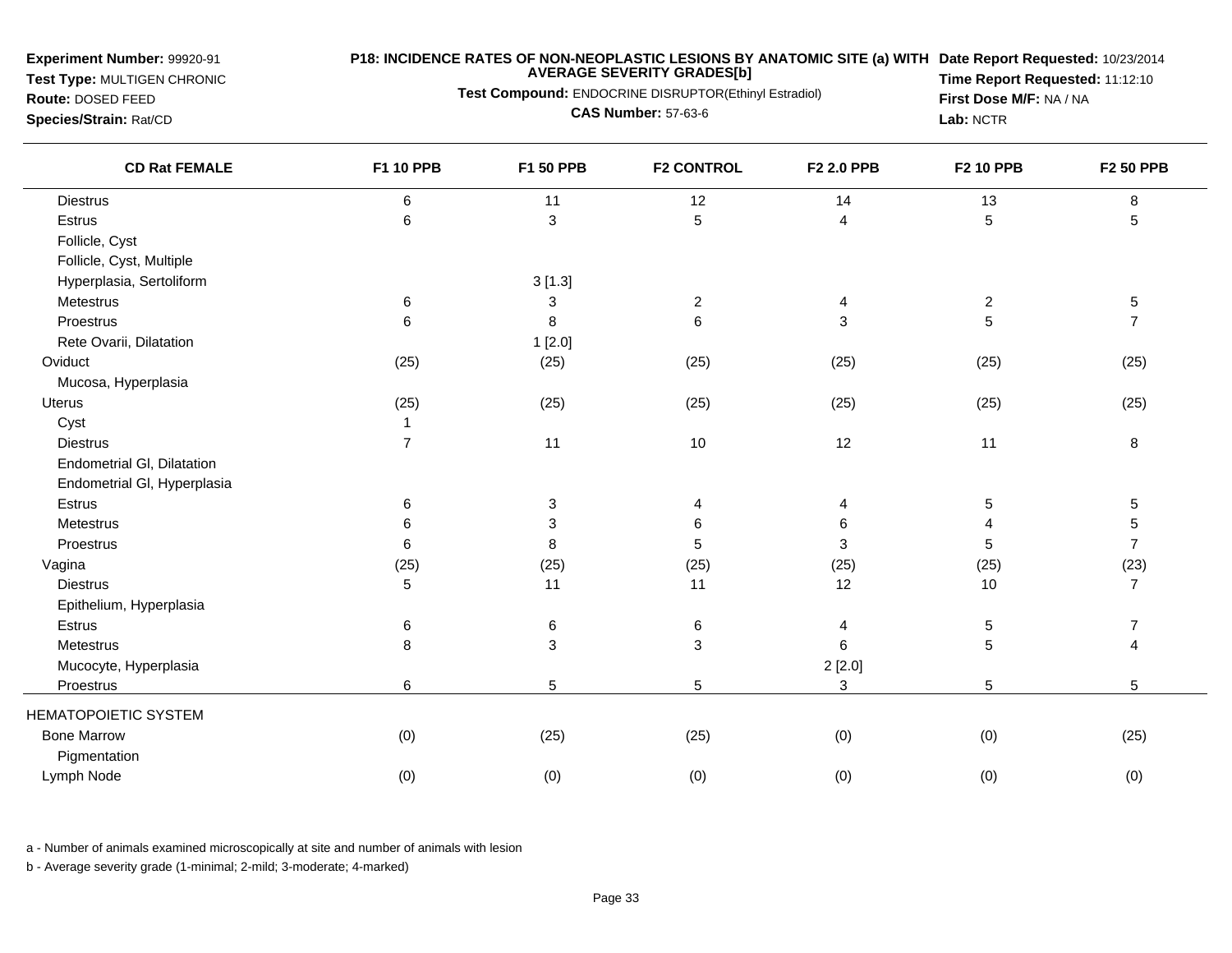**Experiment Number:** 99920-91
**Test Type:** MULTIGEN CHRONIC
**Route:** DOSED FEED
**Species/Strain:** Rat/CD

**P18: INCIDENCE RATES OF NON-NEOPLASTIC LESIONS BY ANATOMIC SITE (a) WITH AVERAGE SEVERITY GRADES[b]**
**Test Compound:** ENDOCRINE DISRUPTOR(Ethinyl Estradiol)
**CAS Number:** 57-63-6

**Date Report Requested:** 10/23/2014
**Time Report Requested:** 11:12:10
**First Dose M/F:** NA / NA
**Lab:** NCTR

| CD Rat FEMALE | F1 10 PPB | F1 50 PPB | F2 CONTROL | F2 2.0 PPB | F2 10 PPB | F2 50 PPB |
|---|---|---|---|---|---|---|
| Diestrus | 6 | 11 | 12 | 14 | 13 | 8 |
| Estrus | 6 | 3 | 5 | 4 | 5 | 5 |
| Follicle, Cyst | | | | | | |
| Follicle, Cyst, Multiple | | | | | | |
| Hyperplasia, Sertoliform | | 3 [1.3] | | | | |
| Metestrus | 6 | 3 | 2 | 4 | 2 | 5 |
| Proestrus | 6 | 8 | 6 | 3 | 5 | 7 |
| Rete Ovarii, Dilatation | | 1 [2.0] | | | | |
| Oviduct | (25) | (25) | (25) | (25) | (25) | (25) |
| Mucosa, Hyperplasia | | | | | | |
| Uterus | (25) | (25) | (25) | (25) | (25) | (25) |
| Cyst | 1 | | | | | |
| Diestrus | 7 | 11 | 10 | 12 | 11 | 8 |
| Endometrial Gl, Dilatation | | | | | | |
| Endometrial Gl, Hyperplasia | | | | | | |
| Estrus | 6 | 3 | 4 | 4 | 5 | 5 |
| Metestrus | 6 | 3 | 6 | 6 | 4 | 5 |
| Proestrus | 6 | 8 | 5 | 3 | 5 | 7 |
| Vagina | (25) | (25) | (25) | (25) | (25) | (23) |
| Diestrus | 5 | 11 | 11 | 12 | 10 | 7 |
| Epithelium, Hyperplasia | | | | | | |
| Estrus | 6 | 6 | 6 | 4 | 5 | 7 |
| Metestrus | 8 | 3 | 3 | 6 | 5 | 4 |
| Mucocyte, Hyperplasia | | | | 2 [2.0] | | |
| Proestrus | 6 | 5 | 5 | 3 | 5 | 5 |
| HEMATOPOIETIC SYSTEM | | | | | | |
| Bone Marrow | (0) | (25) | (25) | (0) | (0) | (25) |
| Pigmentation | | | | | | |
| Lymph Node | (0) | (0) | (0) | (0) | (0) | (0) |

a - Number of animals examined microscopically at site and number of animals with lesion

b - Average severity grade (1-minimal; 2-mild; 3-moderate; 4-marked)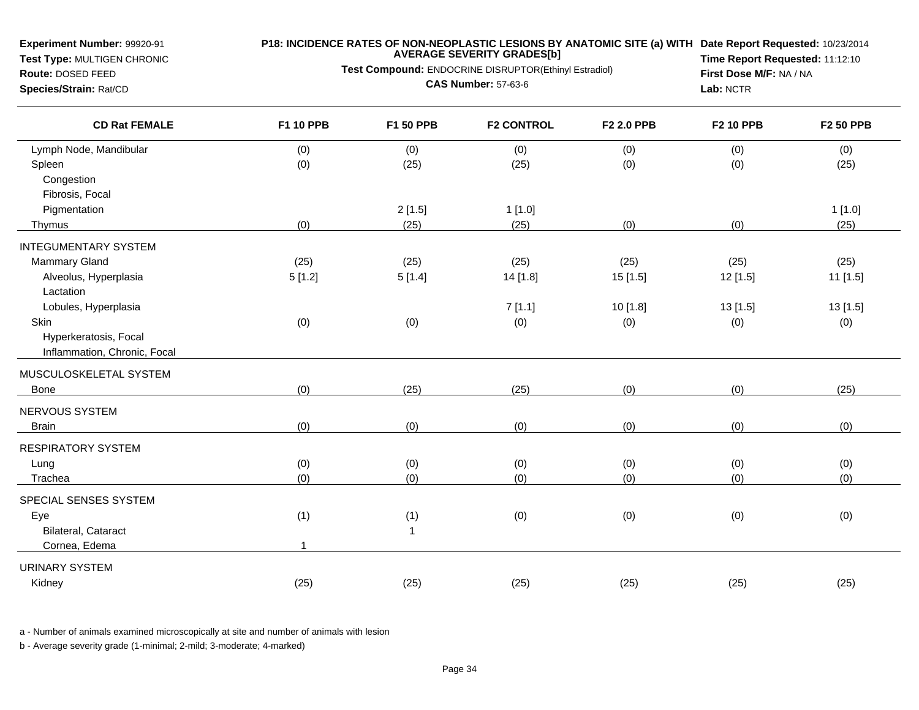**Experiment Number:** 99920-91
**Test Type:** MULTIGEN CHRONIC
**Route:** DOSED FEED
**Species/Strain:** Rat/CD

**P18: INCIDENCE RATES OF NON-NEOPLASTIC LESIONS BY ANATOMIC SITE (a) WITH AVERAGE SEVERITY GRADES[b]**

**Test Compound:** ENDOCRINE DISRUPTOR(Ethinyl Estradiol)

**CAS Number:** 57-63-6

**Date Report Requested:** 10/23/2014
**Time Report Requested:** 11:12:10
**First Dose M/F:** NA / NA
**Lab:** NCTR

| CD Rat FEMALE | F1 10 PPB | F1 50 PPB | F2 CONTROL | F2 2.0 PPB | F2 10 PPB | F2 50 PPB |
|---|---|---|---|---|---|---|
| Lymph Node, Mandibular | (0) | (0) | (0) | (0) | (0) | (0) |
| Spleen | (0) | (25) | (25) | (0) | (0) | (25) |
| Congestion | | | | | | |
| Fibrosis, Focal | | | | | | |
| Pigmentation | | 2 [1.5] | 1 [1.0] | | | 1 [1.0] |
| Thymus | (0) | (25) | (25) | (0) | (0) | (25) |
| INTEGUMENTARY SYSTEM | | | | | | |
| Mammary Gland | (25) | (25) | (25) | (25) | (25) | (25) |
| Alveolus, Hyperplasia | 5 [1.2] | 5 [1.4] | 14 [1.8] | 15 [1.5] | 12 [1.5] | 11 [1.5] |
| Lactation | | | | | | |
| Lobules, Hyperplasia | | | 7 [1.1] | 10 [1.8] | 13 [1.5] | 13 [1.5] |
| Skin | (0) | (0) | (0) | (0) | (0) | (0) |
| Hyperkeratosis, Focal | | | | | | |
| Inflammation, Chronic, Focal | | | | | | |
| MUSCULOSKELETAL SYSTEM | | | | | | |
| Bone | (0) | (25) | (25) | (0) | (0) | (25) |
| NERVOUS SYSTEM | | | | | | |
| Brain | (0) | (0) | (0) | (0) | (0) | (0) |
| RESPIRATORY SYSTEM | | | | | | |
| Lung | (0) | (0) | (0) | (0) | (0) | (0) |
| Trachea | (0) | (0) | (0) | (0) | (0) | (0) |
| SPECIAL SENSES SYSTEM | | | | | | |
| Eye | (1) | (1) | (0) | (0) | (0) | (0) |
| Bilateral, Cataract | | 1 | | | | |
| Cornea, Edema | 1 | | | | | |
| URINARY SYSTEM | | | | | | |
| Kidney | (25) | (25) | (25) | (25) | (25) | (25) |

a - Number of animals examined microscopically at site and number of animals with lesion

b - Average severity grade (1-minimal; 2-mild; 3-moderate; 4-marked)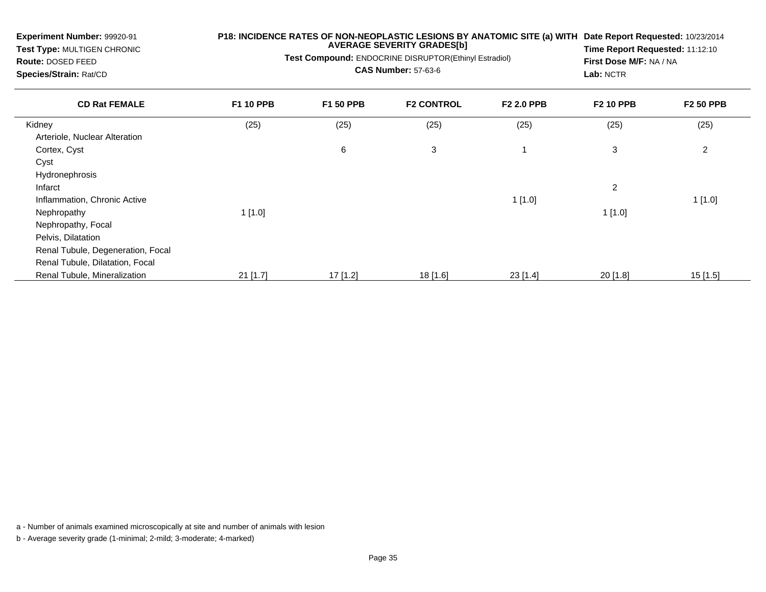**Experiment Number:** 99920-91
**Test Type:** MULTIGEN CHRONIC
**Route:** DOSED FEED
**Species/Strain:** Rat/CD

**P18: INCIDENCE RATES OF NON-NEOPLASTIC LESIONS BY ANATOMIC SITE (a) WITH AVERAGE SEVERITY GRADES[b]**
**Test Compound:** ENDOCRINE DISRUPTOR(Ethinyl Estradiol)
**CAS Number:** 57-63-6

**Date Report Requested:** 10/23/2014
**Time Report Requested:** 11:12:10
**First Dose M/F:** NA / NA
**Lab:** NCTR

| CD Rat FEMALE | F1 10 PPB | F1 50 PPB | F2 CONTROL | F2 2.0 PPB | F2 10 PPB | F2 50 PPB |
|---|---|---|---|---|---|---|
| Kidney | (25) | (25) | (25) | (25) | (25) | (25) |
| Arteriole, Nuclear Alteration | | | | | | |
| Cortex, Cyst | | 6 | 3 | 1 | 3 | 2 |
| Cyst | | | | | | |
| Hydronephrosis | | | | | | |
| Infarct | | | | | 2 | |
| Inflammation, Chronic Active | | | | 1 [1.0] | | 1 [1.0] |
| Nephropathy | 1 [1.0] | | | | 1 [1.0] | |
| Nephropathy, Focal | | | | | | |
| Pelvis, Dilatation | | | | | | |
| Renal Tubule, Degeneration, Focal | | | | | | |
| Renal Tubule, Dilatation, Focal | | | | | | |
| Renal Tubule, Mineralization | 21 [1.7] | 17 [1.2] | 18 [1.6] | 23 [1.4] | 20 [1.8] | 15 [1.5] |

a - Number of animals examined microscopically at site and number of animals with lesion

b - Average severity grade (1-minimal; 2-mild; 3-moderate; 4-marked)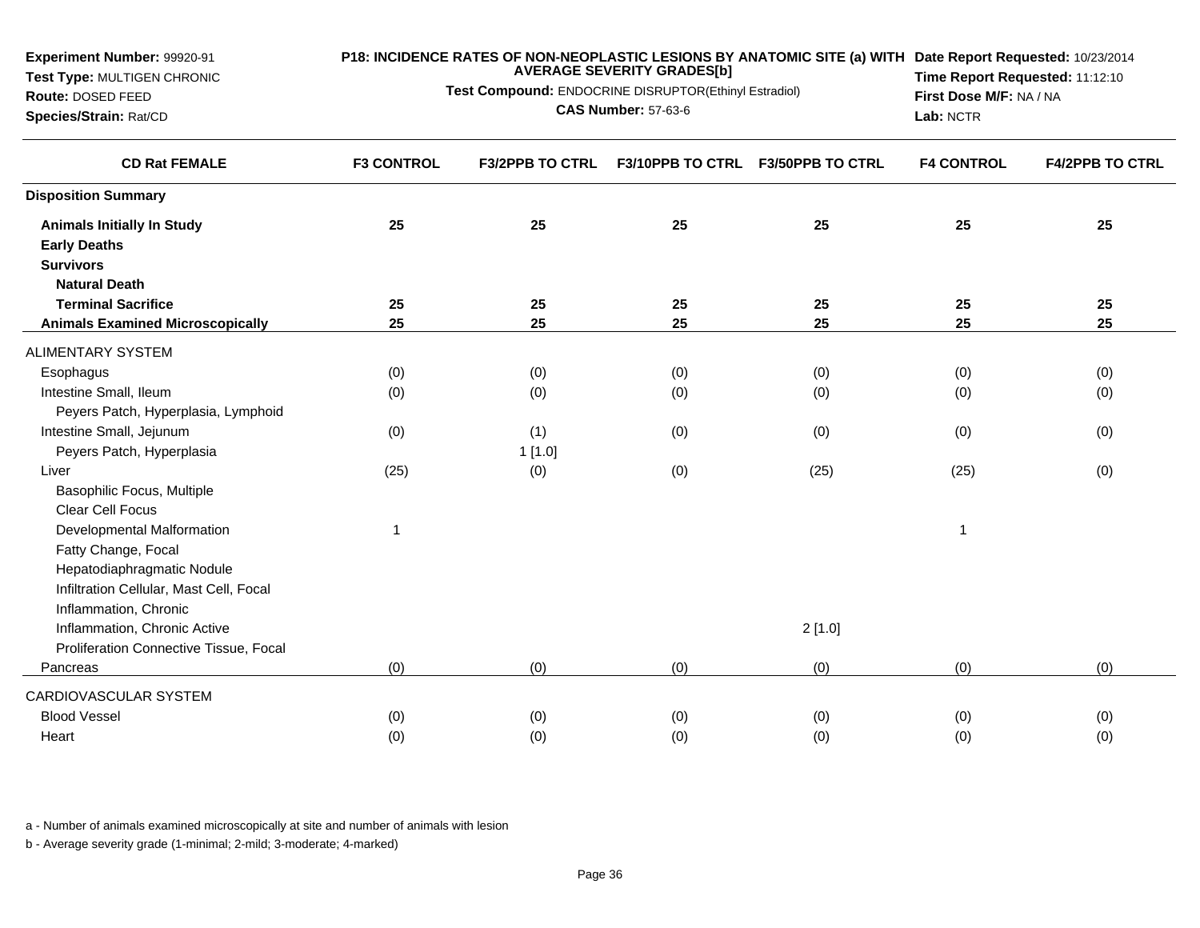**Experiment Number:** 99920-91
**Test Type:** MULTIGEN CHRONIC
**Route:** DOSED FEED
**Species/Strain:** Rat/CD

**P18: INCIDENCE RATES OF NON-NEOPLASTIC LESIONS BY ANATOMIC SITE (a) WITH AVERAGE SEVERITY GRADES[b]**
**Test Compound:** ENDOCRINE DISRUPTOR(Ethinyl Estradiol)
**CAS Number:** 57-63-6

**Date Report Requested:** 10/23/2014
**Time Report Requested:** 11:12:10
**First Dose M/F:** NA / NA
**Lab:** NCTR

| CD Rat FEMALE | F3 CONTROL | F3/2PPB TO CTRL | F3/10PPB TO CTRL | F3/50PPB TO CTRL | F4 CONTROL | F4/2PPB TO CTRL |
|---|---|---|---|---|---|---|
| **Disposition Summary** | | | | | | |
| **Animals Initially In Study** | **25** | **25** | **25** | **25** | **25** | **25** |
| **Early Deaths** | | | | | | |
| **Survivors** | | | | | | |
| **Natural Death** | | | | | | |
| **Terminal Sacrifice** | **25** | **25** | **25** | **25** | **25** | **25** |
| **Animals Examined Microscopically** | **25** | **25** | **25** | **25** | **25** | **25** |
| ALIMENTARY SYSTEM | | | | | | |
| Esophagus | (0) | (0) | (0) | (0) | (0) | (0) |
| Intestine Small, Ileum | (0) | (0) | (0) | (0) | (0) | (0) |
| Peyers Patch, Hyperplasia, Lymphoid | | | | | | |
| Intestine Small, Jejunum | (0) | (1) | (0) | (0) | (0) | (0) |
| Peyers Patch, Hyperplasia | | 1 [1.0] | | | | |
| Liver | (25) | (0) | (0) | (25) | (25) | (0) |
| Basophilic Focus, Multiple | | | | | | |
| Clear Cell Focus | | | | | | |
| Developmental Malformation | 1 | | | | 1 | |
| Fatty Change, Focal | | | | | | |
| Hepatodiaphragmatic Nodule | | | | | | |
| Infiltration Cellular, Mast Cell, Focal | | | | | | |
| Inflammation, Chronic | | | | | | |
| Inflammation, Chronic Active | | | | 2 [1.0] | | |
| Proliferation Connective Tissue, Focal | | | | | | |
| Pancreas | (0) | (0) | (0) | (0) | (0) | (0) |
| CARDIOVASCULAR SYSTEM | | | | | | |
| Blood Vessel | (0) | (0) | (0) | (0) | (0) | (0) |
| Heart | (0) | (0) | (0) | (0) | (0) | (0) |

a - Number of animals examined microscopically at site and number of animals with lesion

b - Average severity grade (1-minimal; 2-mild; 3-moderate; 4-marked)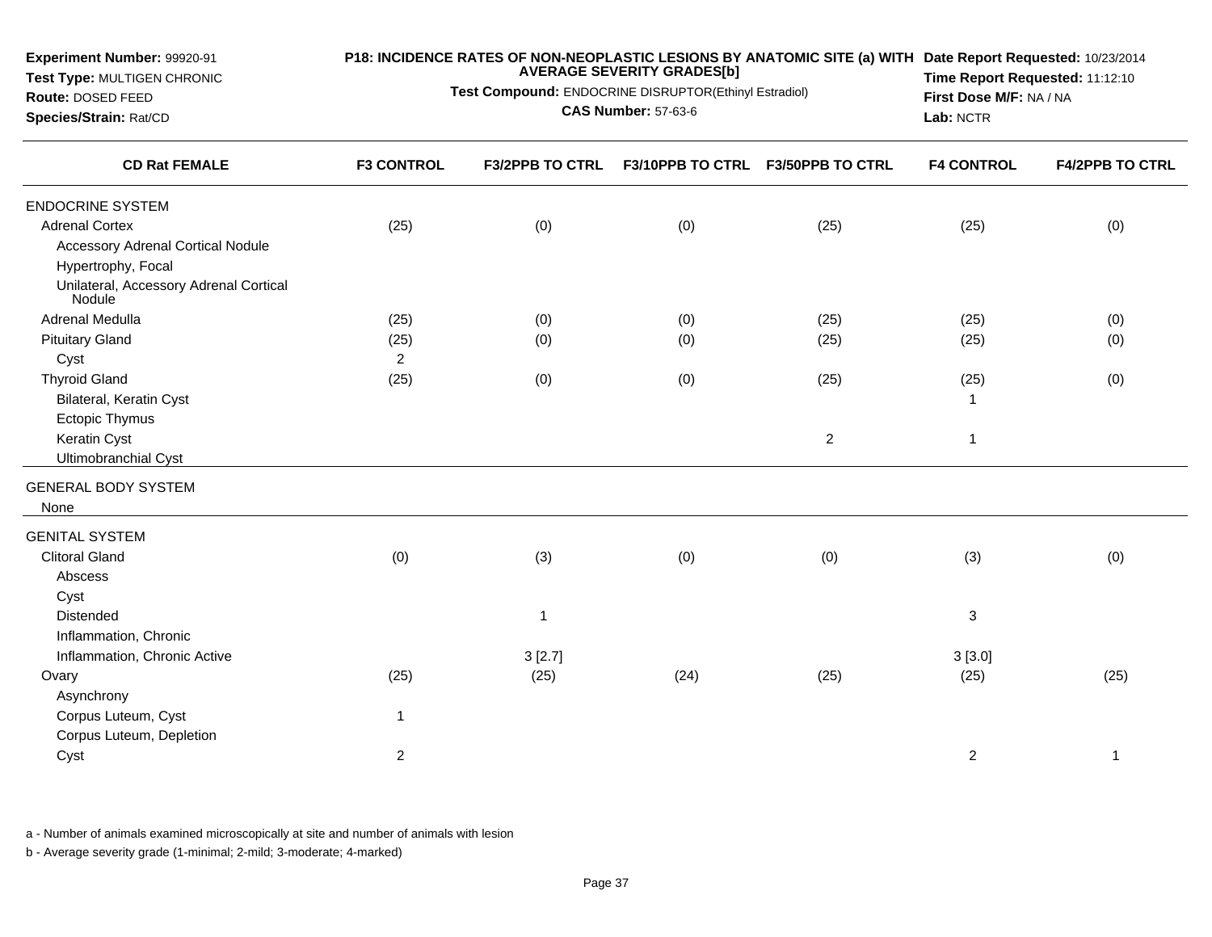**Experiment Number:** 99920-91
**Test Type:** MULTIGEN CHRONIC
**Route:** DOSED FEED
**Species/Strain:** Rat/CD

**P18: INCIDENCE RATES OF NON-NEOPLASTIC LESIONS BY ANATOMIC SITE (a) WITH AVERAGE SEVERITY GRADES[b]**
**Test Compound:** ENDOCRINE DISRUPTOR(Ethinyl Estradiol)
**CAS Number:** 57-63-6

**Date Report Requested:** 10/23/2014
**Time Report Requested:** 11:12:10
**First Dose M/F:** NA / NA
**Lab:** NCTR

| CD Rat FEMALE | F3 CONTROL | F3/2PPB TO CTRL | F3/10PPB TO CTRL | F3/50PPB TO CTRL | F4 CONTROL | F4/2PPB TO CTRL |
|---|---|---|---|---|---|---|
| ENDOCRINE SYSTEM | | | | | | |
| Adrenal Cortex | (25) | (0) | (0) | (25) | (25) | (0) |
| Accessory Adrenal Cortical Nodule | | | | | | |
| Hypertrophy, Focal | | | | | | |
| Unilateral, Accessory Adrenal Cortical Nodule | | | | | | |
| Adrenal Medulla | (25) | (0) | (0) | (25) | (25) | (0) |
| Pituitary Gland | (25) | (0) | (0) | (25) | (25) | (0) |
| Cyst | 2 | | | | | |
| Thyroid Gland | (25) | (0) | (0) | (25) | (25) | (0) |
| Bilateral, Keratin Cyst | | | | | 1 | |
| Ectopic Thymus | | | | | | |
| Keratin Cyst | | | | 2 | 1 | |
| Ultimobranchial Cyst | | | | | | |
| GENERAL BODY SYSTEM | | | | | | |
| None | | | | | | |
| GENITAL SYSTEM | | | | | | |
| Clitoral Gland | (0) | (3) | (0) | (0) | (3) | (0) |
| Abscess | | | | | | |
| Cyst | | | | | | |
| Distended | | 1 | | | 3 | |
| Inflammation, Chronic | | | | | | |
| Inflammation, Chronic Active | | 3 [2.7] | | | 3 [3.0] | |
| Ovary | (25) | (25) | (24) | (25) | (25) | (25) |
| Asynchrony | | | | | | |
| Corpus Luteum, Cyst | 1 | | | | | |
| Corpus Luteum, Depletion | | | | | | |
| Cyst | 2 | | | | 2 | 1 |

a - Number of animals examined microscopically at site and number of animals with lesion

b - Average severity grade (1-minimal; 2-mild; 3-moderate; 4-marked)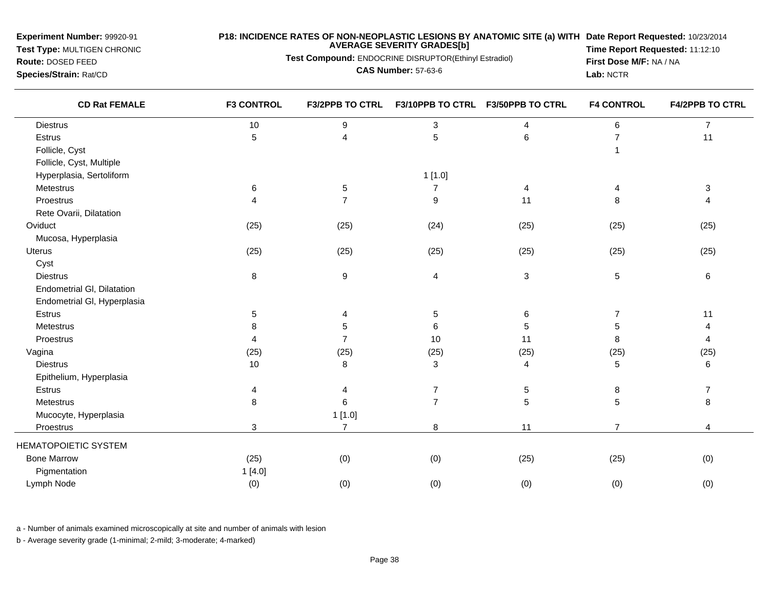**Experiment Number:** 99920-91
**Test Type:** MULTIGEN CHRONIC
**Route:** DOSED FEED
**Species/Strain:** Rat/CD

**P18: INCIDENCE RATES OF NON-NEOPLASTIC LESIONS BY ANATOMIC SITE (a) WITH AVERAGE SEVERITY GRADES[b]**
**Test Compound:** ENDOCRINE DISRUPTOR(Ethinyl Estradiol)
**CAS Number:** 57-63-6

**Date Report Requested:** 10/23/2014
**Time Report Requested:** 11:12:10
**First Dose M/F:** NA / NA
**Lab:** NCTR

| CD Rat FEMALE | F3 CONTROL | F3/2PPB TO CTRL | F3/10PPB TO CTRL | F3/50PPB TO CTRL | F4 CONTROL | F4/2PPB TO CTRL |
|---|---|---|---|---|---|---|
| Diestrus | 10 | 9 | 3 | 4 | 6 | 7 |
| Estrus | 5 | 4 | 5 | 6 | 7 | 11 |
| Follicle, Cyst | | | | | 1 | |
| Follicle, Cyst, Multiple | | | | | | |
| Hyperplasia, Sertoliform | | | 1 [1.0] | | | |
| Metestrus | 6 | 5 | 7 | 4 | 4 | 3 |
| Proestrus | 4 | 7 | 9 | 11 | 8 | 4 |
| Rete Ovarii, Dilatation | | | | | | |
| Oviduct | (25) | (25) | (24) | (25) | (25) | (25) |
| Mucosa, Hyperplasia | | | | | | |
| Uterus | (25) | (25) | (25) | (25) | (25) | (25) |
| Cyst | | | | | | |
| Diestrus | 8 | 9 | 4 | 3 | 5 | 6 |
| Endometrial Gl, Dilatation | | | | | | |
| Endometrial Gl, Hyperplasia | | | | | | |
| Estrus | 5 | 4 | 5 | 6 | 7 | 11 |
| Metestrus | 8 | 5 | 6 | 5 | 5 | 4 |
| Proestrus | 4 | 7 | 10 | 11 | 8 | 4 |
| Vagina | (25) | (25) | (25) | (25) | (25) | (25) |
| Diestrus | 10 | 8 | 3 | 4 | 5 | 6 |
| Epithelium, Hyperplasia | | | | | | |
| Estrus | 4 | 4 | 7 | 5 | 8 | 7 |
| Metestrus | 8 | 6 | 7 | 5 | 5 | 8 |
| Mucocyte, Hyperplasia | | 1 [1.0] | | | | |
| Proestrus | 3 | 7 | 8 | 11 | 7 | 4 |
| HEMATOPOIETIC SYSTEM | | | | | | |
| Bone Marrow | (25) | (0) | (0) | (25) | (25) | (0) |
| Pigmentation | 1 [4.0] | | | | | |
| Lymph Node | (0) | (0) | (0) | (0) | (0) | (0) |

a - Number of animals examined microscopically at site and number of animals with lesion

b - Average severity grade (1-minimal; 2-mild; 3-moderate; 4-marked)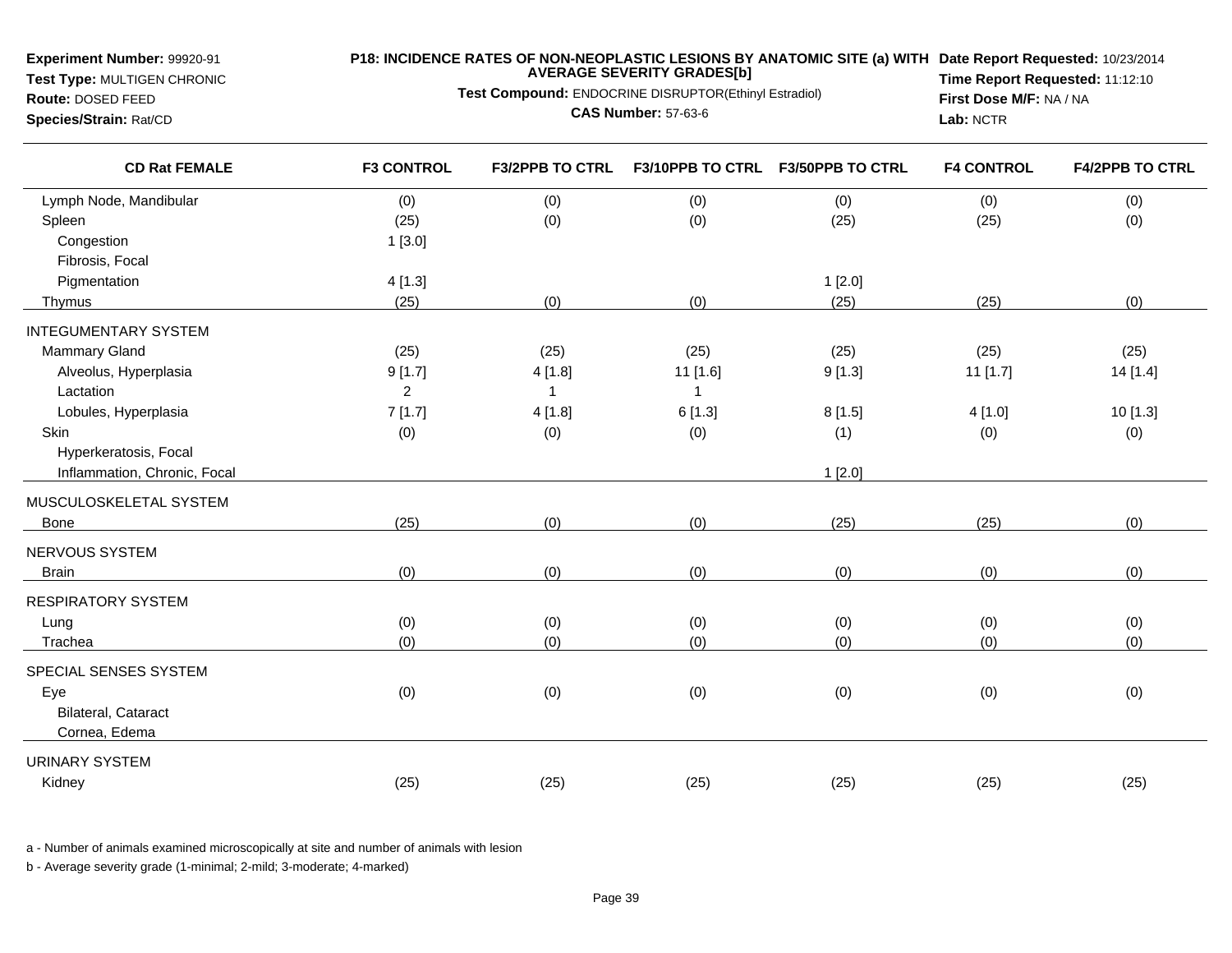**Experiment Number:** 99920-91
**Test Type:** MULTIGEN CHRONIC
**Route:** DOSED FEED
**Species/Strain:** Rat/CD

**P18: INCIDENCE RATES OF NON-NEOPLASTIC LESIONS BY ANATOMIC SITE (a) WITH AVERAGE SEVERITY GRADES[b]**
**Test Compound:** ENDOCRINE DISRUPTOR(Ethinyl Estradiol)
**CAS Number:** 57-63-6

**Date Report Requested:** 10/23/2014
**Time Report Requested:** 11:12:10
**First Dose M/F:** NA / NA
**Lab:** NCTR

| CD Rat FEMALE | F3 CONTROL | F3/2PPB TO CTRL | F3/10PPB TO CTRL | F3/50PPB TO CTRL | F4 CONTROL | F4/2PPB TO CTRL |
|---|---|---|---|---|---|---|
| Lymph Node, Mandibular | (0) | (0) | (0) | (0) | (0) | (0) |
| Spleen | (25) | (0) | (0) | (25) | (25) | (0) |
| Congestion | 1 [3.0] | | | | | |
| Fibrosis, Focal | | | | | | |
| Pigmentation | 4 [1.3] | | | 1 [2.0] | | |
| Thymus | (25) | (0) | (0) | (25) | (25) | (0) |
| INTEGUMENTARY SYSTEM | | | | | | |
| Mammary Gland | (25) | (25) | (25) | (25) | (25) | (25) |
| Alveolus, Hyperplasia | 9 [1.7] | 4 [1.8] | 11 [1.6] | 9 [1.3] | 11 [1.7] | 14 [1.4] |
| Lactation | 2 | 1 | 1 | | | |
| Lobules, Hyperplasia | 7 [1.7] | 4 [1.8] | 6 [1.3] | 8 [1.5] | 4 [1.0] | 10 [1.3] |
| Skin | (0) | (0) | (0) | (1) | (0) | (0) |
| Hyperkeratosis, Focal | | | | | | |
| Inflammation, Chronic, Focal | | | | 1 [2.0] | | |
| MUSCULOSKELETAL SYSTEM | | | | | | |
| Bone | (25) | (0) | (0) | (25) | (25) | (0) |
| NERVOUS SYSTEM | | | | | | |
| Brain | (0) | (0) | (0) | (0) | (0) | (0) |
| RESPIRATORY SYSTEM | | | | | | |
| Lung | (0) | (0) | (0) | (0) | (0) | (0) |
| Trachea | (0) | (0) | (0) | (0) | (0) | (0) |
| SPECIAL SENSES SYSTEM | | | | | | |
| Eye | (0) | (0) | (0) | (0) | (0) | (0) |
| Bilateral, Cataract | | | | | | |
| Cornea, Edema | | | | | | |
| URINARY SYSTEM | | | | | | |
| Kidney | (25) | (25) | (25) | (25) | (25) | (25) |

a - Number of animals examined microscopically at site and number of animals with lesion

b - Average severity grade (1-minimal; 2-mild; 3-moderate; 4-marked)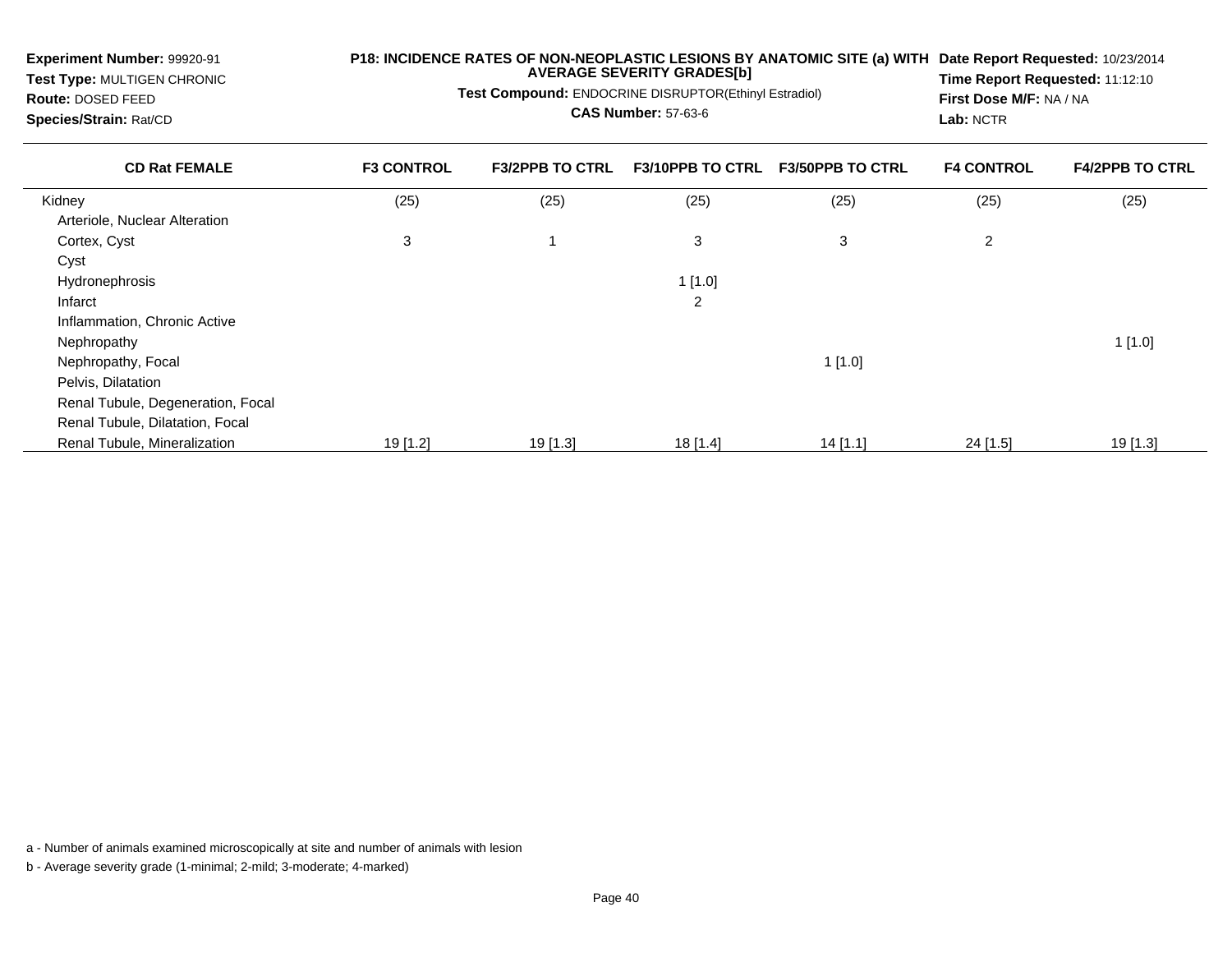**Experiment Number:** 99920-91
**Test Type:** MULTIGEN CHRONIC
**Route:** DOSED FEED
**Species/Strain:** Rat/CD

**P18: INCIDENCE RATES OF NON-NEOPLASTIC LESIONS BY ANATOMIC SITE (a) WITH AVERAGE SEVERITY GRADES[b]**
**Test Compound:** ENDOCRINE DISRUPTOR(Ethinyl Estradiol)
**CAS Number:** 57-63-6

**Date Report Requested:** 10/23/2014
**Time Report Requested:** 11:12:10
**First Dose M/F:** NA / NA
**Lab:** NCTR

| CD Rat FEMALE | F3 CONTROL | F3/2PPB TO CTRL | F3/10PPB TO CTRL | F3/50PPB TO CTRL | F4 CONTROL | F4/2PPB TO CTRL |
|---|---|---|---|---|---|---|
| Kidney | (25) | (25) | (25) | (25) | (25) | (25) |
| Arteriole, Nuclear Alteration | | | | | | |
| Cortex, Cyst | 3 | 1 | 3 | 3 | 2 | |
| Cyst | | | | | | |
| Hydronephrosis | | | 1 [1.0] | | | |
| Infarct | | | 2 | | | |
| Inflammation, Chronic Active | | | | | | |
| Nephropathy | | | | | | 1 [1.0] |
| Nephropathy, Focal | | | | 1 [1.0] | | |
| Pelvis, Dilatation | | | | | | |
| Renal Tubule, Degeneration, Focal | | | | | | |
| Renal Tubule, Dilatation, Focal | | | | | | |
| Renal Tubule, Mineralization | 19 [1.2] | 19 [1.3] | 18 [1.4] | 14 [1.1] | 24 [1.5] | 19 [1.3] |

a - Number of animals examined microscopically at site and number of animals with lesion

b - Average severity grade (1-minimal; 2-mild; 3-moderate; 4-marked)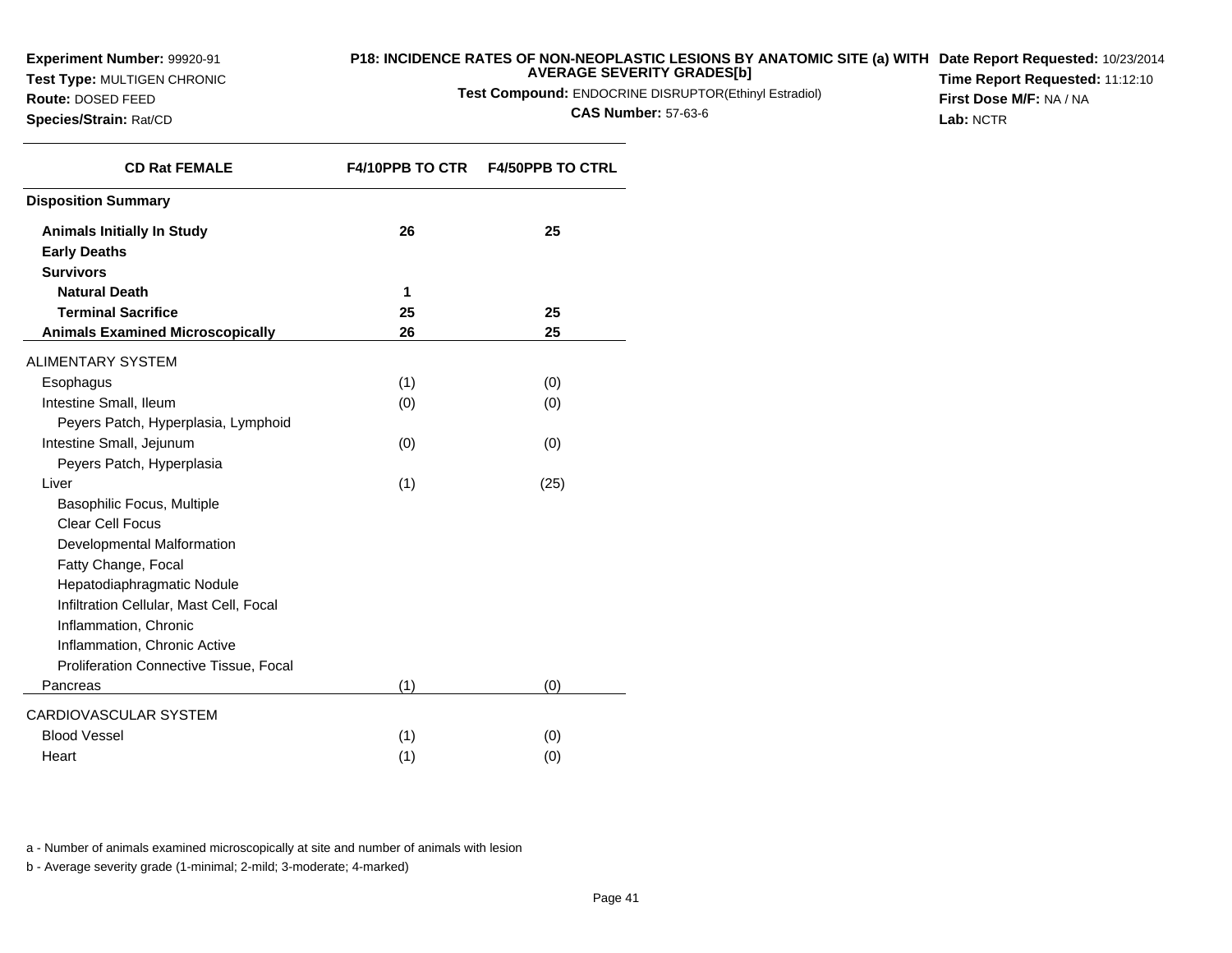**Experiment Number:** 99920-91
**Test Type:** MULTIGEN CHRONIC
**Route:** DOSED FEED
**Species/Strain:** Rat/CD

**P18: INCIDENCE RATES OF NON-NEOPLASTIC LESIONS BY ANATOMIC SITE (a) WITH AVERAGE SEVERITY GRADES[b]**
**Test Compound:** ENDOCRINE DISRUPTOR(Ethinyl Estradiol)
**CAS Number:** 57-63-6

**Date Report Requested:** 10/23/2014
**Time Report Requested:** 11:12:10
**First Dose M/F:** NA / NA
**Lab:** NCTR

| CD Rat FEMALE | F4/10PPB TO CTR | F4/50PPB TO CTRL |
|---|---|---|
| **Disposition Summary** | | |
| **Animals Initially In Study** | **26** | **25** |
| **Early Deaths** | | |
| **Survivors** | | |
| **Natural Death** | **1** | |
| **Terminal Sacrifice** | **25** | **25** |
| **Animals Examined Microscopically** | **26** | **25** |
| ALIMENTARY SYSTEM | | |
| Esophagus | (1) | (0) |
| Intestine Small, Ileum | (0) | (0) |
| Peyers Patch, Hyperplasia, Lymphoid | | |
| Intestine Small, Jejunum | (0) | (0) |
| Peyers Patch, Hyperplasia | | |
| Liver | (1) | (25) |
| Basophilic Focus, Multiple | | |
| Clear Cell Focus | | |
| Developmental Malformation | | |
| Fatty Change, Focal | | |
| Hepatodiaphragmatic Nodule | | |
| Infiltration Cellular, Mast Cell, Focal | | |
| Inflammation, Chronic | | |
| Inflammation, Chronic Active | | |
| Proliferation Connective Tissue, Focal | | |
| Pancreas | (1) | (0) |
| CARDIOVASCULAR SYSTEM | | |
| Blood Vessel | (1) | (0) |
| Heart | (1) | (0) |

a - Number of animals examined microscopically at site and number of animals with lesion

b - Average severity grade (1-minimal; 2-mild; 3-moderate; 4-marked)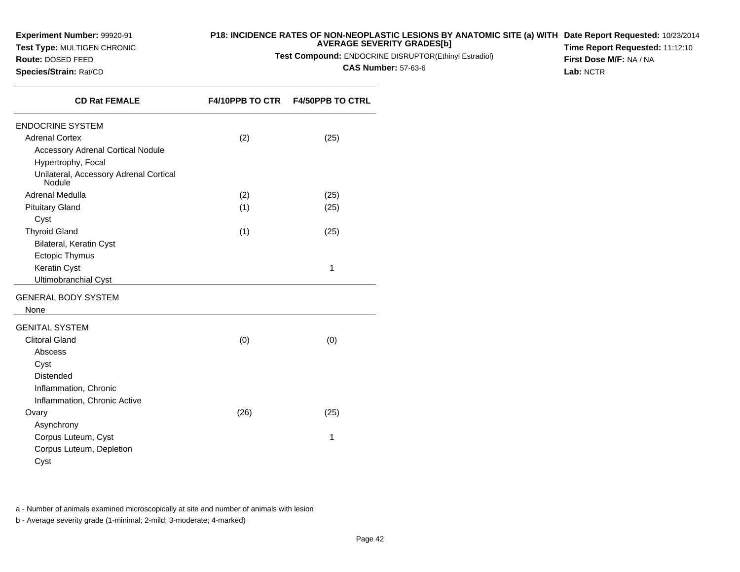**Experiment Number:** 99920-91
**Test Type:** MULTIGEN CHRONIC
**Route:** DOSED FEED
**Species/Strain:** Rat/CD

**P18: INCIDENCE RATES OF NON-NEOPLASTIC LESIONS BY ANATOMIC SITE (a) WITH AVERAGE SEVERITY GRADES[b]**
**Test Compound:** ENDOCRINE DISRUPTOR(Ethinyl Estradiol)
**CAS Number:** 57-63-6

**Date Report Requested:** 10/23/2014
**Time Report Requested:** 11:12:10
**First Dose M/F:** NA / NA
**Lab:** NCTR

| CD Rat FEMALE | F4/10PPB TO CTR | F4/50PPB TO CTRL |
|---|---|---|
| ENDOCRINE SYSTEM | | |
| Adrenal Cortex | (2) | (25) |
| Accessory Adrenal Cortical Nodule | | |
| Hypertrophy, Focal | | |
| Unilateral, Accessory Adrenal Cortical Nodule | | |
| Adrenal Medulla | (2) | (25) |
| Pituitary Gland | (1) | (25) |
| Cyst | | |
| Thyroid Gland | (1) | (25) |
| Bilateral, Keratin Cyst | | |
| Ectopic Thymus | | |
| Keratin Cyst | | 1 |
| Ultimobranchial Cyst | | |
| GENERAL BODY SYSTEM | | |
| None | | |
| GENITAL SYSTEM | | |
| Clitoral Gland | (0) | (0) |
| Abscess | | |
| Cyst | | |
| Distended | | |
| Inflammation, Chronic | | |
| Inflammation, Chronic Active | | |
| Ovary | (26) | (25) |
| Asynchrony | | |
| Corpus Luteum, Cyst | | 1 |
| Corpus Luteum, Depletion | | |
| Cyst | | |

a - Number of animals examined microscopically at site and number of animals with lesion

b - Average severity grade (1-minimal; 2-mild; 3-moderate; 4-marked)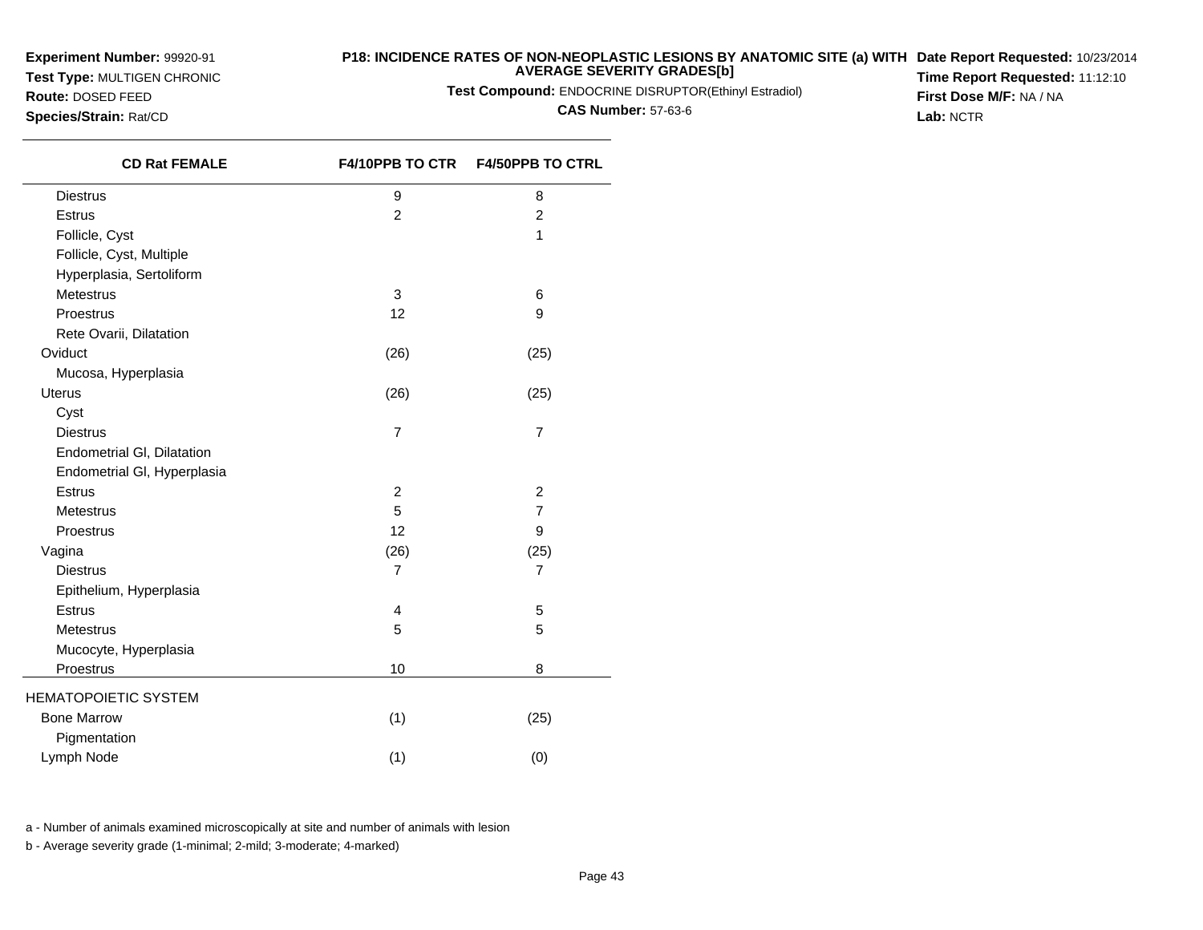**Experiment Number:** 99920-91
**Test Type:** MULTIGEN CHRONIC
**Route:** DOSED FEED
**Species/Strain:** Rat/CD

**P18: INCIDENCE RATES OF NON-NEOPLASTIC LESIONS BY ANATOMIC SITE (a) WITH AVERAGE SEVERITY GRADES[b]**
**Test Compound:** ENDOCRINE DISRUPTOR(Ethinyl Estradiol)
**CAS Number:** 57-63-6

**Date Report Requested:** 10/23/2014
**Time Report Requested:** 11:12:10
**First Dose M/F:** NA / NA
**Lab:** NCTR

| CD Rat FEMALE | F4/10PPB TO CTR | F4/50PPB TO CTRL |
|---|---|---|
| Diestrus | 9 | 8 |
| Estrus | 2 | 2 |
| Follicle, Cyst | | 1 |
| Follicle, Cyst, Multiple | | |
| Hyperplasia, Sertoliform | | |
| Metestrus | 3 | 6 |
| Proestrus | 12 | 9 |
| Rete Ovarii, Dilatation | | |
| Oviduct | (26) | (25) |
| Mucosa, Hyperplasia | | |
| Uterus | (26) | (25) |
| Cyst | | |
| Diestrus | 7 | 7 |
| Endometrial Gl, Dilatation | | |
| Endometrial Gl, Hyperplasia | | |
| Estrus | 2 | 2 |
| Metestrus | 5 | 7 |
| Proestrus | 12 | 9 |
| Vagina | (26) | (25) |
| Diestrus | 7 | 7 |
| Epithelium, Hyperplasia | | |
| Estrus | 4 | 5 |
| Metestrus | 5 | 5 |
| Mucocyte, Hyperplasia | | |
| Proestrus | 10 | 8 |
| HEMATOPOIETIC SYSTEM | | |
| Bone Marrow | (1) | (25) |
| Pigmentation | | |
| Lymph Node | (1) | (0) |

a - Number of animals examined microscopically at site and number of animals with lesion

b - Average severity grade (1-minimal; 2-mild; 3-moderate; 4-marked)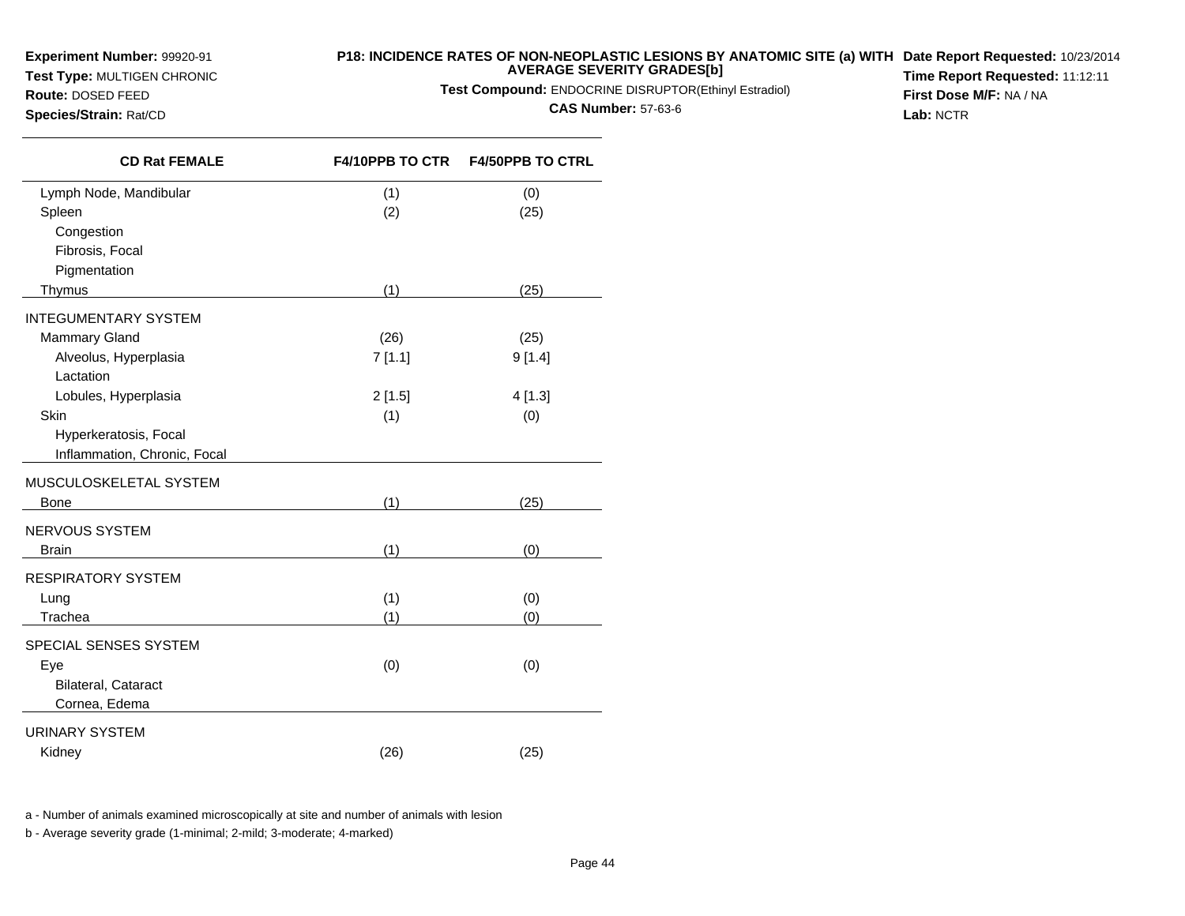**Experiment Number:** 99920-91
**Test Type:** MULTIGEN CHRONIC
**Route:** DOSED FEED
**Species/Strain:** Rat/CD

**P18: INCIDENCE RATES OF NON-NEOPLASTIC LESIONS BY ANATOMIC SITE (a) WITH AVERAGE SEVERITY GRADES[b]**
**Test Compound:** ENDOCRINE DISRUPTOR(Ethinyl Estradiol)
**CAS Number:** 57-63-6

**Date Report Requested:** 10/23/2014
**Time Report Requested:** 11:12:11
**First Dose M/F:** NA / NA
**Lab:** NCTR

| CD Rat FEMALE | F4/10PPB TO CTR | F4/50PPB TO CTRL |
|---|---|---|
| Lymph Node, Mandibular | (1) | (0) |
| Spleen | (2) | (25) |
| Congestion | | |
| Fibrosis, Focal | | |
| Pigmentation | | |
| Thymus | (1) | (25) |
| INTEGUMENTARY SYSTEM | | |
| Mammary Gland | (26) | (25) |
| Alveolus, Hyperplasia | 7 [1.1] | 9 [1.4] |
| Lactation | | |
| Lobules, Hyperplasia | 2 [1.5] | 4 [1.3] |
| Skin | (1) | (0) |
| Hyperkeratosis, Focal | | |
| Inflammation, Chronic, Focal | | |
| MUSCULOSKELETAL SYSTEM | | |
| Bone | (1) | (25) |
| NERVOUS SYSTEM | | |
| Brain | (1) | (0) |
| RESPIRATORY SYSTEM | | |
| Lung | (1) | (0) |
| Trachea | (1) | (0) |
| SPECIAL SENSES SYSTEM | | |
| Eye | (0) | (0) |
| Bilateral, Cataract | | |
| Cornea, Edema | | |
| URINARY SYSTEM | | |
| Kidney | (26) | (25) |

a - Number of animals examined microscopically at site and number of animals with lesion

b - Average severity grade (1-minimal; 2-mild; 3-moderate; 4-marked)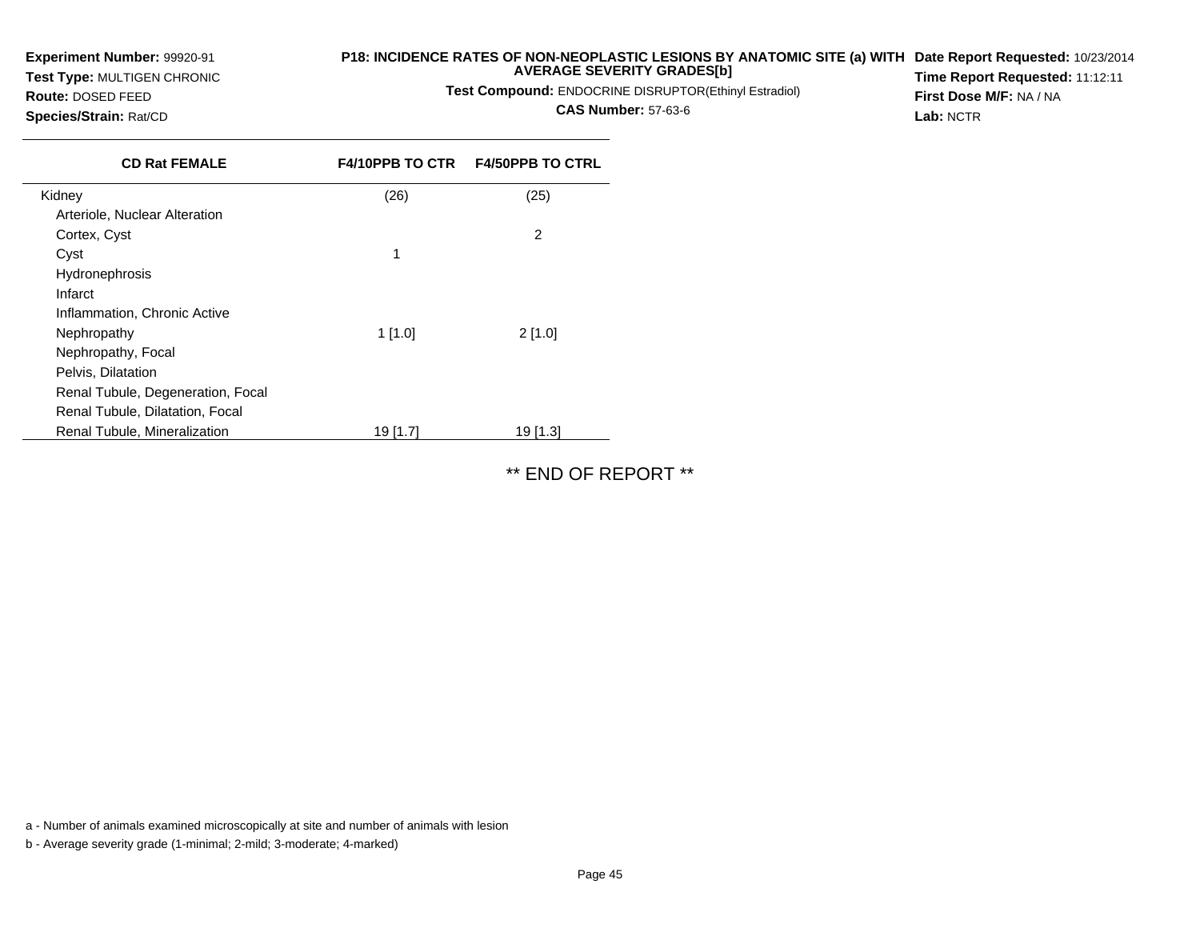**Experiment Number:** 99920-91
**Test Type:** MULTIGEN CHRONIC
**Route:** DOSED FEED
**Species/Strain:** Rat/CD

**P18: INCIDENCE RATES OF NON-NEOPLASTIC LESIONS BY ANATOMIC SITE (a) WITH AVERAGE SEVERITY GRADES[b]**
**Test Compound:** ENDOCRINE DISRUPTOR(Ethinyl Estradiol)
**CAS Number:** 57-63-6

**Date Report Requested:** 10/23/2014
**Time Report Requested:** 11:12:11
**First Dose M/F:** NA / NA
**Lab:** NCTR

| CD Rat FEMALE | F4/10PPB TO CTR | F4/50PPB TO CTRL |
|---|---|---|
| Kidney | (26) | (25) |
| Arteriole, Nuclear Alteration | | |
| Cortex, Cyst | | 2 |
| Cyst | 1 | |
| Hydronephrosis | | |
| Infarct | | |
| Inflammation, Chronic Active | | |
| Nephropathy | 1 [1.0] | 2 [1.0] |
| Nephropathy, Focal | | |
| Pelvis, Dilatation | | |
| Renal Tubule, Degeneration, Focal | | |
| Renal Tubule, Dilatation, Focal | | |
| Renal Tubule, Mineralization | 19 [1.7] | 19 [1.3] |

** END OF REPORT **

a - Number of animals examined microscopically at site and number of animals with lesion

b - Average severity grade (1-minimal; 2-mild; 3-moderate; 4-marked)